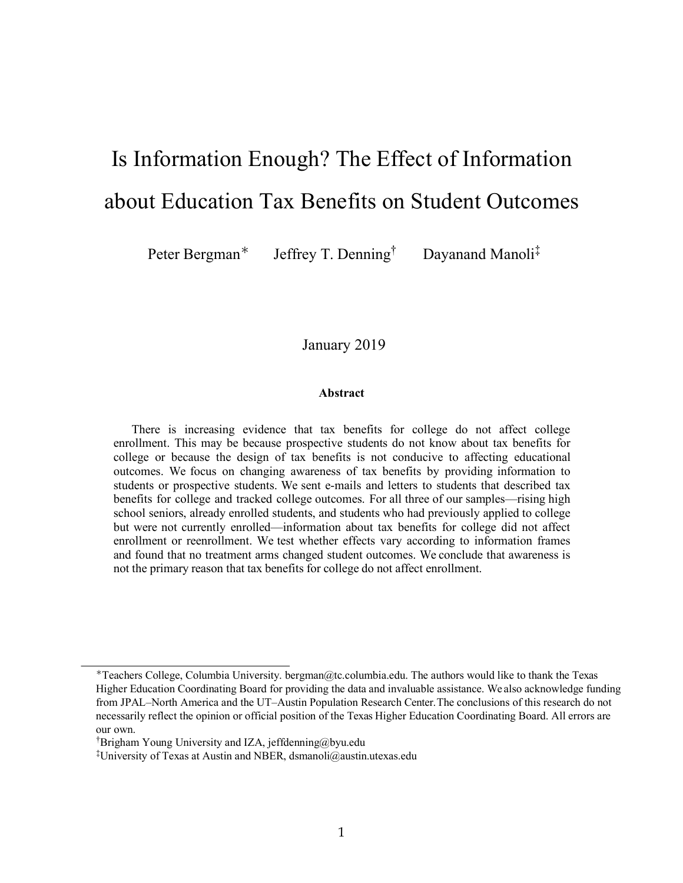# Is Information Enough? The Effect of Information about Education Tax Benefits on Student Outcomes

Peter Bergman[*] Jeffrey T. Denning[†] Dayanand Manoli[‡]

January 2019

**Abstract**

There is increasing evidence that tax benefits for college do not affect college enrollment. This may be because prospective students do not know about tax benefits for college or because the design of tax benefits is not conducive to affecting educational outcomes. We focus on changing awareness of tax benefits by providing information to students or prospective students. We sent e-mails and letters to students that described tax benefits for college and tracked college outcomes. For all three of our samples—rising high school seniors, already enrolled students, and students who had previously applied to college but were not currently enrolled—information about tax benefits for college did not affect enrollment or reenrollment. We test whether effects vary according to information frames and found that no treatment arms changed student outcomes. We conclude that awareness is not the primary reason that tax benefits for college do not affect enrollment.

---

[*] Teachers College, Columbia University. bergman@tc.columbia.edu. The authors would like to thank the Texas Higher Education Coordinating Board for providing the data and invaluable assistance. We also acknowledge funding from JPAL–North America and the UT–Austin Population Research Center. The conclusions of this research do not necessarily reflect the opinion or official position of the Texas Higher Education Coordinating Board. All errors are our own.

[†] Brigham Young University and IZA, jeffdenning@byu.edu

[‡] University of Texas at Austin and NBER, dsmanoli@austin.utexas.edu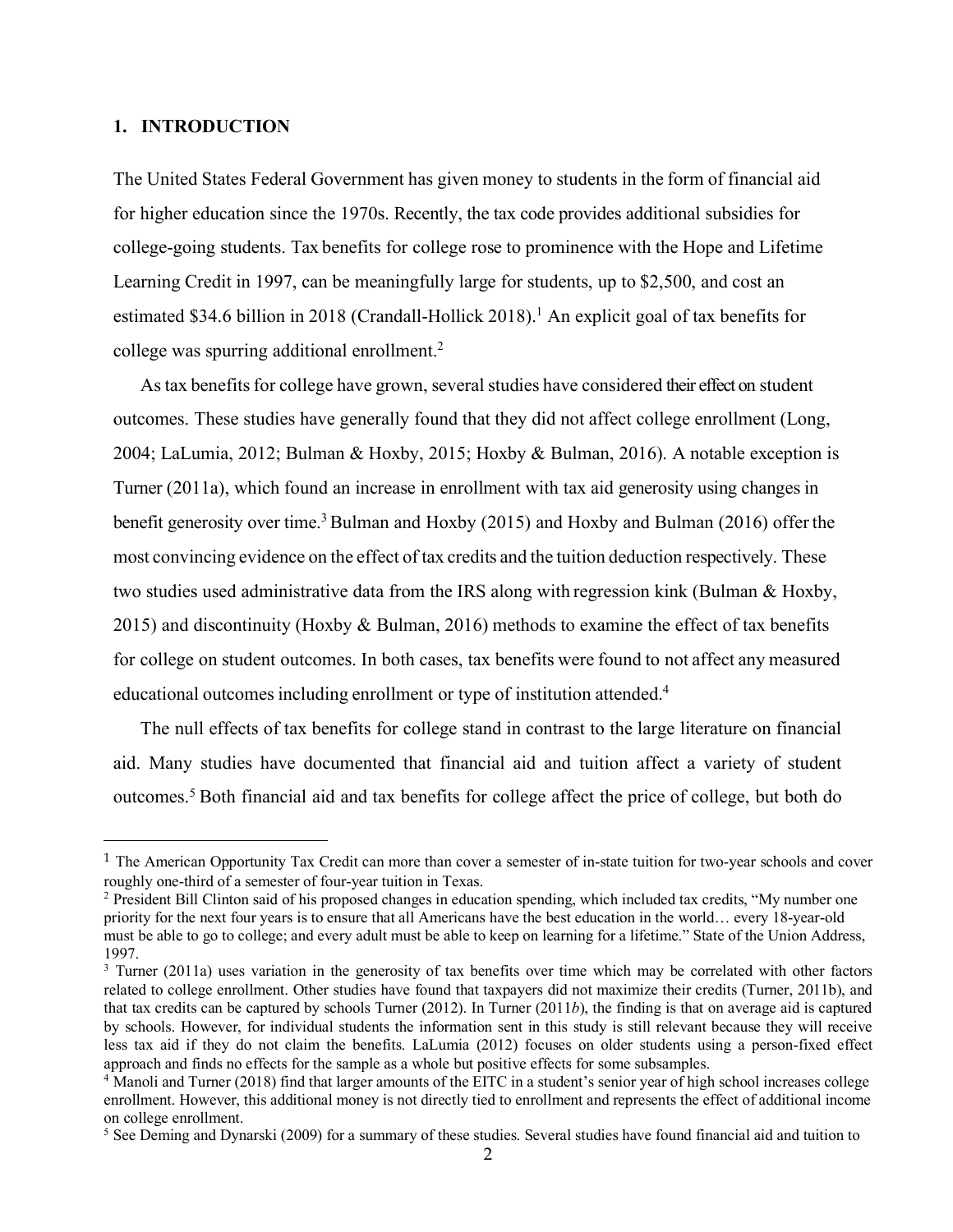## 1. INTRODUCTION

The United States Federal Government has given money to students in the form of financial aid for higher education since the 1970s. Recently, the tax code provides additional subsidies for college-going students. Tax benefits for college rose to prominence with the Hope and Lifetime Learning Credit in 1997, can be meaningfully large for students, up to $2,500, and cost an estimated $34.6 billion in 2018 (Crandall-Hollick 2018).[1] An explicit goal of tax benefits for college was spurring additional enrollment.[2]

As tax benefits for college have grown, several studies have considered their effect on student outcomes. These studies have generally found that they did not affect college enrollment (Long, 2004; LaLumia, 2012; Bulman & Hoxby, 2015; Hoxby & Bulman, 2016). A notable exception is Turner (2011a), which found an increase in enrollment with tax aid generosity using changes in benefit generosity over time.[3] Bulman and Hoxby (2015) and Hoxby and Bulman (2016) offer the most convincing evidence on the effect of tax credits and the tuition deduction respectively. These two studies used administrative data from the IRS along with regression kink (Bulman & Hoxby, 2015) and discontinuity (Hoxby & Bulman, 2016) methods to examine the effect of tax benefits for college on student outcomes. In both cases, tax benefits were found to not affect any measured educational outcomes including enrollment or type of institution attended.[4]

The null effects of tax benefits for college stand in contrast to the large literature on financial aid. Many studies have documented that financial aid and tuition affect a variety of student outcomes.[5] Both financial aid and tax benefits for college affect the price of college, but both do

---

[1] The American Opportunity Tax Credit can more than cover a semester of in-state tuition for two-year schools and cover roughly one-third of a semester of four-year tuition in Texas.

[2] President Bill Clinton said of his proposed changes in education spending, which included tax credits, "My number one priority for the next four years is to ensure that all Americans have the best education in the world… every 18-year-old must be able to go to college; and every adult must be able to keep on learning for a lifetime." State of the Union Address, 1997.

[3] Turner (2011a) uses variation in the generosity of tax benefits over time which may be correlated with other factors related to college enrollment. Other studies have found that taxpayers did not maximize their credits (Turner, 2011b), and that tax credits can be captured by schools Turner (2012). In Turner (2011*b*), the finding is that on average aid is captured by schools. However, for individual students the information sent in this study is still relevant because they will receive less tax aid if they do not claim the benefits. LaLumia (2012) focuses on older students using a person-fixed effect approach and finds no effects for the sample as a whole but positive effects for some subsamples.

[4] Manoli and Turner (2018) find that larger amounts of the EITC in a student's senior year of high school increases college enrollment. However, this additional money is not directly tied to enrollment and represents the effect of additional income on college enrollment.

[5] See Deming and Dynarski (2009) for a summary of these studies. Several studies have found financial aid and tuition to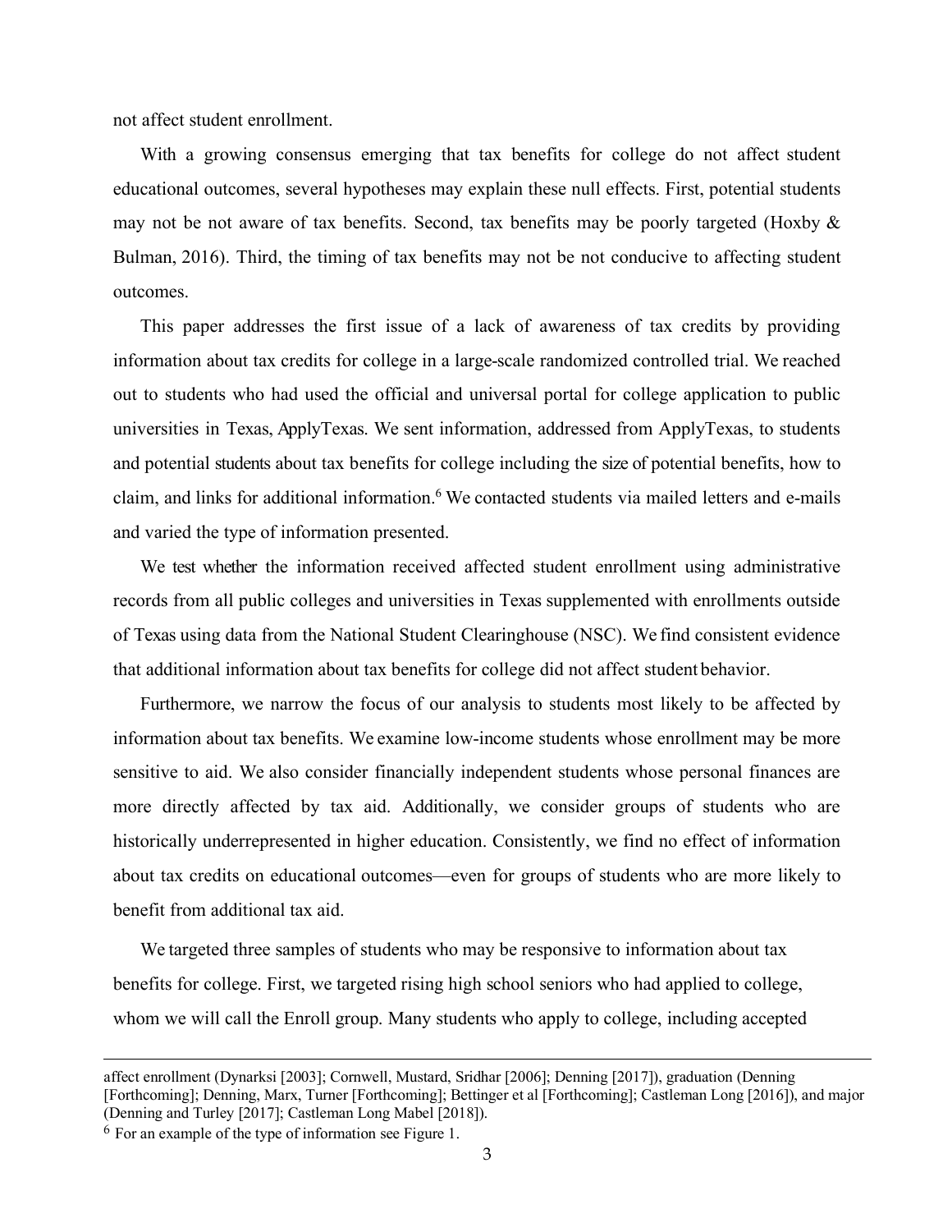not affect student enrollment.

With a growing consensus emerging that tax benefits for college do not affect student educational outcomes, several hypotheses may explain these null effects. First, potential students may not be not aware of tax benefits. Second, tax benefits may be poorly targeted (Hoxby & Bulman, 2016). Third, the timing of tax benefits may not be not conducive to affecting student outcomes.

This paper addresses the first issue of a lack of awareness of tax credits by providing information about tax credits for college in a large-scale randomized controlled trial. We reached out to students who had used the official and universal portal for college application to public universities in Texas, ApplyTexas. We sent information, addressed from ApplyTexas, to students and potential students about tax benefits for college including the size of potential benefits, how to claim, and links for additional information.[6] We contacted students via mailed letters and e-mails and varied the type of information presented.

We test whether the information received affected student enrollment using administrative records from all public colleges and universities in Texas supplemented with enrollments outside of Texas using data from the National Student Clearinghouse (NSC). We find consistent evidence that additional information about tax benefits for college did not affect student behavior.

Furthermore, we narrow the focus of our analysis to students most likely to be affected by information about tax benefits. We examine low-income students whose enrollment may be more sensitive to aid. We also consider financially independent students whose personal finances are more directly affected by tax aid. Additionally, we consider groups of students who are historically underrepresented in higher education. Consistently, we find no effect of information about tax credits on educational outcomes—even for groups of students who are more likely to benefit from additional tax aid.

We targeted three samples of students who may be responsive to information about tax benefits for college. First, we targeted rising high school seniors who had applied to college, whom we will call the Enroll group. Many students who apply to college, including accepted

---

affect enrollment (Dynarksi [2003]; Cornwell, Mustard, Sridhar [2006]; Denning [2017]), graduation (Denning [Forthcoming]; Denning, Marx, Turner [Forthcoming]; Bettinger et al [Forthcoming]; Castleman Long [2016]), and major (Denning and Turley [2017]; Castleman Long Mabel [2018]).

[6] For an example of the type of information see Figure 1.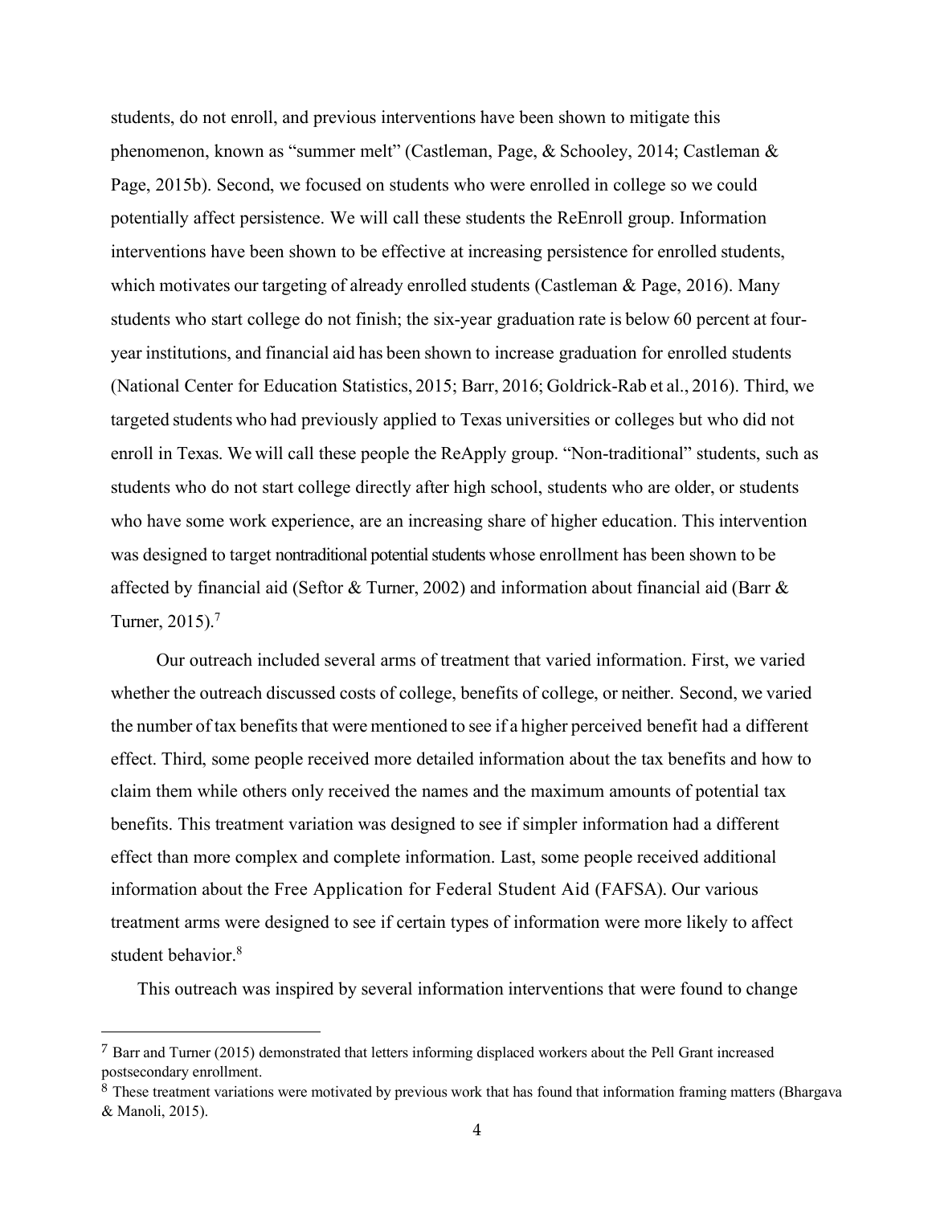students, do not enroll, and previous interventions have been shown to mitigate this phenomenon, known as "summer melt" (Castleman, Page, & Schooley, 2014; Castleman & Page, 2015b). Second, we focused on students who were enrolled in college so we could potentially affect persistence. We will call these students the ReEnroll group. Information interventions have been shown to be effective at increasing persistence for enrolled students, which motivates our targeting of already enrolled students (Castleman & Page, 2016). Many students who start college do not finish; the six-year graduation rate is below 60 percent at four-year institutions, and financial aid has been shown to increase graduation for enrolled students (National Center for Education Statistics, 2015; Barr, 2016; Goldrick-Rab et al., 2016). Third, we targeted students who had previously applied to Texas universities or colleges but who did not enroll in Texas. We will call these people the ReApply group. "Non-traditional" students, such as students who do not start college directly after high school, students who are older, or students who have some work experience, are an increasing share of higher education. This intervention was designed to target nontraditional potential students whose enrollment has been shown to be affected by financial aid (Seftor & Turner, 2002) and information about financial aid (Barr & Turner, 2015).[7]

Our outreach included several arms of treatment that varied information. First, we varied whether the outreach discussed costs of college, benefits of college, or neither. Second, we varied the number of tax benefits that were mentioned to see if a higher perceived benefit had a different effect. Third, some people received more detailed information about the tax benefits and how to claim them while others only received the names and the maximum amounts of potential tax benefits. This treatment variation was designed to see if simpler information had a different effect than more complex and complete information. Last, some people received additional information about the Free Application for Federal Student Aid (FAFSA). Our various treatment arms were designed to see if certain types of information were more likely to affect student behavior.[8]

This outreach was inspired by several information interventions that were found to change

[7] Barr and Turner (2015) demonstrated that letters informing displaced workers about the Pell Grant increased postsecondary enrollment.

[8] These treatment variations were motivated by previous work that has found that information framing matters (Bhargava & Manoli, 2015).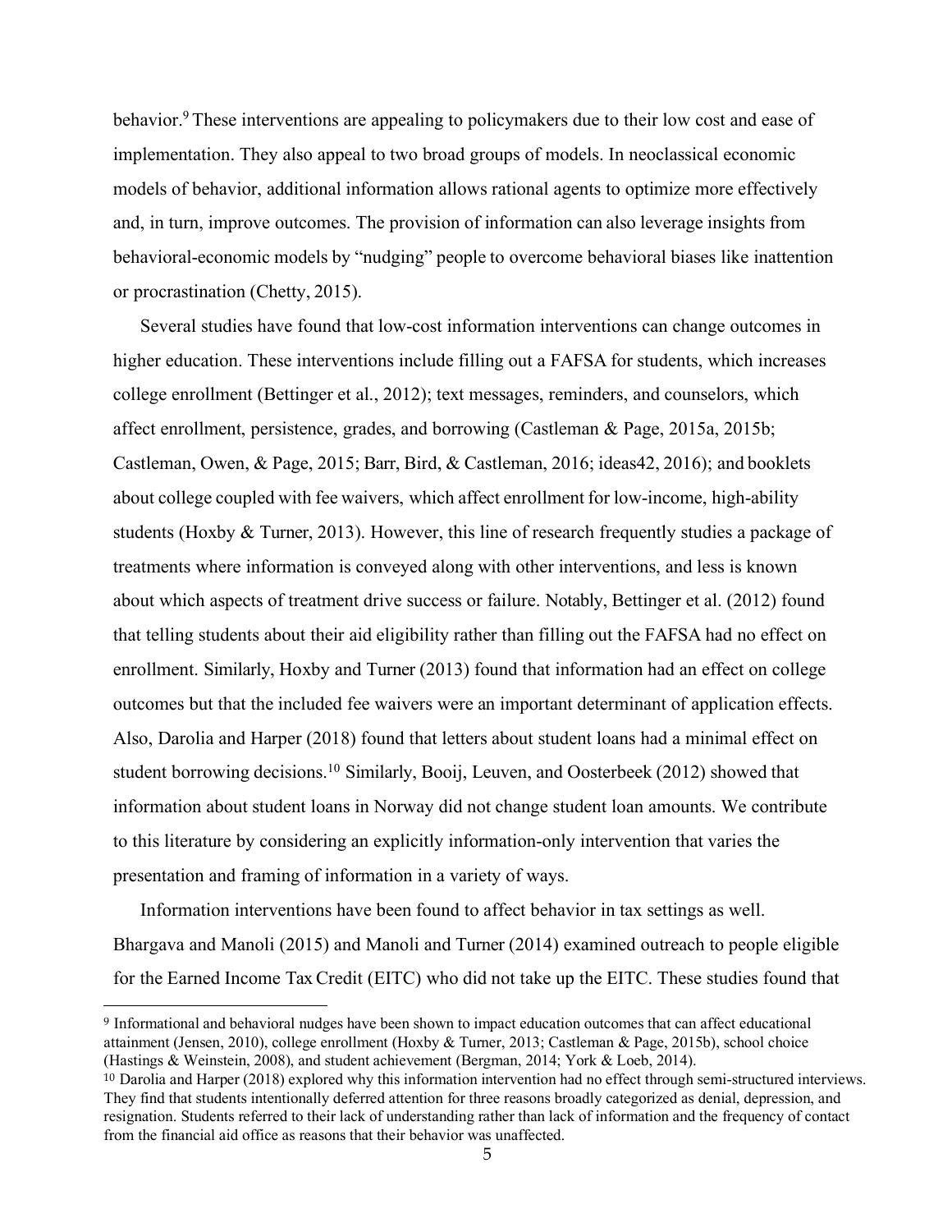behavior.[9] These interventions are appealing to policymakers due to their low cost and ease of implementation. They also appeal to two broad groups of models. In neoclassical economic models of behavior, additional information allows rational agents to optimize more effectively and, in turn, improve outcomes. The provision of information can also leverage insights from behavioral-economic models by "nudging" people to overcome behavioral biases like inattention or procrastination (Chetty, 2015).

Several studies have found that low-cost information interventions can change outcomes in higher education. These interventions include filling out a FAFSA for students, which increases college enrollment (Bettinger et al., 2012); text messages, reminders, and counselors, which affect enrollment, persistence, grades, and borrowing (Castleman & Page, 2015a, 2015b; Castleman, Owen, & Page, 2015; Barr, Bird, & Castleman, 2016; ideas42, 2016); and booklets about college coupled with fee waivers, which affect enrollment for low-income, high-ability students (Hoxby & Turner, 2013). However, this line of research frequently studies a package of treatments where information is conveyed along with other interventions, and less is known about which aspects of treatment drive success or failure. Notably, Bettinger et al. (2012) found that telling students about their aid eligibility rather than filling out the FAFSA had no effect on enrollment. Similarly, Hoxby and Turner (2013) found that information had an effect on college outcomes but that the included fee waivers were an important determinant of application effects. Also, Darolia and Harper (2018) found that letters about student loans had a minimal effect on student borrowing decisions.[10] Similarly, Booij, Leuven, and Oosterbeek (2012) showed that information about student loans in Norway did not change student loan amounts. We contribute to this literature by considering an explicitly information-only intervention that varies the presentation and framing of information in a variety of ways.

Information interventions have been found to affect behavior in tax settings as well. Bhargava and Manoli (2015) and Manoli and Turner (2014) examined outreach to people eligible for the Earned Income Tax Credit (EITC) who did not take up the EITC. These studies found that

[9] Informational and behavioral nudges have been shown to impact education outcomes that can affect educational attainment (Jensen, 2010), college enrollment (Hoxby & Turner, 2013; Castleman & Page, 2015b), school choice (Hastings & Weinstein, 2008), and student achievement (Bergman, 2014; York & Loeb, 2014).

[10] Darolia and Harper (2018) explored why this information intervention had no effect through semi-structured interviews. They find that students intentionally deferred attention for three reasons broadly categorized as denial, depression, and resignation. Students referred to their lack of understanding rather than lack of information and the frequency of contact from the financial aid office as reasons that their behavior was unaffected.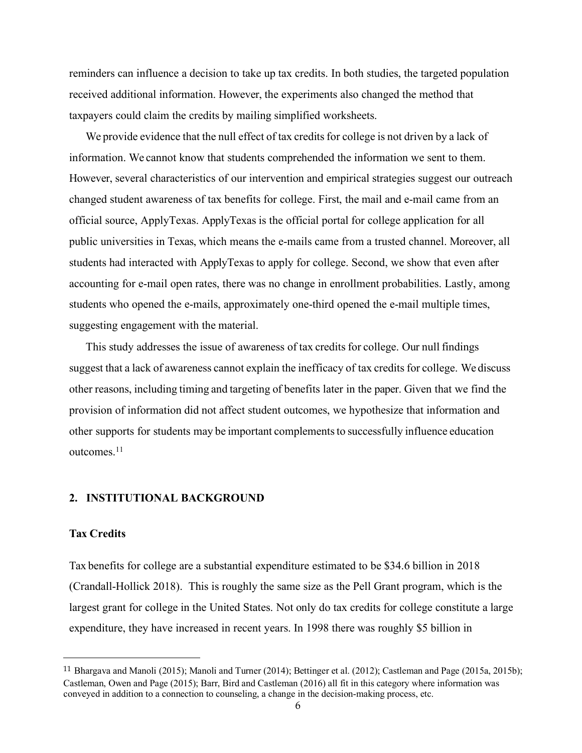reminders can influence a decision to take up tax credits. In both studies, the targeted population received additional information. However, the experiments also changed the method that taxpayers could claim the credits by mailing simplified worksheets.

We provide evidence that the null effect of tax credits for college is not driven by a lack of information. We cannot know that students comprehended the information we sent to them. However, several characteristics of our intervention and empirical strategies suggest our outreach changed student awareness of tax benefits for college. First, the mail and e-mail came from an official source, ApplyTexas. ApplyTexas is the official portal for college application for all public universities in Texas, which means the e-mails came from a trusted channel. Moreover, all students had interacted with ApplyTexas to apply for college. Second, we show that even after accounting for e-mail open rates, there was no change in enrollment probabilities. Lastly, among students who opened the e-mails, approximately one-third opened the e-mail multiple times, suggesting engagement with the material.

This study addresses the issue of awareness of tax credits for college. Our null findings suggest that a lack of awareness cannot explain the inefficacy of tax credits for college. We discuss other reasons, including timing and targeting of benefits later in the paper. Given that we find the provision of information did not affect student outcomes, we hypothesize that information and other supports for students may be important complements to successfully influence education outcomes.[11]

## 2. INSTITUTIONAL BACKGROUND

### Tax Credits

Tax benefits for college are a substantial expenditure estimated to be $34.6 billion in 2018 (Crandall-Hollick 2018). This is roughly the same size as the Pell Grant program, which is the largest grant for college in the United States. Not only do tax credits for college constitute a large expenditure, they have increased in recent years. In 1998 there was roughly $5 billion in

---

[11] Bhargava and Manoli (2015); Manoli and Turner (2014); Bettinger et al. (2012); Castleman and Page (2015a, 2015b); Castleman, Owen and Page (2015); Barr, Bird and Castleman (2016) all fit in this category where information was conveyed in addition to a connection to counseling, a change in the decision-making process, etc.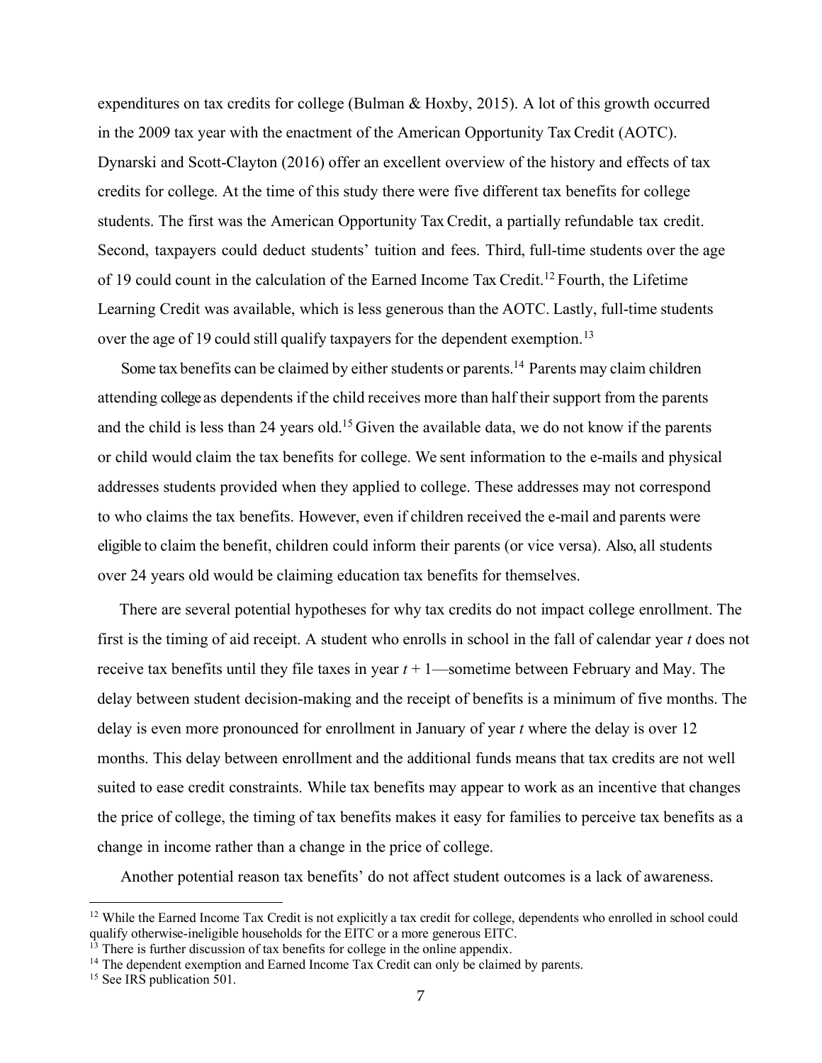expenditures on tax credits for college (Bulman & Hoxby, 2015). A lot of this growth occurred in the 2009 tax year with the enactment of the American Opportunity Tax Credit (AOTC). Dynarski and Scott-Clayton (2016) offer an excellent overview of the history and effects of tax credits for college. At the time of this study there were five different tax benefits for college students. The first was the American Opportunity Tax Credit, a partially refundable tax credit. Second, taxpayers could deduct students' tuition and fees. Third, full-time students over the age of 19 could count in the calculation of the Earned Income Tax Credit.[12] Fourth, the Lifetime Learning Credit was available, which is less generous than the AOTC. Lastly, full-time students over the age of 19 could still qualify taxpayers for the dependent exemption.[13]

Some tax benefits can be claimed by either students or parents.[14] Parents may claim children attending college as dependents if the child receives more than half their support from the parents and the child is less than 24 years old.[15] Given the available data, we do not know if the parents or child would claim the tax benefits for college. We sent information to the e-mails and physical addresses students provided when they applied to college. These addresses may not correspond to who claims the tax benefits. However, even if children received the e-mail and parents were eligible to claim the benefit, children could inform their parents (or vice versa). Also, all students over 24 years old would be claiming education tax benefits for themselves.

There are several potential hypotheses for why tax credits do not impact college enrollment. The first is the timing of aid receipt. A student who enrolls in school in the fall of calendar year *t* does not receive tax benefits until they file taxes in year $t + 1$—sometime between February and May. The delay between student decision-making and the receipt of benefits is a minimum of five months. The delay is even more pronounced for enrollment in January of year *t* where the delay is over 12 months. This delay between enrollment and the additional funds means that tax credits are not well suited to ease credit constraints. While tax benefits may appear to work as an incentive that changes the price of college, the timing of tax benefits makes it easy for families to perceive tax benefits as a change in income rather than a change in the price of college.

Another potential reason tax benefits' do not affect student outcomes is a lack of awareness.

---

[12] While the Earned Income Tax Credit is not explicitly a tax credit for college, dependents who enrolled in school could qualify otherwise-ineligible households for the EITC or a more generous EITC.

[13] There is further discussion of tax benefits for college in the online appendix.

[14] The dependent exemption and Earned Income Tax Credit can only be claimed by parents.

[15] See IRS publication 501.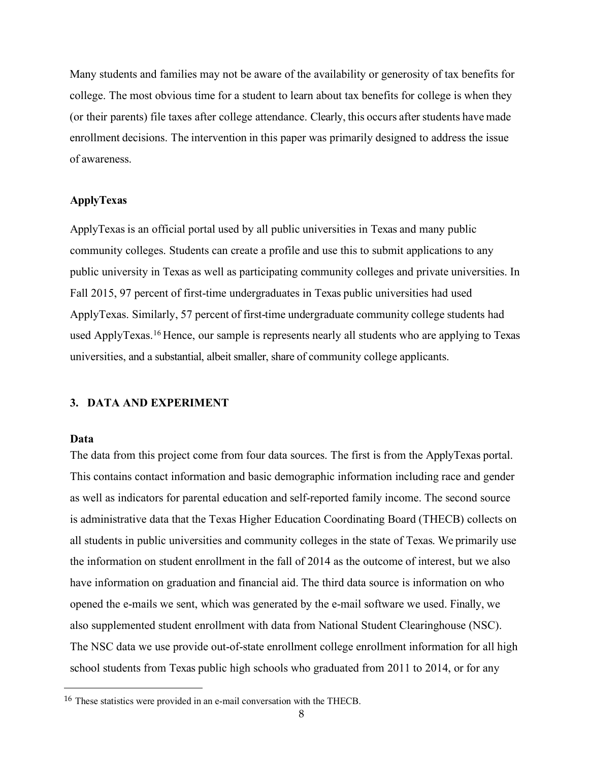Many students and families may not be aware of the availability or generosity of tax benefits for college. The most obvious time for a student to learn about tax benefits for college is when they (or their parents) file taxes after college attendance. Clearly, this occurs after students have made enrollment decisions. The intervention in this paper was primarily designed to address the issue of awareness.

**ApplyTexas**

ApplyTexas is an official portal used by all public universities in Texas and many public community colleges. Students can create a profile and use this to submit applications to any public university in Texas as well as participating community colleges and private universities. In Fall 2015, 97 percent of first-time undergraduates in Texas public universities had used ApplyTexas. Similarly, 57 percent of first-time undergraduate community college students had used ApplyTexas.[16] Hence, our sample is represents nearly all students who are applying to Texas universities, and a substantial, albeit smaller, share of community college applicants.

## 3. DATA AND EXPERIMENT

**Data**

The data from this project come from four data sources. The first is from the ApplyTexas portal. This contains contact information and basic demographic information including race and gender as well as indicators for parental education and self-reported family income. The second source is administrative data that the Texas Higher Education Coordinating Board (THECB) collects on all students in public universities and community colleges in the state of Texas. We primarily use the information on student enrollment in the fall of 2014 as the outcome of interest, but we also have information on graduation and financial aid. The third data source is information on who opened the e-mails we sent, which was generated by the e-mail software we used. Finally, we also supplemented student enrollment with data from National Student Clearinghouse (NSC). The NSC data we use provide out-of-state enrollment college enrollment information for all high school students from Texas public high schools who graduated from 2011 to 2014, or for any

[16] These statistics were provided in an e-mail conversation with the THECB.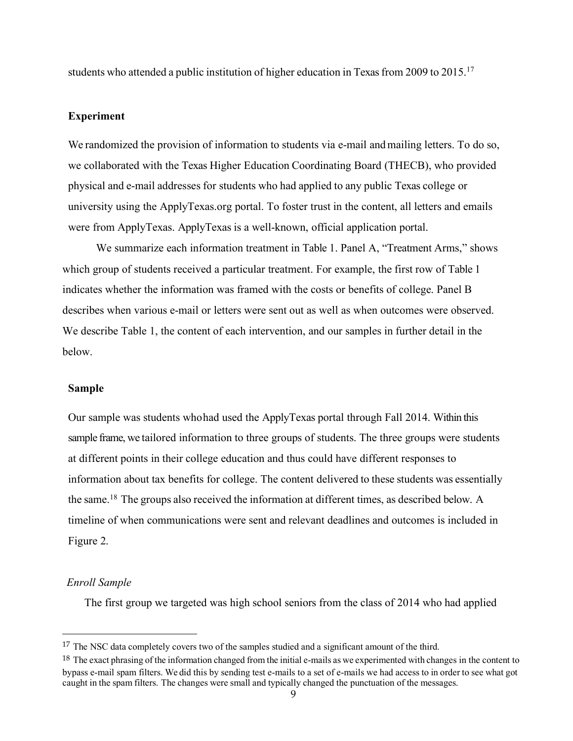students who attended a public institution of higher education in Texas from 2009 to 2015.[17]

## Experiment

We randomized the provision of information to students via e-mail and mailing letters. To do so, we collaborated with the Texas Higher Education Coordinating Board (THECB), who provided physical and e-mail addresses for students who had applied to any public Texas college or university using the ApplyTexas.org portal. To foster trust in the content, all letters and emails were from ApplyTexas. ApplyTexas is a well-known, official application portal.

We summarize each information treatment in Table 1. Panel A, "Treatment Arms," shows which group of students received a particular treatment. For example, the first row of Table 1 indicates whether the information was framed with the costs or benefits of college. Panel B describes when various e-mail or letters were sent out as well as when outcomes were observed. We describe Table 1, the content of each intervention, and our samples in further detail in the below.

## Sample

Our sample was students who had used the ApplyTexas portal through Fall 2014. Within this sample frame, we tailored information to three groups of students. The three groups were students at different points in their college education and thus could have different responses to information about tax benefits for college. The content delivered to these students was essentially the same.[18] The groups also received the information at different times, as described below. A timeline of when communications were sent and relevant deadlines and outcomes is included in Figure 2.

### *Enroll Sample*

The first group we targeted was high school seniors from the class of 2014 who had applied

---

[17] The NSC data completely covers two of the samples studied and a significant amount of the third.

[18] The exact phrasing of the information changed from the initial e-mails as we experimented with changes in the content to bypass e-mail spam filters. We did this by sending test e-mails to a set of e-mails we had access to in order to see what got caught in the spam filters. The changes were small and typically changed the punctuation of the messages.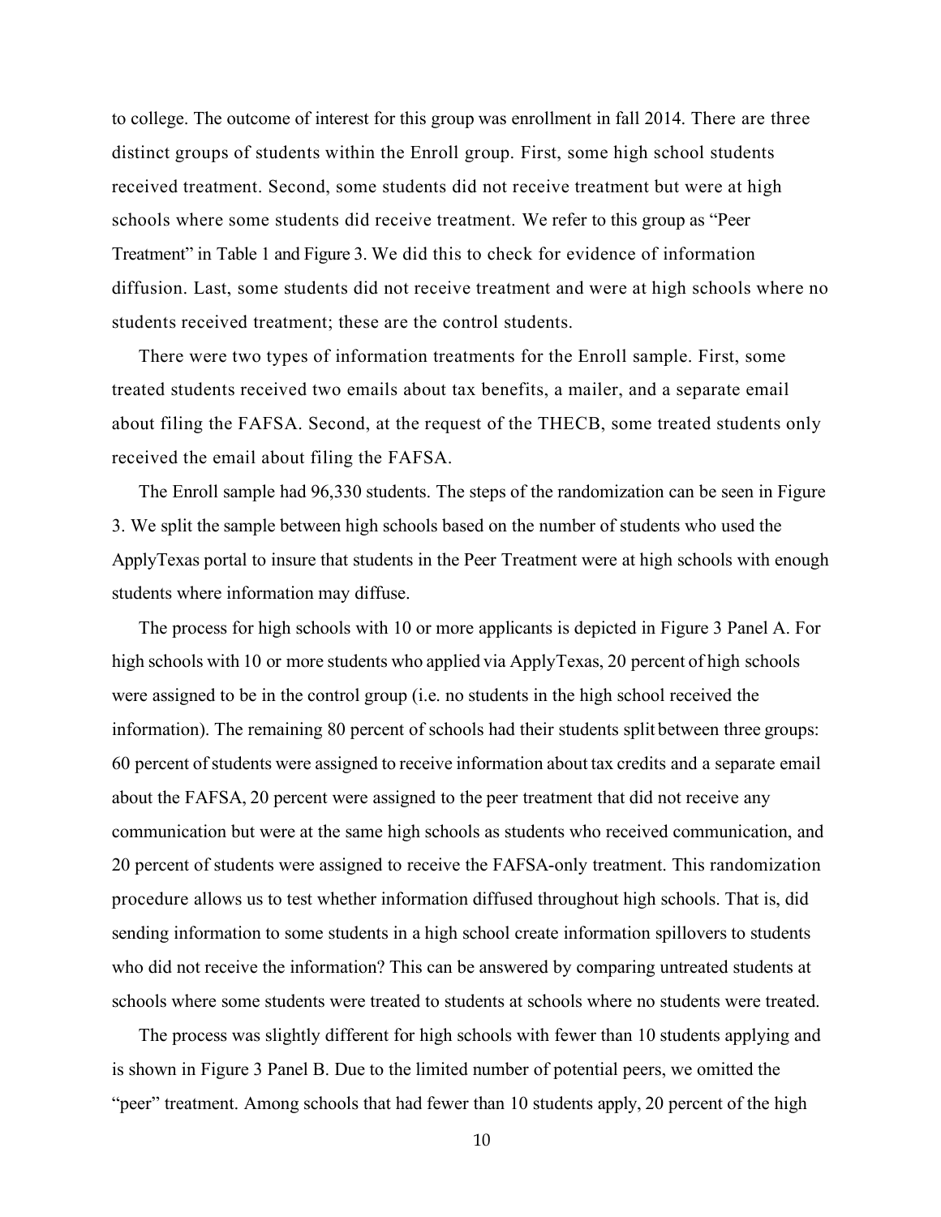to college. The outcome of interest for this group was enrollment in fall 2014. There are three distinct groups of students within the Enroll group. First, some high school students received treatment. Second, some students did not receive treatment but were at high schools where some students did receive treatment. We refer to this group as "Peer Treatment" in Table 1 and Figure 3. We did this to check for evidence of information diffusion. Last, some students did not receive treatment and were at high schools where no students received treatment; these are the control students.

There were two types of information treatments for the Enroll sample. First, some treated students received two emails about tax benefits, a mailer, and a separate email about filing the FAFSA. Second, at the request of the THECB, some treated students only received the email about filing the FAFSA.

The Enroll sample had 96,330 students. The steps of the randomization can be seen in Figure 3. We split the sample between high schools based on the number of students who used the ApplyTexas portal to insure that students in the Peer Treatment were at high schools with enough students where information may diffuse.

The process for high schools with 10 or more applicants is depicted in Figure 3 Panel A. For high schools with 10 or more students who applied via ApplyTexas, 20 percent of high schools were assigned to be in the control group (i.e. no students in the high school received the information). The remaining 80 percent of schools had their students split between three groups: 60 percent of students were assigned to receive information about tax credits and a separate email about the FAFSA, 20 percent were assigned to the peer treatment that did not receive any communication but were at the same high schools as students who received communication, and 20 percent of students were assigned to receive the FAFSA-only treatment. This randomization procedure allows us to test whether information diffused throughout high schools. That is, did sending information to some students in a high school create information spillovers to students who did not receive the information? This can be answered by comparing untreated students at schools where some students were treated to students at schools where no students were treated.

The process was slightly different for high schools with fewer than 10 students applying and is shown in Figure 3 Panel B. Due to the limited number of potential peers, we omitted the "peer" treatment. Among schools that had fewer than 10 students apply, 20 percent of the high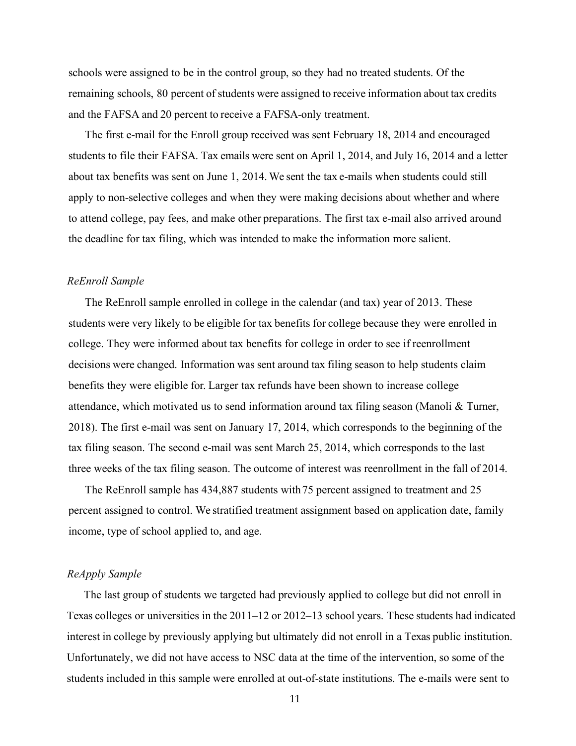schools were assigned to be in the control group, so they had no treated students. Of the remaining schools, 80 percent of students were assigned to receive information about tax credits and the FAFSA and 20 percent to receive a FAFSA-only treatment.

The first e-mail for the Enroll group received was sent February 18, 2014 and encouraged students to file their FAFSA. Tax emails were sent on April 1, 2014, and July 16, 2014 and a letter about tax benefits was sent on June 1, 2014. We sent the tax e-mails when students could still apply to non-selective colleges and when they were making decisions about whether and where to attend college, pay fees, and make other preparations. The first tax e-mail also arrived around the deadline for tax filing, which was intended to make the information more salient.

*ReEnroll Sample*

The ReEnroll sample enrolled in college in the calendar (and tax) year of 2013. These students were very likely to be eligible for tax benefits for college because they were enrolled in college. They were informed about tax benefits for college in order to see if reenrollment decisions were changed. Information was sent around tax filing season to help students claim benefits they were eligible for. Larger tax refunds have been shown to increase college attendance, which motivated us to send information around tax filing season (Manoli & Turner, 2018). The first e-mail was sent on January 17, 2014, which corresponds to the beginning of the tax filing season. The second e-mail was sent March 25, 2014, which corresponds to the last three weeks of the tax filing season. The outcome of interest was reenrollment in the fall of 2014.

The ReEnroll sample has 434,887 students with 75 percent assigned to treatment and 25 percent assigned to control. We stratified treatment assignment based on application date, family income, type of school applied to, and age.

*ReApply Sample*

The last group of students we targeted had previously applied to college but did not enroll in Texas colleges or universities in the 2011–12 or 2012–13 school years. These students had indicated interest in college by previously applying but ultimately did not enroll in a Texas public institution. Unfortunately, we did not have access to NSC data at the time of the intervention, so some of the students included in this sample were enrolled at out-of-state institutions. The e-mails were sent to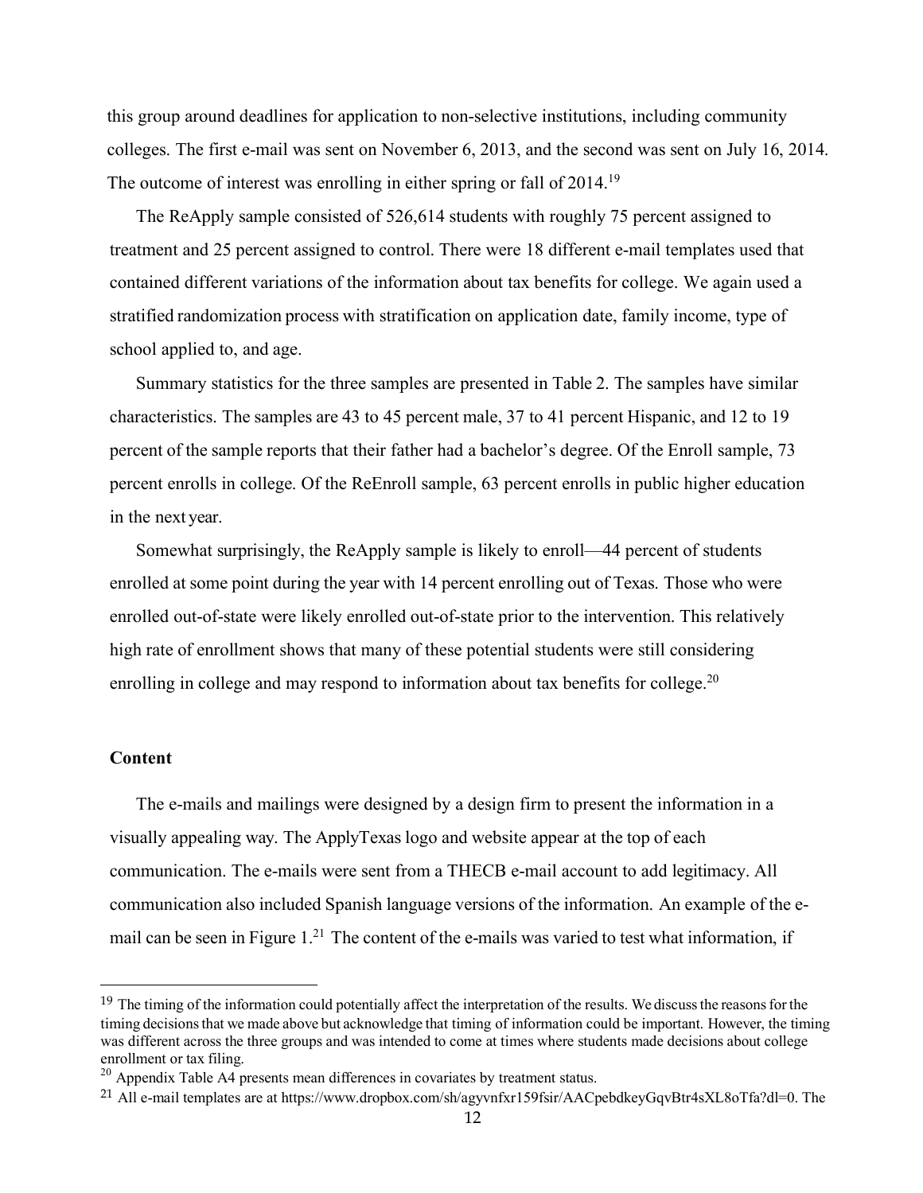this group around deadlines for application to non-selective institutions, including community colleges. The first e-mail was sent on November 6, 2013, and the second was sent on July 16, 2014. The outcome of interest was enrolling in either spring or fall of 2014.[19]

The ReApply sample consisted of 526,614 students with roughly 75 percent assigned to treatment and 25 percent assigned to control. There were 18 different e-mail templates used that contained different variations of the information about tax benefits for college. We again used a stratified randomization process with stratification on application date, family income, type of school applied to, and age.

Summary statistics for the three samples are presented in Table 2. The samples have similar characteristics. The samples are 43 to 45 percent male, 37 to 41 percent Hispanic, and 12 to 19 percent of the sample reports that their father had a bachelor's degree. Of the Enroll sample, 73 percent enrolls in college. Of the ReEnroll sample, 63 percent enrolls in public higher education in the next year.

Somewhat surprisingly, the ReApply sample is likely to enroll—44 percent of students enrolled at some point during the year with 14 percent enrolling out of Texas. Those who were enrolled out-of-state were likely enrolled out-of-state prior to the intervention. This relatively high rate of enrollment shows that many of these potential students were still considering enrolling in college and may respond to information about tax benefits for college.[20]

### Content

The e-mails and mailings were designed by a design firm to present the information in a visually appealing way. The ApplyTexas logo and website appear at the top of each communication. The e-mails were sent from a THECB e-mail account to add legitimacy. All communication also included Spanish language versions of the information. An example of the e-mail can be seen in Figure 1.[21] The content of the e-mails was varied to test what information, if

---

[19] The timing of the information could potentially affect the interpretation of the results. We discuss the reasons for the timing decisions that we made above but acknowledge that timing of information could be important. However, the timing was different across the three groups and was intended to come at times where students made decisions about college enrollment or tax filing.

[20] Appendix Table A4 presents mean differences in covariates by treatment status.

[21] All e-mail templates are at https://www.dropbox.com/sh/agyvnfxr159fsir/AACpebdkeyGqvBtr4sXL8oTfa?dl=0. The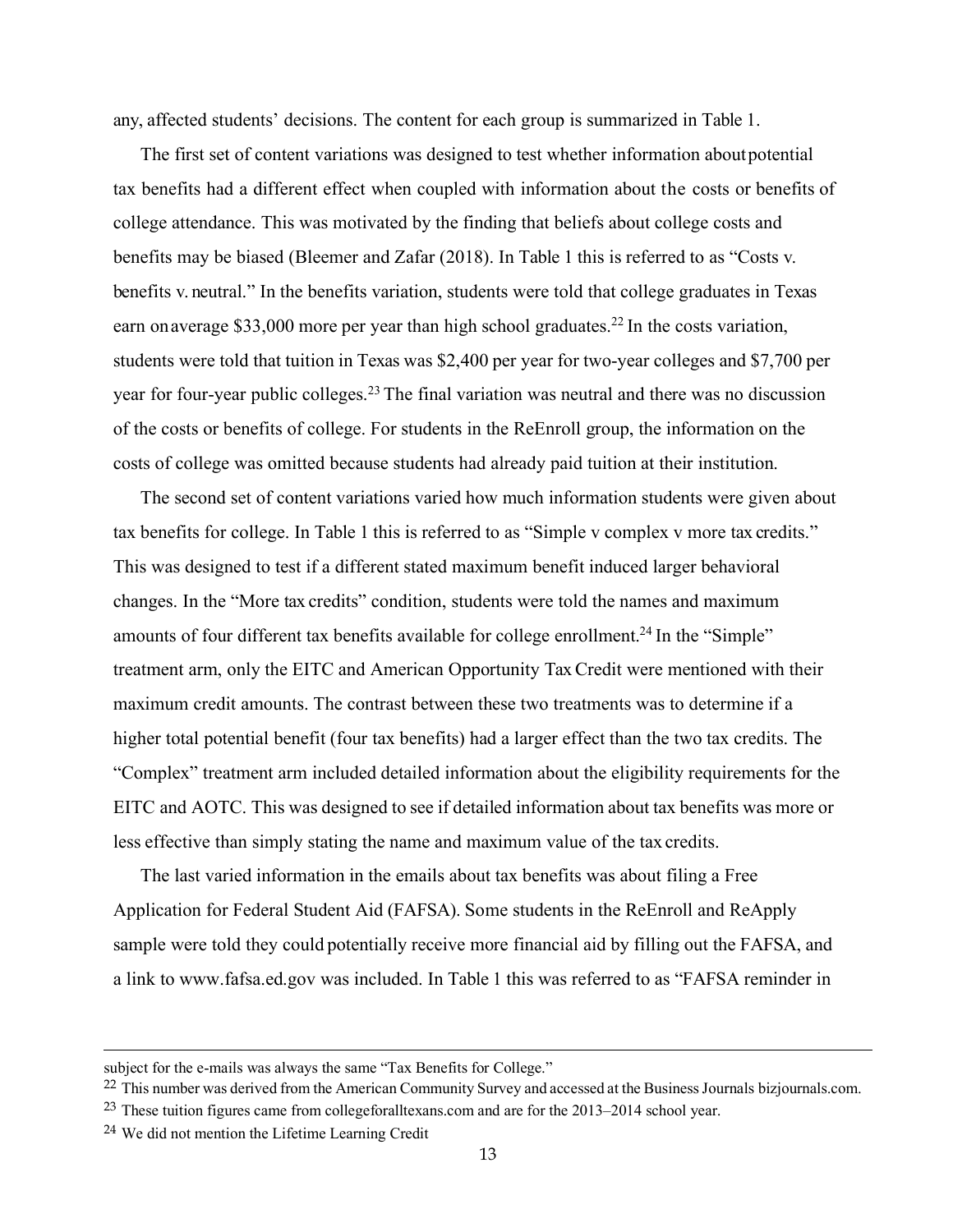any, affected students' decisions. The content for each group is summarized in Table 1.

The first set of content variations was designed to test whether information about potential tax benefits had a different effect when coupled with information about the costs or benefits of college attendance. This was motivated by the finding that beliefs about college costs and benefits may be biased (Bleemer and Zafar (2018). In Table 1 this is referred to as "Costs v. benefits v. neutral." In the benefits variation, students were told that college graduates in Texas earn on average $33,000 more per year than high school graduates.[22] In the costs variation, students were told that tuition in Texas was $2,400 per year for two-year colleges and $7,700 per year for four-year public colleges.[23] The final variation was neutral and there was no discussion of the costs or benefits of college. For students in the ReEnroll group, the information on the costs of college was omitted because students had already paid tuition at their institution.

The second set of content variations varied how much information students were given about tax benefits for college. In Table 1 this is referred to as "Simple v complex v more tax credits." This was designed to test if a different stated maximum benefit induced larger behavioral changes. In the "More tax credits" condition, students were told the names and maximum amounts of four different tax benefits available for college enrollment.[24] In the "Simple" treatment arm, only the EITC and American Opportunity Tax Credit were mentioned with their maximum credit amounts. The contrast between these two treatments was to determine if a higher total potential benefit (four tax benefits) had a larger effect than the two tax credits. The "Complex" treatment arm included detailed information about the eligibility requirements for the EITC and AOTC. This was designed to see if detailed information about tax benefits was more or less effective than simply stating the name and maximum value of the tax credits.

The last varied information in the emails about tax benefits was about filing a Free Application for Federal Student Aid (FAFSA). Some students in the ReEnroll and ReApply sample were told they could potentially receive more financial aid by filling out the FAFSA, and a link to www.fafsa.ed.gov was included. In Table 1 this was referred to as "FAFSA reminder in

---

subject for the e-mails was always the same "Tax Benefits for College."

[22] This number was derived from the American Community Survey and accessed at the Business Journals bizjournals.com.

[23] These tuition figures came from collegeforalltexans.com and are for the 2013–2014 school year.

[24] We did not mention the Lifetime Learning Credit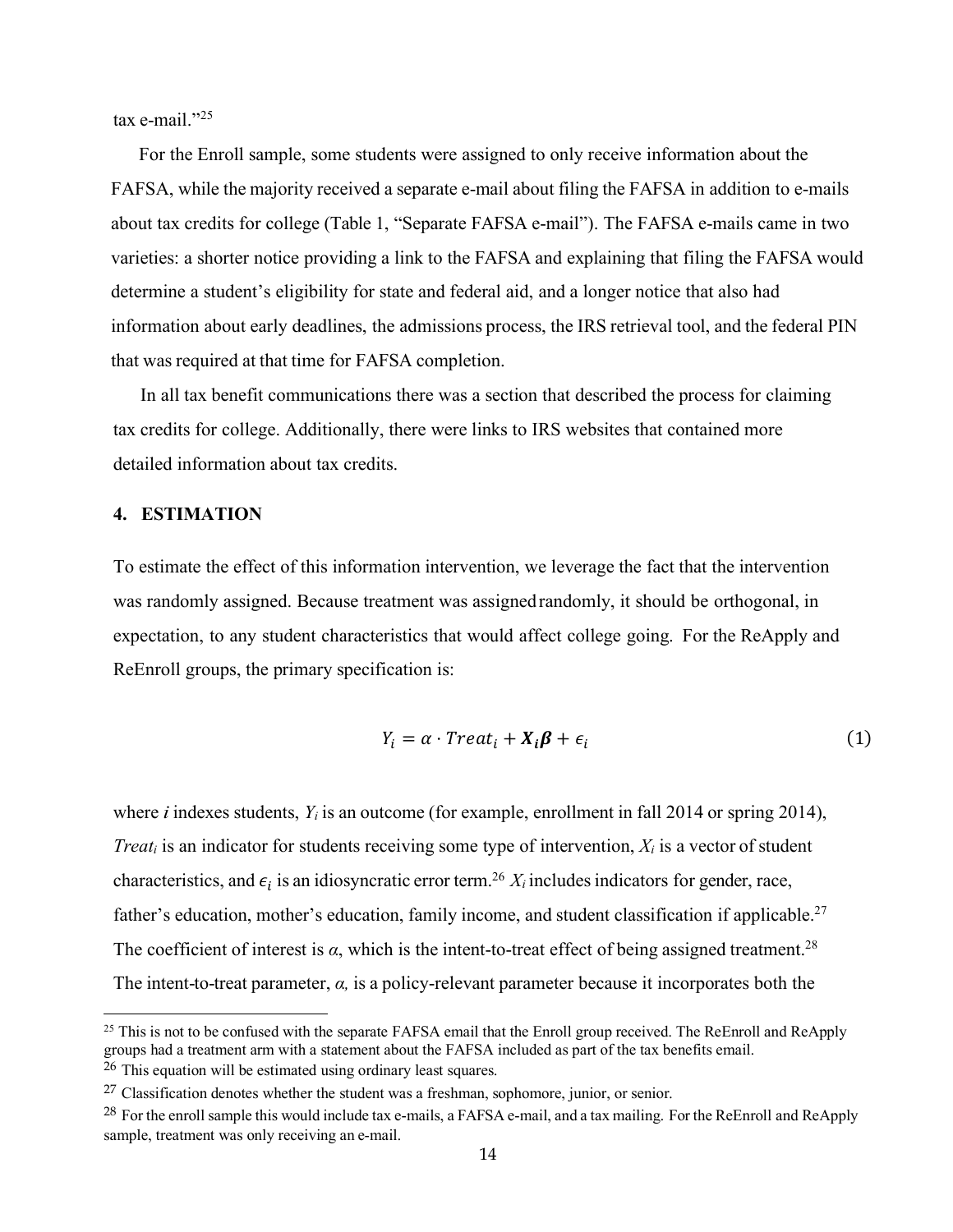tax e-mail."[25]

For the Enroll sample, some students were assigned to only receive information about the FAFSA, while the majority received a separate e-mail about filing the FAFSA in addition to e-mails about tax credits for college (Table 1, "Separate FAFSA e-mail"). The FAFSA e-mails came in two varieties: a shorter notice providing a link to the FAFSA and explaining that filing the FAFSA would determine a student's eligibility for state and federal aid, and a longer notice that also had information about early deadlines, the admissions process, the IRS retrieval tool, and the federal PIN that was required at that time for FAFSA completion.

In all tax benefit communications there was a section that described the process for claiming tax credits for college. Additionally, there were links to IRS websites that contained more detailed information about tax credits.

## 4. ESTIMATION

To estimate the effect of this information intervention, we leverage the fact that the intervention was randomly assigned. Because treatment was assigned randomly, it should be orthogonal, in expectation, to any student characteristics that would affect college going. For the ReApply and ReEnroll groups, the primary specification is:

$$Y_i = \alpha \cdot Treat_i + \boldsymbol{X_i \beta} + \epsilon_i \tag{1}$$

where ***i*** indexes students, $Y_i$ is an outcome (for example, enrollment in fall 2014 or spring 2014), $Treat_i$ is an indicator for students receiving some type of intervention, $X_i$ is a vector of student characteristics, and $\epsilon_i$ is an idiosyncratic error term.[26] $X_i$ includes indicators for gender, race, father's education, mother's education, family income, and student classification if applicable.[27] The coefficient of interest is $\alpha$, which is the intent-to-treat effect of being assigned treatment.[28] The intent-to-treat parameter, $\alpha$, is a policy-relevant parameter because it incorporates both the

---

[25] This is not to be confused with the separate FAFSA email that the Enroll group received. The ReEnroll and ReApply groups had a treatment arm with a statement about the FAFSA included as part of the tax benefits email.

[26] This equation will be estimated using ordinary least squares.

[27] Classification denotes whether the student was a freshman, sophomore, junior, or senior.

[28] For the enroll sample this would include tax e-mails, a FAFSA e-mail, and a tax mailing. For the ReEnroll and ReApply sample, treatment was only receiving an e-mail.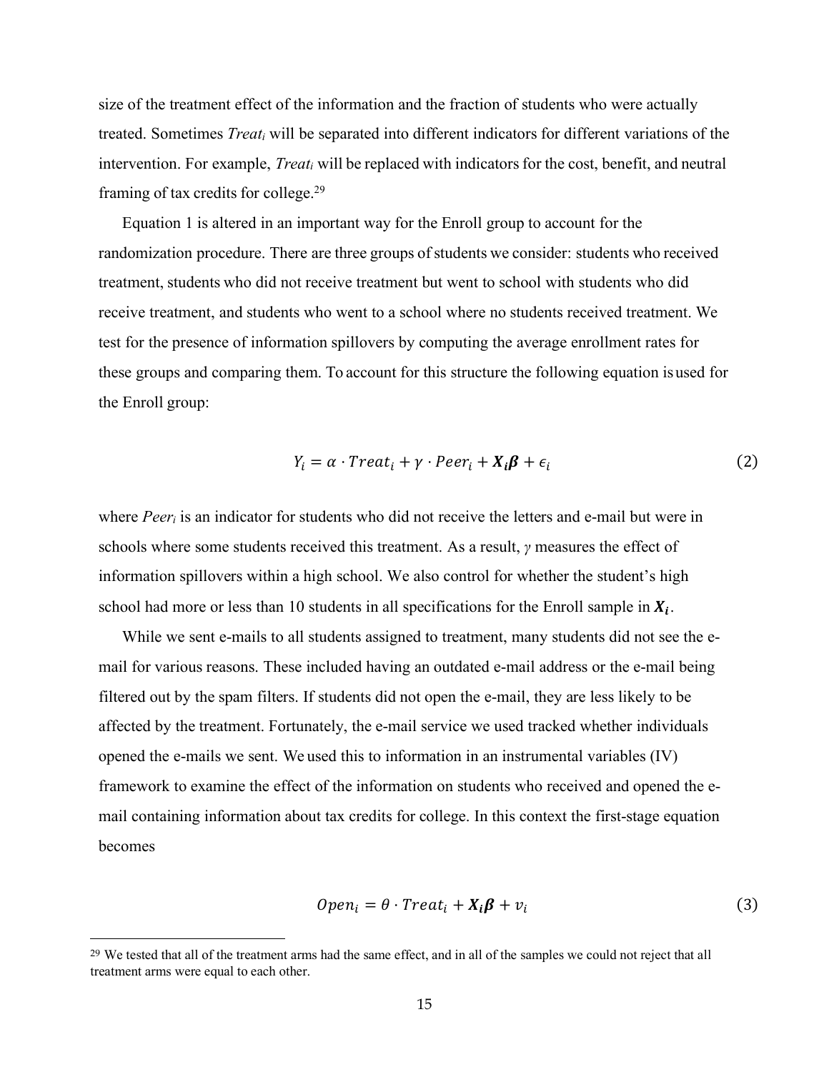size of the treatment effect of the information and the fraction of students who were actually treated. Sometimes $Treat_i$ will be separated into different indicators for different variations of the intervention. For example, $Treat_i$ will be replaced with indicators for the cost, benefit, and neutral framing of tax credits for college.[29]

Equation 1 is altered in an important way for the Enroll group to account for the randomization procedure. There are three groups of students we consider: students who received treatment, students who did not receive treatment but went to school with students who did receive treatment, and students who went to a school where no students received treatment. We test for the presence of information spillovers by computing the average enrollment rates for these groups and comparing them. To account for this structure the following equation is used for the Enroll group:

$$Y_i = \alpha \cdot Treat_i + \gamma \cdot Peer_i + \boldsymbol{X_i \beta} + \epsilon_i \tag{2}$$

where $Peer_i$ is an indicator for students who did not receive the letters and e-mail but were in schools where some students received this treatment. As a result, $\gamma$ measures the effect of information spillovers within a high school. We also control for whether the student's high school had more or less than 10 students in all specifications for the Enroll sample in $\boldsymbol{X_i}$.

While we sent e-mails to all students assigned to treatment, many students did not see the e-mail for various reasons. These included having an outdated e-mail address or the e-mail being filtered out by the spam filters. If students did not open the e-mail, they are less likely to be affected by the treatment. Fortunately, the e-mail service we used tracked whether individuals opened the e-mails we sent. We used this to information in an instrumental variables (IV) framework to examine the effect of the information on students who received and opened the e-mail containing information about tax credits for college. In this context the first-stage equation becomes

$$Open_i = \theta \cdot Treat_i + \boldsymbol{X_i \beta} + v_i \tag{3}$$

[29] We tested that all of the treatment arms had the same effect, and in all of the samples we could not reject that all treatment arms were equal to each other.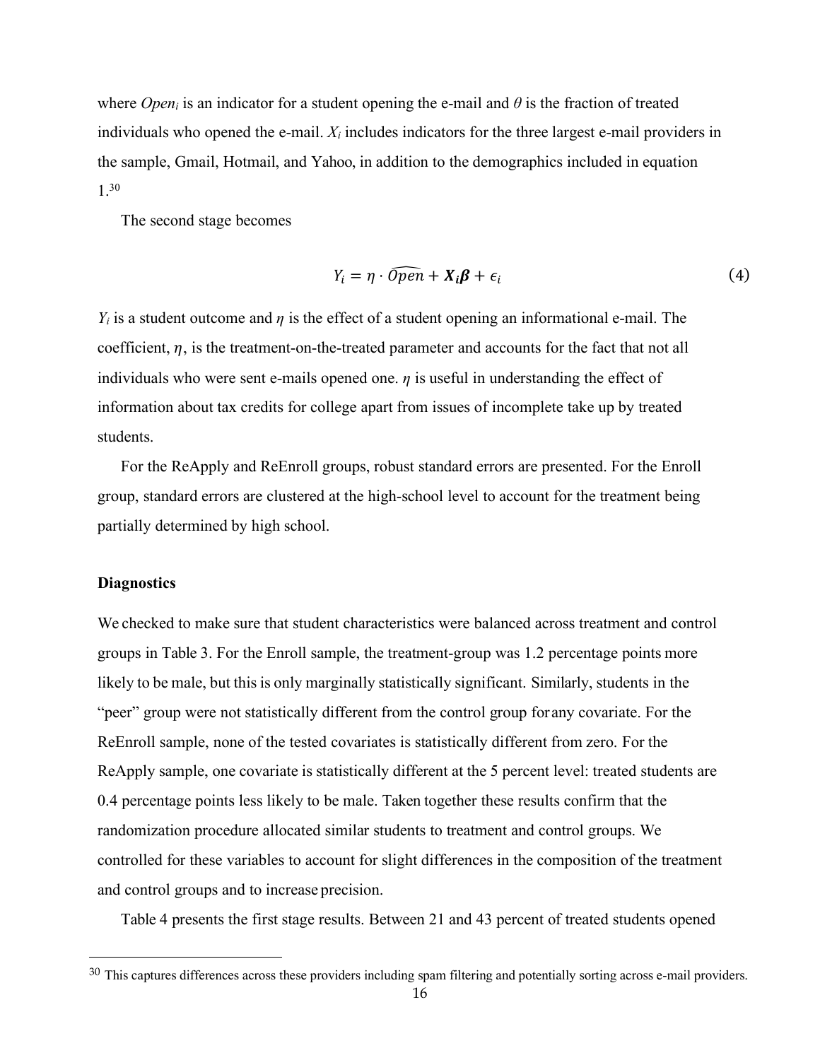where $Open_i$ is an indicator for a student opening the e-mail and $\theta$ is the fraction of treated individuals who opened the e-mail. $X_i$ includes indicators for the three largest e-mail providers in the sample, Gmail, Hotmail, and Yahoo, in addition to the demographics included in equation 1.[30]

The second stage becomes

$$Y_i = \eta \cdot \widehat{Open} + \boldsymbol{X_i \beta} + \epsilon_i \tag{4}$$

$Y_i$ is a student outcome and $\eta$ is the effect of a student opening an informational e-mail. The coefficient, $\eta$, is the treatment-on-the-treated parameter and accounts for the fact that not all individuals who were sent e-mails opened one. $\eta$ is useful in understanding the effect of information about tax credits for college apart from issues of incomplete take up by treated students.

For the ReApply and ReEnroll groups, robust standard errors are presented. For the Enroll group, standard errors are clustered at the high-school level to account for the treatment being partially determined by high school.

**Diagnostics**

We checked to make sure that student characteristics were balanced across treatment and control groups in Table 3. For the Enroll sample, the treatment-group was 1.2 percentage points more likely to be male, but this is only marginally statistically significant. Similarly, students in the "peer" group were not statistically different from the control group for any covariate. For the ReEnroll sample, none of the tested covariates is statistically different from zero. For the ReApply sample, one covariate is statistically different at the 5 percent level: treated students are 0.4 percentage points less likely to be male. Taken together these results confirm that the randomization procedure allocated similar students to treatment and control groups. We controlled for these variables to account for slight differences in the composition of the treatment and control groups and to increase precision.

Table 4 presents the first stage results. Between 21 and 43 percent of treated students opened

[30] This captures differences across these providers including spam filtering and potentially sorting across e-mail providers.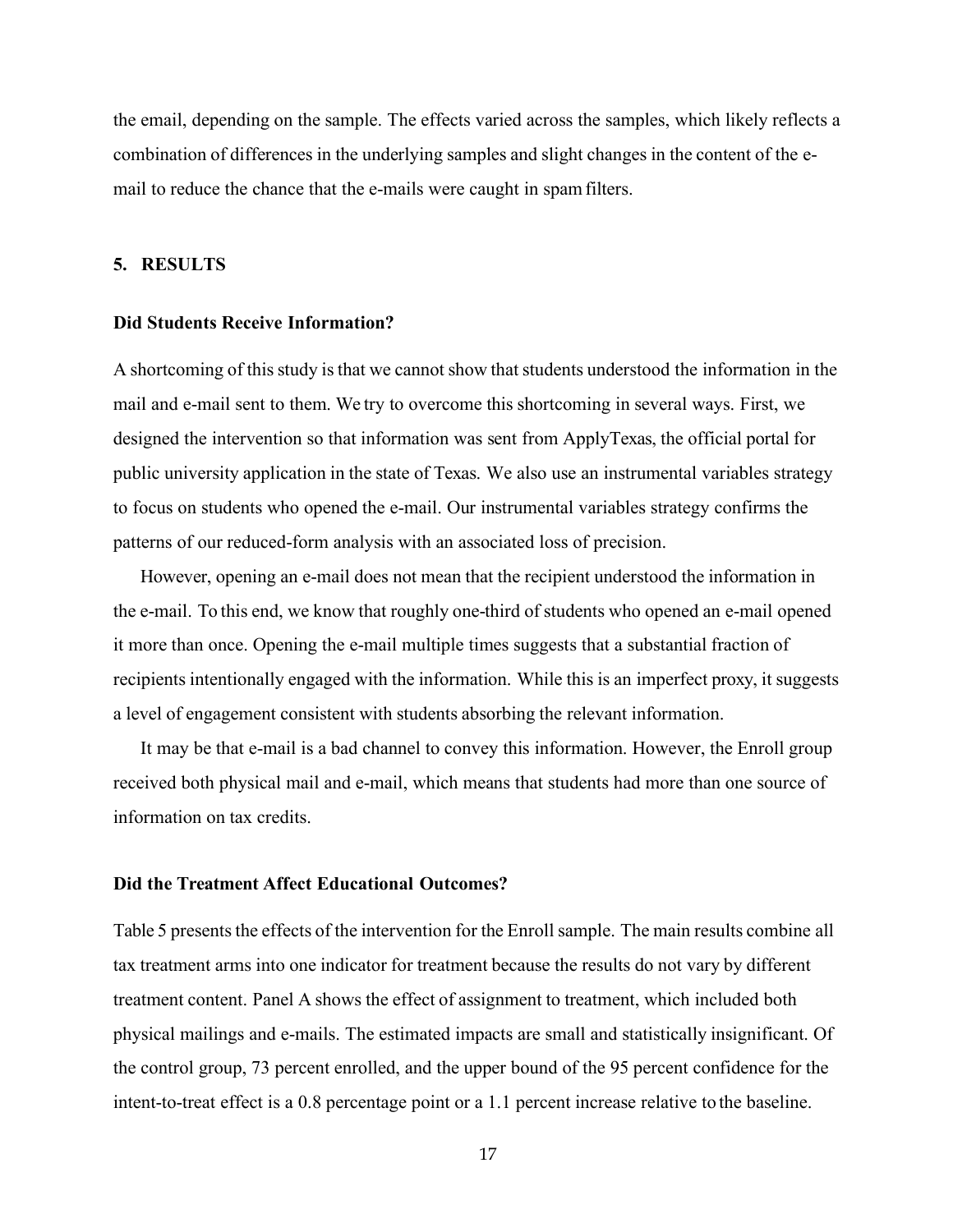the email, depending on the sample. The effects varied across the samples, which likely reflects a combination of differences in the underlying samples and slight changes in the content of the e-mail to reduce the chance that the e-mails were caught in spam filters.

## 5. RESULTS

### Did Students Receive Information?

A shortcoming of this study is that we cannot show that students understood the information in the mail and e-mail sent to them. We try to overcome this shortcoming in several ways. First, we designed the intervention so that information was sent from ApplyTexas, the official portal for public university application in the state of Texas. We also use an instrumental variables strategy to focus on students who opened the e-mail. Our instrumental variables strategy confirms the patterns of our reduced-form analysis with an associated loss of precision.

However, opening an e-mail does not mean that the recipient understood the information in the e-mail. To this end, we know that roughly one-third of students who opened an e-mail opened it more than once. Opening the e-mail multiple times suggests that a substantial fraction of recipients intentionally engaged with the information. While this is an imperfect proxy, it suggests a level of engagement consistent with students absorbing the relevant information.

It may be that e-mail is a bad channel to convey this information. However, the Enroll group received both physical mail and e-mail, which means that students had more than one source of information on tax credits.

### Did the Treatment Affect Educational Outcomes?

Table 5 presents the effects of the intervention for the Enroll sample. The main results combine all tax treatment arms into one indicator for treatment because the results do not vary by different treatment content. Panel A shows the effect of assignment to treatment, which included both physical mailings and e-mails. The estimated impacts are small and statistically insignificant. Of the control group, 73 percent enrolled, and the upper bound of the 95 percent confidence for the intent-to-treat effect is a 0.8 percentage point or a 1.1 percent increase relative to the baseline.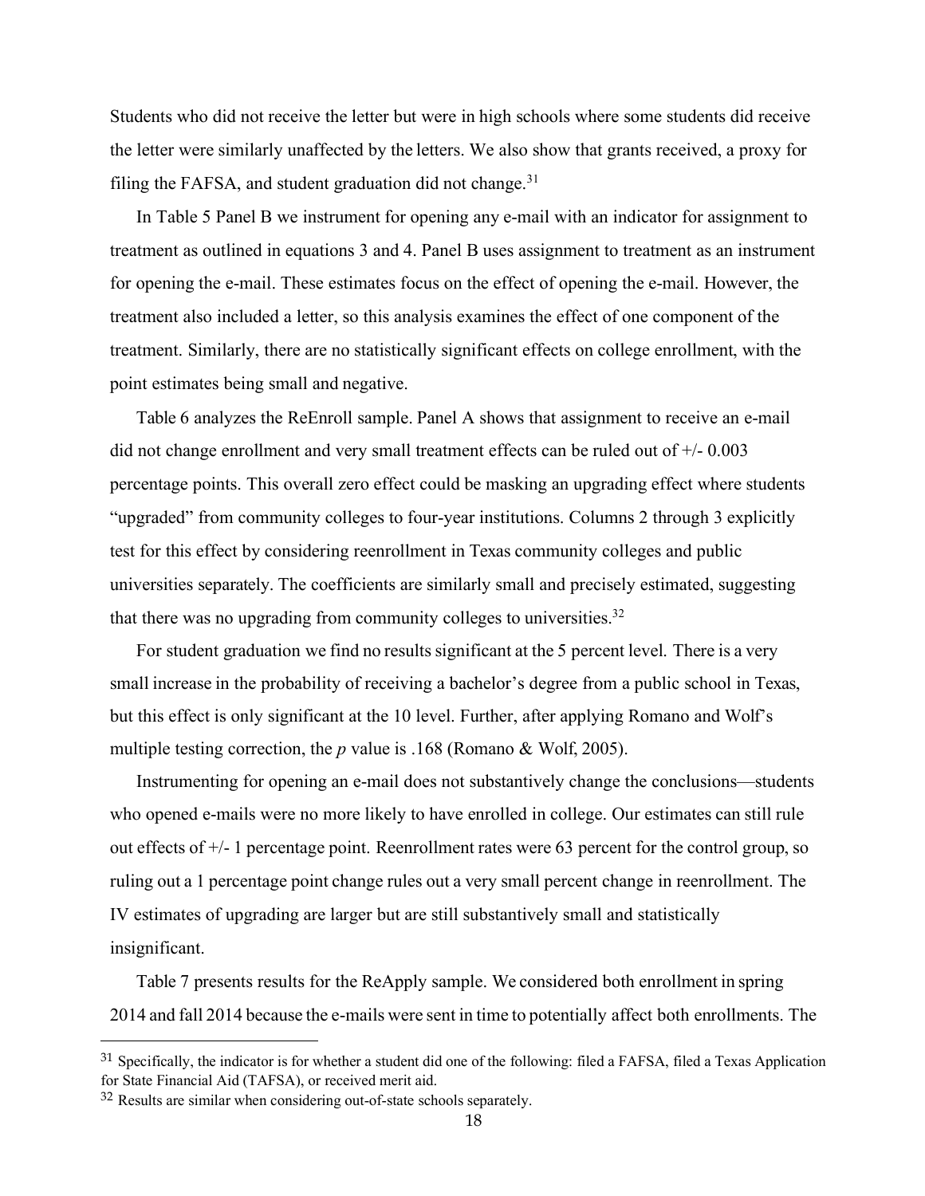Students who did not receive the letter but were in high schools where some students did receive the letter were similarly unaffected by the letters. We also show that grants received, a proxy for filing the FAFSA, and student graduation did not change.[31]

In Table 5 Panel B we instrument for opening any e-mail with an indicator for assignment to treatment as outlined in equations 3 and 4. Panel B uses assignment to treatment as an instrument for opening the e-mail. These estimates focus on the effect of opening the e-mail. However, the treatment also included a letter, so this analysis examines the effect of one component of the treatment. Similarly, there are no statistically significant effects on college enrollment, with the point estimates being small and negative.

Table 6 analyzes the ReEnroll sample. Panel A shows that assignment to receive an e-mail did not change enrollment and very small treatment effects can be ruled out of +/- 0.003 percentage points. This overall zero effect could be masking an upgrading effect where students "upgraded" from community colleges to four-year institutions. Columns 2 through 3 explicitly test for this effect by considering reenrollment in Texas community colleges and public universities separately. The coefficients are similarly small and precisely estimated, suggesting that there was no upgrading from community colleges to universities.[32]

For student graduation we find no results significant at the 5 percent level. There is a very small increase in the probability of receiving a bachelor's degree from a public school in Texas, but this effect is only significant at the 10 level. Further, after applying Romano and Wolf's multiple testing correction, the *p* value is .168 (Romano & Wolf, 2005).

Instrumenting for opening an e-mail does not substantively change the conclusions—students who opened e-mails were no more likely to have enrolled in college. Our estimates can still rule out effects of +/- 1 percentage point. Reenrollment rates were 63 percent for the control group, so ruling out a 1 percentage point change rules out a very small percent change in reenrollment. The IV estimates of upgrading are larger but are still substantively small and statistically insignificant.

Table 7 presents results for the ReApply sample. We considered both enrollment in spring 2014 and fall 2014 because the e-mails were sent in time to potentially affect both enrollments. The

---

[31] Specifically, the indicator is for whether a student did one of the following: filed a FAFSA, filed a Texas Application for State Financial Aid (TAFSA), or received merit aid.

[32] Results are similar when considering out-of-state schools separately.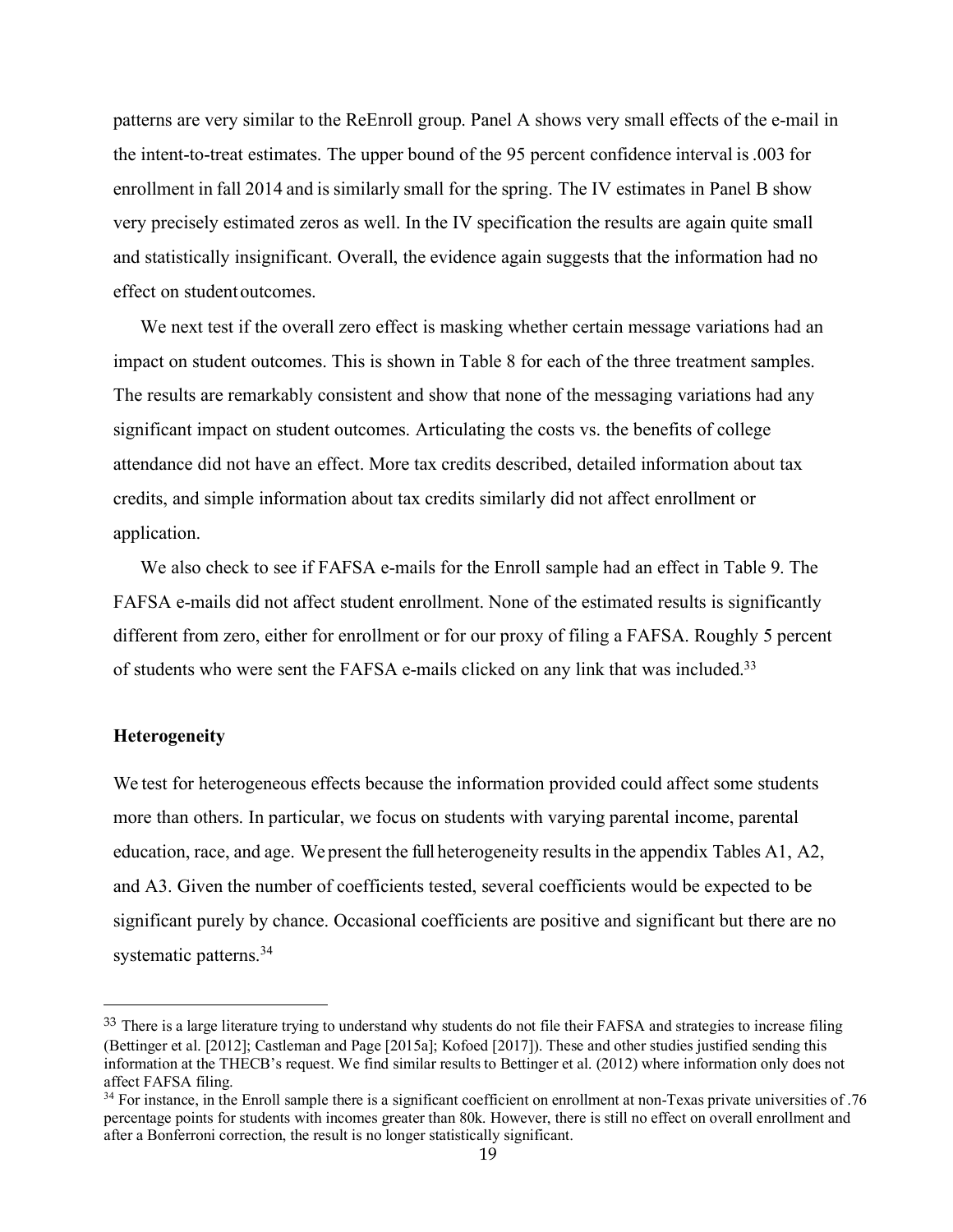patterns are very similar to the ReEnroll group. Panel A shows very small effects of the e-mail in the intent-to-treat estimates. The upper bound of the 95 percent confidence interval is .003 for enrollment in fall 2014 and is similarly small for the spring. The IV estimates in Panel B show very precisely estimated zeros as well. In the IV specification the results are again quite small and statistically insignificant. Overall, the evidence again suggests that the information had no effect on student outcomes.

We next test if the overall zero effect is masking whether certain message variations had an impact on student outcomes. This is shown in Table 8 for each of the three treatment samples. The results are remarkably consistent and show that none of the messaging variations had any significant impact on student outcomes. Articulating the costs vs. the benefits of college attendance did not have an effect. More tax credits described, detailed information about tax credits, and simple information about tax credits similarly did not affect enrollment or application.

We also check to see if FAFSA e-mails for the Enroll sample had an effect in Table 9. The FAFSA e-mails did not affect student enrollment. None of the estimated results is significantly different from zero, either for enrollment or for our proxy of filing a FAFSA. Roughly 5 percent of students who were sent the FAFSA e-mails clicked on any link that was included.[33]

### Heterogeneity

We test for heterogeneous effects because the information provided could affect some students more than others. In particular, we focus on students with varying parental income, parental education, race, and age. We present the full heterogeneity results in the appendix Tables A1, A2, and A3. Given the number of coefficients tested, several coefficients would be expected to be significant purely by chance. Occasional coefficients are positive and significant but there are no systematic patterns.[34]

---

[33] There is a large literature trying to understand why students do not file their FAFSA and strategies to increase filing (Bettinger et al. [2012]; Castleman and Page [2015a]; Kofoed [2017]). These and other studies justified sending this information at the THECB's request. We find similar results to Bettinger et al. (2012) where information only does not affect FAFSA filing.

[34] For instance, in the Enroll sample there is a significant coefficient on enrollment at non-Texas private universities of .76 percentage points for students with incomes greater than 80k. However, there is still no effect on overall enrollment and after a Bonferroni correction, the result is no longer statistically significant.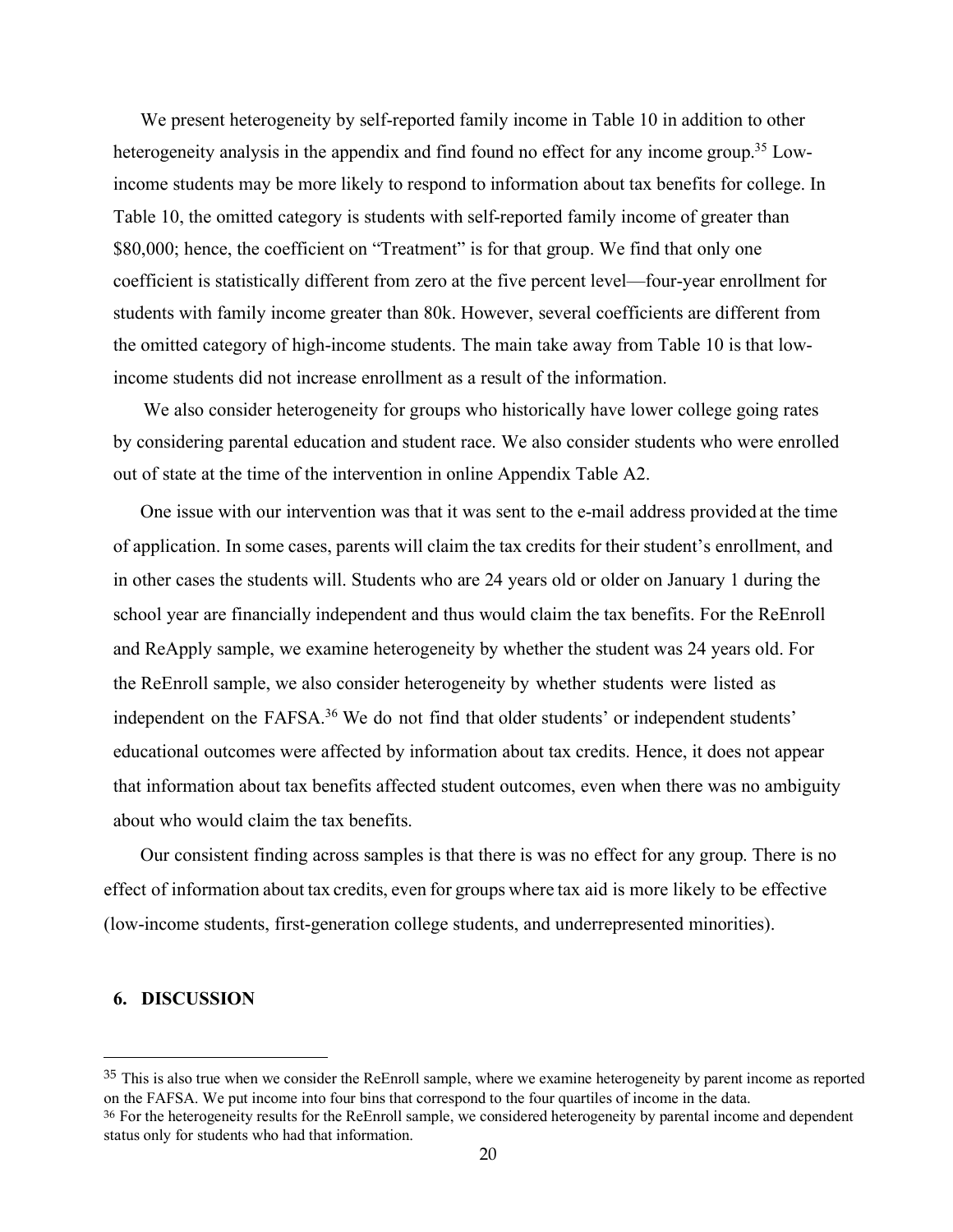We present heterogeneity by self-reported family income in Table 10 in addition to other heterogeneity analysis in the appendix and find found no effect for any income group.[35] Low-income students may be more likely to respond to information about tax benefits for college. In Table 10, the omitted category is students with self-reported family income of greater than \$80,000; hence, the coefficient on "Treatment" is for that group. We find that only one coefficient is statistically different from zero at the five percent level—four-year enrollment for students with family income greater than 80k. However, several coefficients are different from the omitted category of high-income students. The main take away from Table 10 is that low-income students did not increase enrollment as a result of the information.

We also consider heterogeneity for groups who historically have lower college going rates by considering parental education and student race. We also consider students who were enrolled out of state at the time of the intervention in online Appendix Table A2.

One issue with our intervention was that it was sent to the e-mail address provided at the time of application. In some cases, parents will claim the tax credits for their student's enrollment, and in other cases the students will. Students who are 24 years old or older on January 1 during the school year are financially independent and thus would claim the tax benefits. For the ReEnroll and ReApply sample, we examine heterogeneity by whether the student was 24 years old. For the ReEnroll sample, we also consider heterogeneity by whether students were listed as independent on the FAFSA.[36] We do not find that older students' or independent students' educational outcomes were affected by information about tax credits. Hence, it does not appear that information about tax benefits affected student outcomes, even when there was no ambiguity about who would claim the tax benefits.

Our consistent finding across samples is that there is was no effect for any group. There is no effect of information about tax credits, even for groups where tax aid is more likely to be effective (low-income students, first-generation college students, and underrepresented minorities).

## 6. DISCUSSION

---

[35] This is also true when we consider the ReEnroll sample, where we examine heterogeneity by parent income as reported on the FAFSA. We put income into four bins that correspond to the four quartiles of income in the data.

[36] For the heterogeneity results for the ReEnroll sample, we considered heterogeneity by parental income and dependent status only for students who had that information.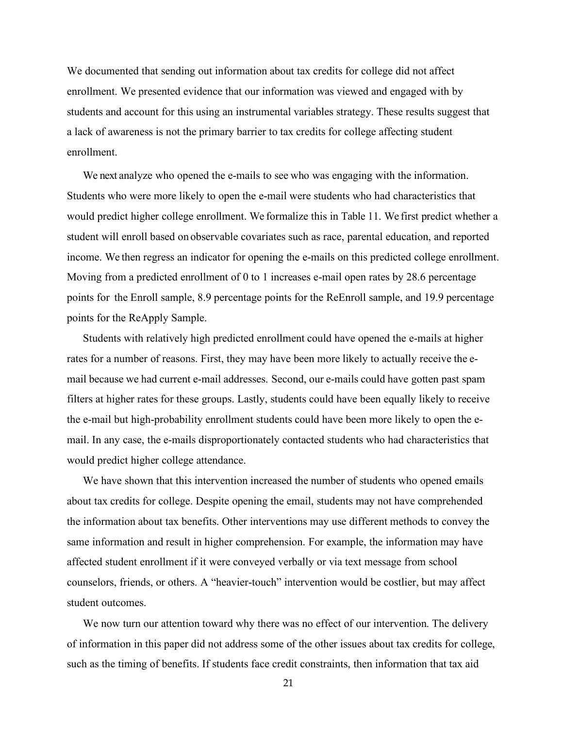We documented that sending out information about tax credits for college did not affect enrollment. We presented evidence that our information was viewed and engaged with by students and account for this using an instrumental variables strategy. These results suggest that a lack of awareness is not the primary barrier to tax credits for college affecting student enrollment.

We next analyze who opened the e-mails to see who was engaging with the information. Students who were more likely to open the e-mail were students who had characteristics that would predict higher college enrollment. We formalize this in Table 11. We first predict whether a student will enroll based on observable covariates such as race, parental education, and reported income. We then regress an indicator for opening the e-mails on this predicted college enrollment. Moving from a predicted enrollment of 0 to 1 increases e-mail open rates by 28.6 percentage points for the Enroll sample, 8.9 percentage points for the ReEnroll sample, and 19.9 percentage points for the ReApply Sample.

Students with relatively high predicted enrollment could have opened the e-mails at higher rates for a number of reasons. First, they may have been more likely to actually receive the e-mail because we had current e-mail addresses. Second, our e-mails could have gotten past spam filters at higher rates for these groups. Lastly, students could have been equally likely to receive the e-mail but high-probability enrollment students could have been more likely to open the e-mail. In any case, the e-mails disproportionately contacted students who had characteristics that would predict higher college attendance.

We have shown that this intervention increased the number of students who opened emails about tax credits for college. Despite opening the email, students may not have comprehended the information about tax benefits. Other interventions may use different methods to convey the same information and result in higher comprehension. For example, the information may have affected student enrollment if it were conveyed verbally or via text message from school counselors, friends, or others. A "heavier-touch" intervention would be costlier, but may affect student outcomes.

We now turn our attention toward why there was no effect of our intervention. The delivery of information in this paper did not address some of the other issues about tax credits for college, such as the timing of benefits. If students face credit constraints, then information that tax aid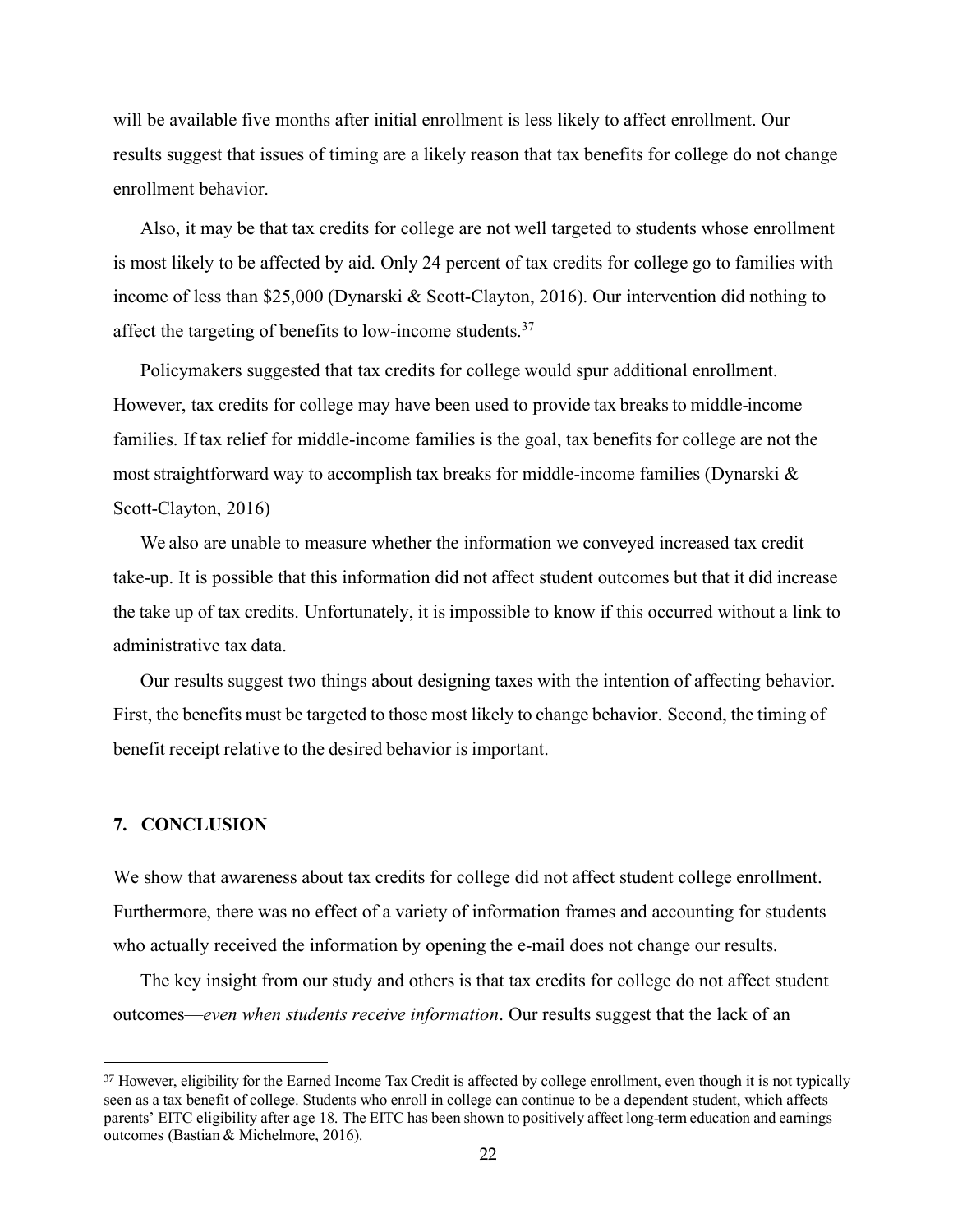will be available five months after initial enrollment is less likely to affect enrollment. Our results suggest that issues of timing are a likely reason that tax benefits for college do not change enrollment behavior.

Also, it may be that tax credits for college are not well targeted to students whose enrollment is most likely to be affected by aid. Only 24 percent of tax credits for college go to families with income of less than $25,000 (Dynarski & Scott-Clayton, 2016). Our intervention did nothing to affect the targeting of benefits to low-income students.[37]

Policymakers suggested that tax credits for college would spur additional enrollment. However, tax credits for college may have been used to provide tax breaks to middle-income families. If tax relief for middle-income families is the goal, tax benefits for college are not the most straightforward way to accomplish tax breaks for middle-income families (Dynarski & Scott-Clayton, 2016)

We also are unable to measure whether the information we conveyed increased tax credit take-up. It is possible that this information did not affect student outcomes but that it did increase the take up of tax credits. Unfortunately, it is impossible to know if this occurred without a link to administrative tax data.

Our results suggest two things about designing taxes with the intention of affecting behavior. First, the benefits must be targeted to those most likely to change behavior. Second, the timing of benefit receipt relative to the desired behavior is important.

## 7. CONCLUSION

We show that awareness about tax credits for college did not affect student college enrollment. Furthermore, there was no effect of a variety of information frames and accounting for students who actually received the information by opening the e-mail does not change our results.

The key insight from our study and others is that tax credits for college do not affect student outcomes—*even when students receive information*. Our results suggest that the lack of an

[37] However, eligibility for the Earned Income Tax Credit is affected by college enrollment, even though it is not typically seen as a tax benefit of college. Students who enroll in college can continue to be a dependent student, which affects parents' EITC eligibility after age 18. The EITC has been shown to positively affect long-term education and earnings outcomes (Bastian & Michelmore, 2016).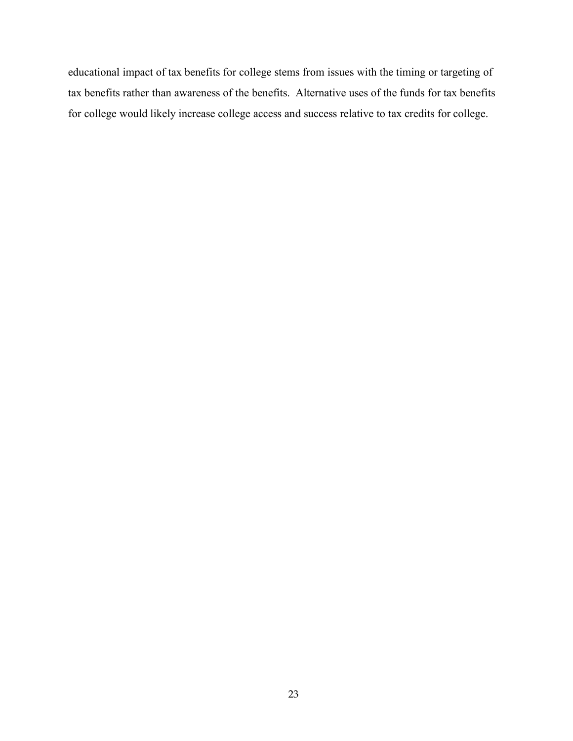educational impact of tax benefits for college stems from issues with the timing or targeting of tax benefits rather than awareness of the benefits. Alternative uses of the funds for tax benefits for college would likely increase college access and success relative to tax credits for college.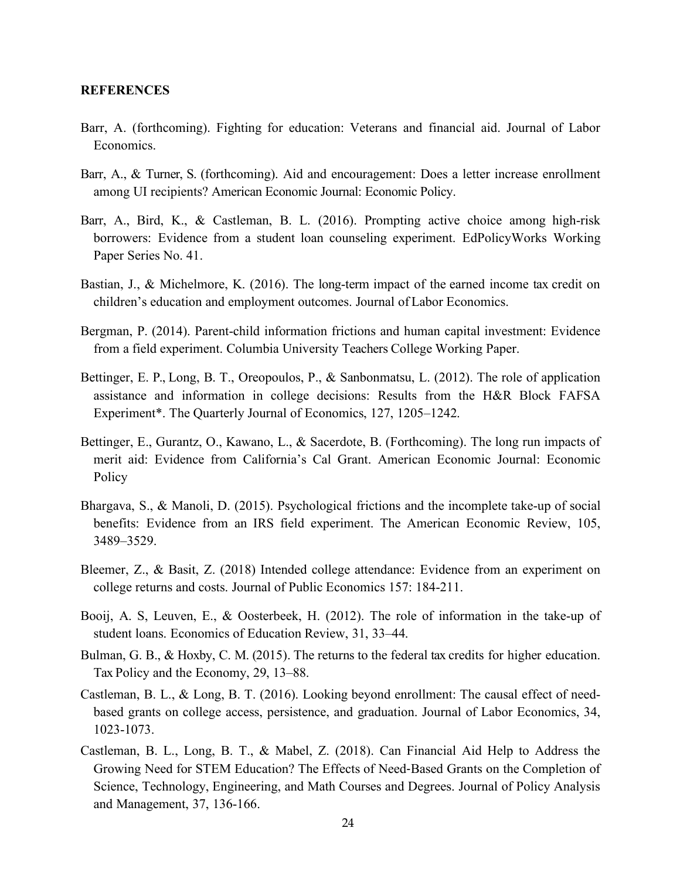## REFERENCES

Barr, A. (forthcoming). Fighting for education: Veterans and financial aid. Journal of Labor Economics.

Barr, A., & Turner, S. (forthcoming). Aid and encouragement: Does a letter increase enrollment among UI recipients? American Economic Journal: Economic Policy.

Barr, A., Bird, K., & Castleman, B. L. (2016). Prompting active choice among high-risk borrowers: Evidence from a student loan counseling experiment. EdPolicyWorks Working Paper Series No. 41.

Bastian, J., & Michelmore, K. (2016). The long-term impact of the earned income tax credit on children's education and employment outcomes. Journal of Labor Economics.

Bergman, P. (2014). Parent-child information frictions and human capital investment: Evidence from a field experiment. Columbia University Teachers College Working Paper.

Bettinger, E. P., Long, B. T., Oreopoulos, P., & Sanbonmatsu, L. (2012). The role of application assistance and information in college decisions: Results from the H&R Block FAFSA Experiment*. The Quarterly Journal of Economics, 127, 1205–1242.

Bettinger, E., Gurantz, O., Kawano, L., & Sacerdote, B. (Forthcoming). The long run impacts of merit aid: Evidence from California's Cal Grant. American Economic Journal: Economic Policy

Bhargava, S., & Manoli, D. (2015). Psychological frictions and the incomplete take-up of social benefits: Evidence from an IRS field experiment. The American Economic Review, 105, 3489–3529.

Bleemer, Z., & Basit, Z. (2018) Intended college attendance: Evidence from an experiment on college returns and costs. Journal of Public Economics 157: 184-211.

Booij, A. S, Leuven, E., & Oosterbeek, H. (2012). The role of information in the take-up of student loans. Economics of Education Review, 31, 33–44.

Bulman, G. B., & Hoxby, C. M. (2015). The returns to the federal tax credits for higher education. Tax Policy and the Economy, 29, 13–88.

Castleman, B. L., & Long, B. T. (2016). Looking beyond enrollment: The causal effect of need-based grants on college access, persistence, and graduation. Journal of Labor Economics, 34, 1023-1073.

Castleman, B. L., Long, B. T., & Mabel, Z. (2018). Can Financial Aid Help to Address the Growing Need for STEM Education? The Effects of Need-Based Grants on the Completion of Science, Technology, Engineering, and Math Courses and Degrees. Journal of Policy Analysis and Management, 37, 136-166.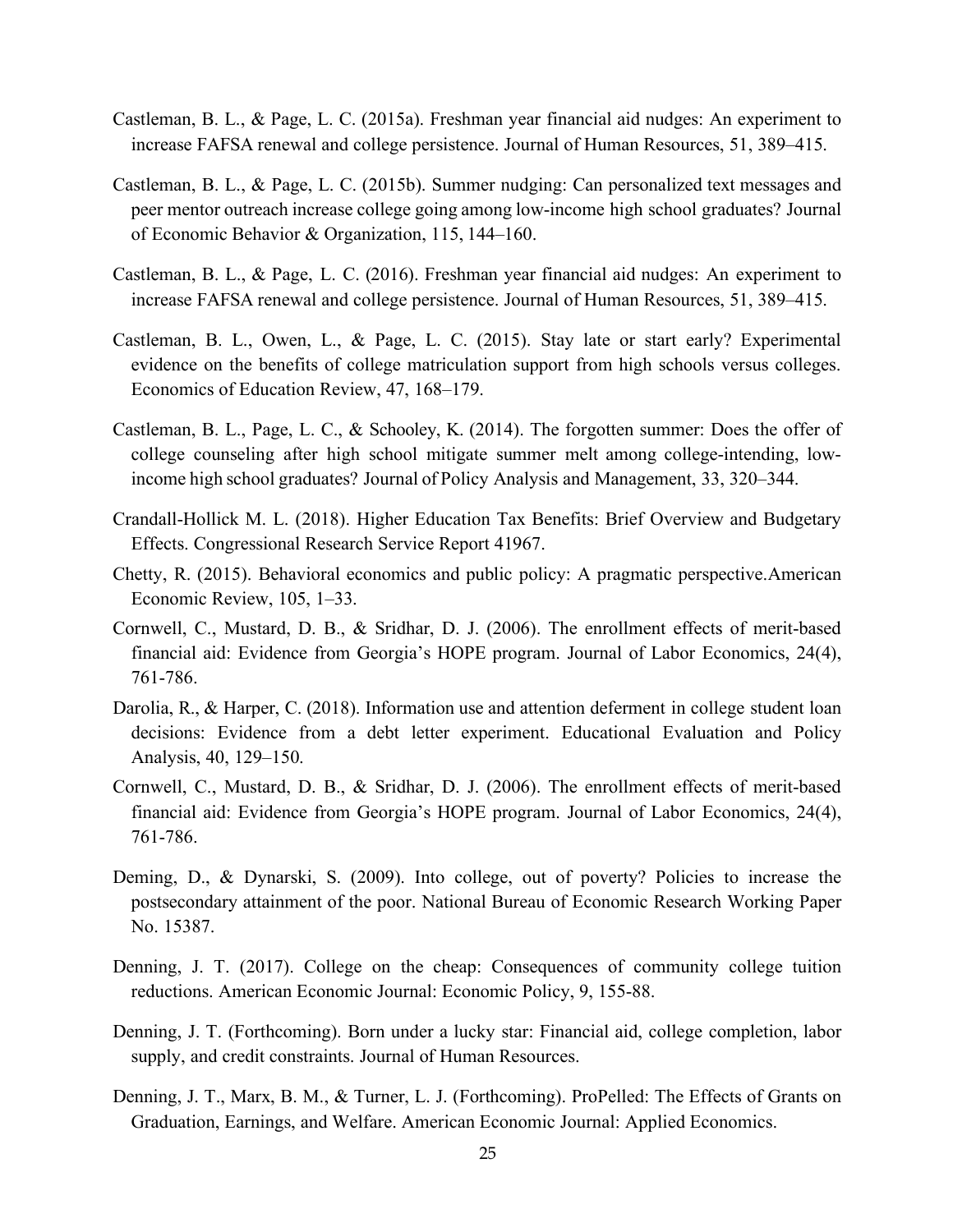Castleman, B. L., & Page, L. C. (2015a). Freshman year financial aid nudges: An experiment to increase FAFSA renewal and college persistence. Journal of Human Resources, 51, 389–415.

Castleman, B. L., & Page, L. C. (2015b). Summer nudging: Can personalized text messages and peer mentor outreach increase college going among low-income high school graduates? Journal of Economic Behavior & Organization, 115, 144–160.

Castleman, B. L., & Page, L. C. (2016). Freshman year financial aid nudges: An experiment to increase FAFSA renewal and college persistence. Journal of Human Resources, 51, 389–415.

Castleman, B. L., Owen, L., & Page, L. C. (2015). Stay late or start early? Experimental evidence on the benefits of college matriculation support from high schools versus colleges. Economics of Education Review, 47, 168–179.

Castleman, B. L., Page, L. C., & Schooley, K. (2014). The forgotten summer: Does the offer of college counseling after high school mitigate summer melt among college-intending, low-income high school graduates? Journal of Policy Analysis and Management, 33, 320–344.

Crandall-Hollick M. L. (2018). Higher Education Tax Benefits: Brief Overview and Budgetary Effects. Congressional Research Service Report 41967.

Chetty, R. (2015). Behavioral economics and public policy: A pragmatic perspective.American Economic Review, 105, 1–33.

Cornwell, C., Mustard, D. B., & Sridhar, D. J. (2006). The enrollment effects of merit-based financial aid: Evidence from Georgia's HOPE program. Journal of Labor Economics, 24(4), 761-786.

Darolia, R., & Harper, C. (2018). Information use and attention deferment in college student loan decisions: Evidence from a debt letter experiment. Educational Evaluation and Policy Analysis, 40, 129–150.

Cornwell, C., Mustard, D. B., & Sridhar, D. J. (2006). The enrollment effects of merit-based financial aid: Evidence from Georgia's HOPE program. Journal of Labor Economics, 24(4), 761-786.

Deming, D., & Dynarski, S. (2009). Into college, out of poverty? Policies to increase the postsecondary attainment of the poor. National Bureau of Economic Research Working Paper No. 15387.

Denning, J. T. (2017). College on the cheap: Consequences of community college tuition reductions. American Economic Journal: Economic Policy, 9, 155-88.

Denning, J. T. (Forthcoming). Born under a lucky star: Financial aid, college completion, labor supply, and credit constraints. Journal of Human Resources.

Denning, J. T., Marx, B. M., & Turner, L. J. (Forthcoming). ProPelled: The Effects of Grants on Graduation, Earnings, and Welfare. American Economic Journal: Applied Economics.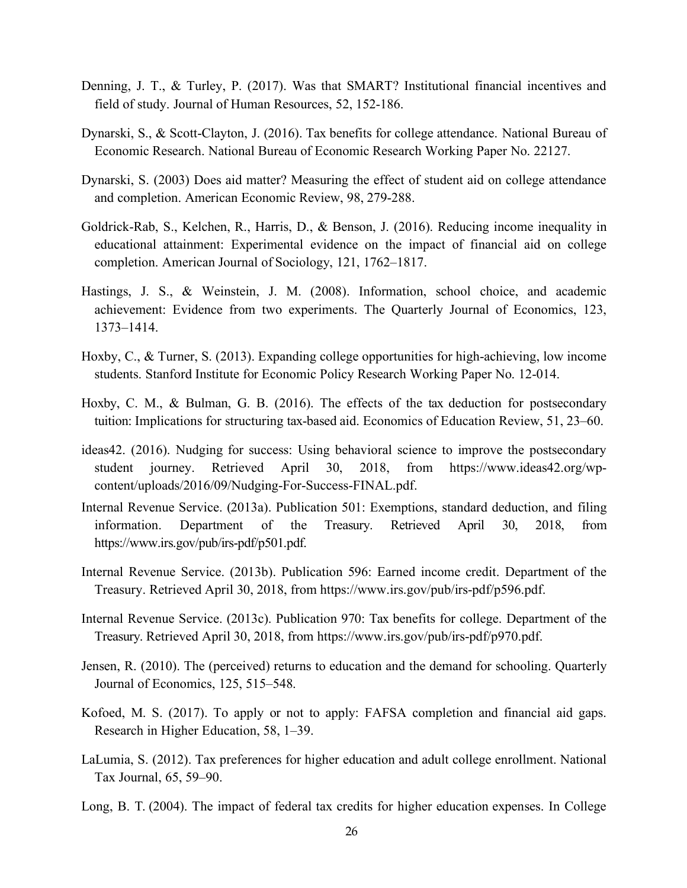Denning, J. T., & Turley, P. (2017). Was that SMART? Institutional financial incentives and field of study. Journal of Human Resources, 52, 152-186.

Dynarski, S., & Scott-Clayton, J. (2016). Tax benefits for college attendance. National Bureau of Economic Research. National Bureau of Economic Research Working Paper No. 22127.

Dynarski, S. (2003) Does aid matter? Measuring the effect of student aid on college attendance and completion. American Economic Review, 98, 279-288.

Goldrick-Rab, S., Kelchen, R., Harris, D., & Benson, J. (2016). Reducing income inequality in educational attainment: Experimental evidence on the impact of financial aid on college completion. American Journal of Sociology, 121, 1762–1817.

Hastings, J. S., & Weinstein, J. M. (2008). Information, school choice, and academic achievement: Evidence from two experiments. The Quarterly Journal of Economics, 123, 1373–1414.

Hoxby, C., & Turner, S. (2013). Expanding college opportunities for high-achieving, low income students. Stanford Institute for Economic Policy Research Working Paper No. 12-014.

Hoxby, C. M., & Bulman, G. B. (2016). The effects of the tax deduction for postsecondary tuition: Implications for structuring tax-based aid. Economics of Education Review, 51, 23–60.

ideas42. (2016). Nudging for success: Using behavioral science to improve the postsecondary student journey. Retrieved April 30, 2018, from https://www.ideas42.org/wp-content/uploads/2016/09/Nudging-For-Success-FINAL.pdf.

Internal Revenue Service. (2013a). Publication 501: Exemptions, standard deduction, and filing information. Department of the Treasury. Retrieved April 30, 2018, from https://www.irs.gov/pub/irs-pdf/p501.pdf.

Internal Revenue Service. (2013b). Publication 596: Earned income credit. Department of the Treasury. Retrieved April 30, 2018, from https://www.irs.gov/pub/irs-pdf/p596.pdf.

Internal Revenue Service. (2013c). Publication 970: Tax benefits for college. Department of the Treasury. Retrieved April 30, 2018, from https://www.irs.gov/pub/irs-pdf/p970.pdf.

Jensen, R. (2010). The (perceived) returns to education and the demand for schooling. Quarterly Journal of Economics, 125, 515–548.

Kofoed, M. S. (2017). To apply or not to apply: FAFSA completion and financial aid gaps. Research in Higher Education, 58, 1–39.

LaLumia, S. (2012). Tax preferences for higher education and adult college enrollment. National Tax Journal, 65, 59–90.

Long, B. T. (2004). The impact of federal tax credits for higher education expenses. In College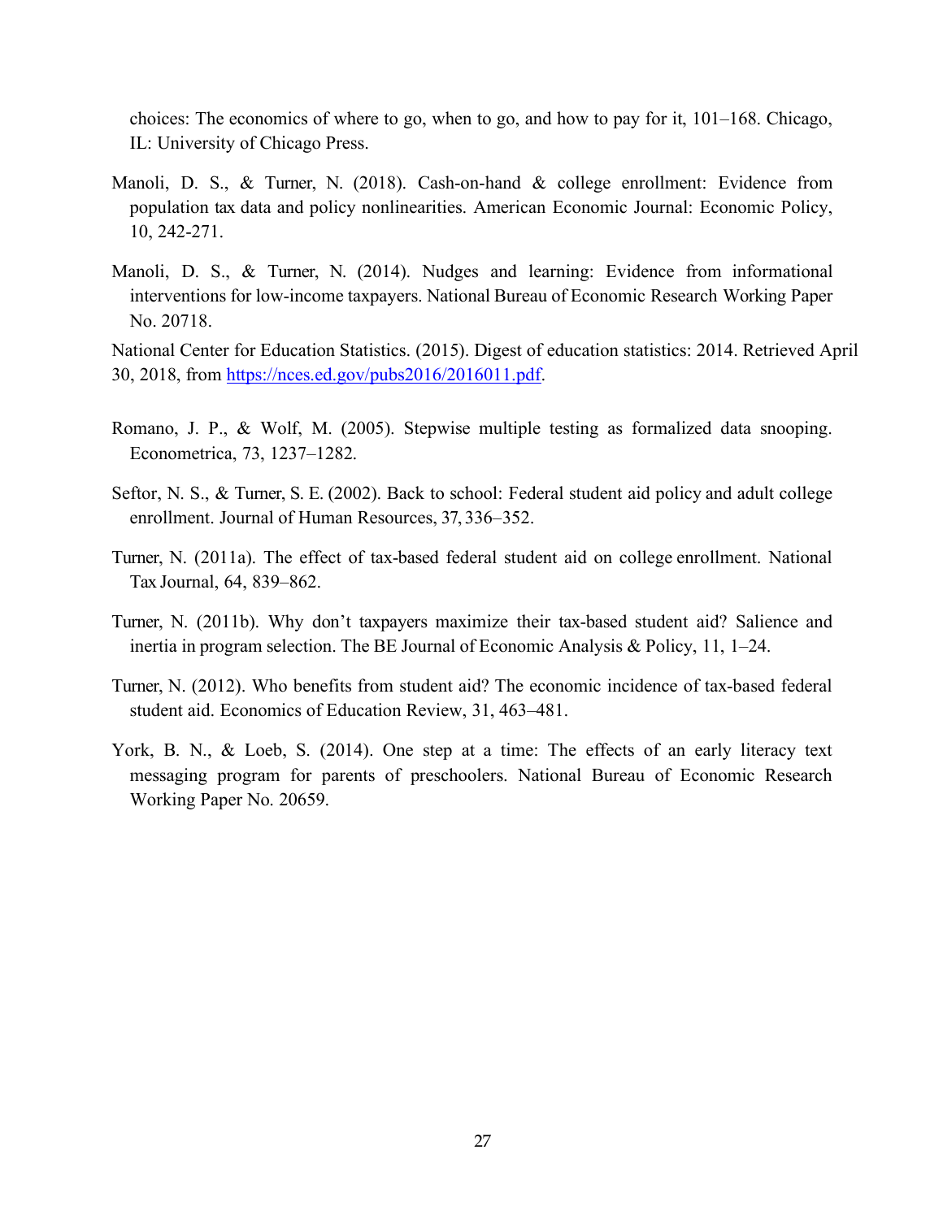choices: The economics of where to go, when to go, and how to pay for it, 101–168. Chicago, IL: University of Chicago Press.

Manoli, D. S., & Turner, N. (2018). Cash-on-hand & college enrollment: Evidence from population tax data and policy nonlinearities. American Economic Journal: Economic Policy, 10, 242-271.

Manoli, D. S., & Turner, N. (2014). Nudges and learning: Evidence from informational interventions for low-income taxpayers. National Bureau of Economic Research Working Paper No. 20718.

National Center for Education Statistics. (2015). Digest of education statistics: 2014. Retrieved April 30, 2018, from https://nces.ed.gov/pubs2016/2016011.pdf.

Romano, J. P., & Wolf, M. (2005). Stepwise multiple testing as formalized data snooping. Econometrica, 73, 1237–1282.

Seftor, N. S., & Turner, S. E. (2002). Back to school: Federal student aid policy and adult college enrollment. Journal of Human Resources, 37, 336–352.

Turner, N. (2011a). The effect of tax-based federal student aid on college enrollment. National Tax Journal, 64, 839–862.

Turner, N. (2011b). Why don't taxpayers maximize their tax-based student aid? Salience and inertia in program selection. The BE Journal of Economic Analysis & Policy, 11, 1–24.

Turner, N. (2012). Who benefits from student aid? The economic incidence of tax-based federal student aid. Economics of Education Review, 31, 463–481.

York, B. N., & Loeb, S. (2014). One step at a time: The effects of an early literacy text messaging program for parents of preschoolers. National Bureau of Economic Research Working Paper No. 20659.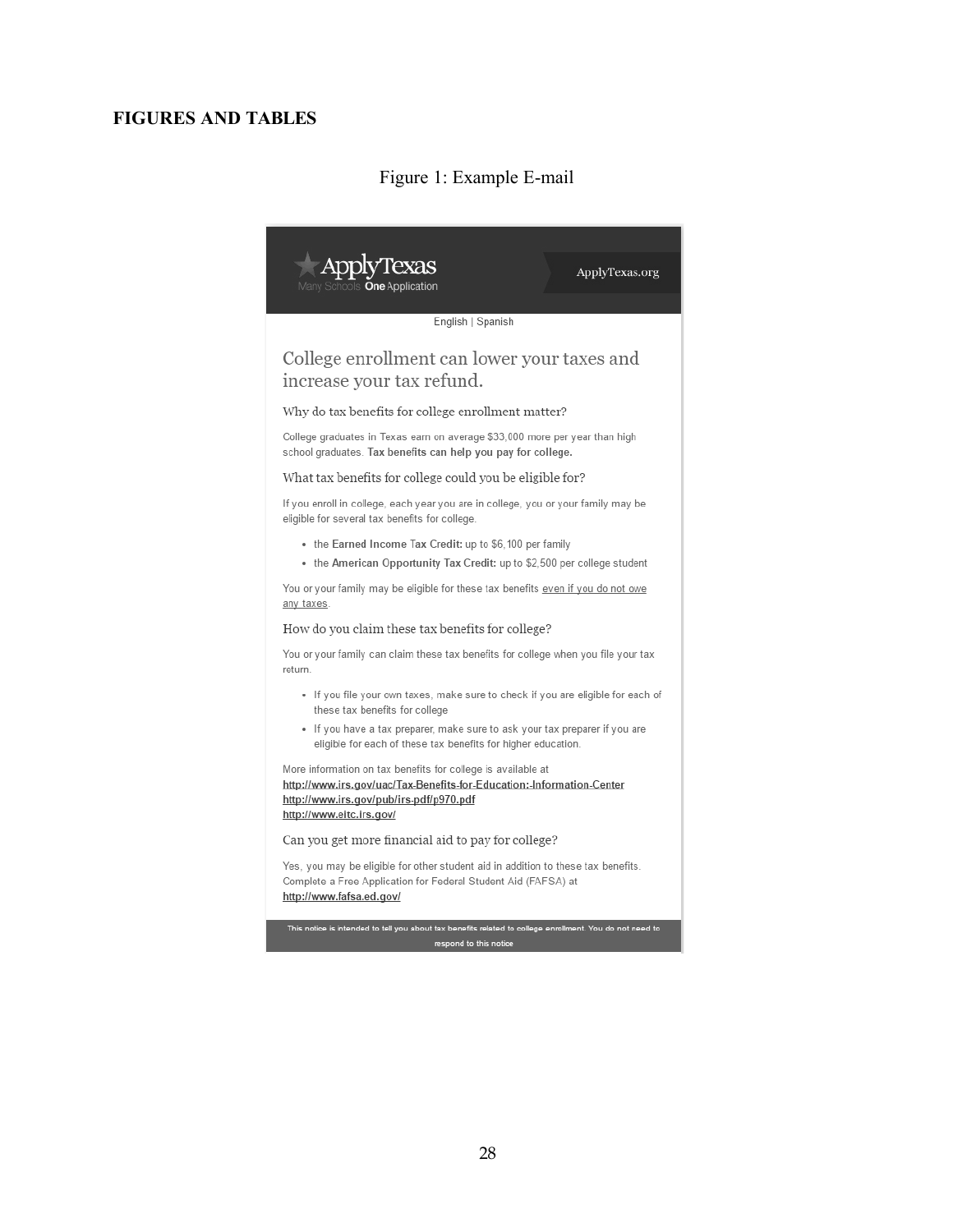**FIGURES AND TABLES**

Figure 1: Example E-mail

ApplyTexas
Many Schools **One** Application

ApplyTexas.org

English | Spanish

## College enrollment can lower your taxes and increase your tax refund.

### Why do tax benefits for college enrollment matter?

College graduates in Texas earn on average $33,000 more per year than high school graduates. **Tax benefits can help you pay for college.**

### What tax benefits for college could you be eligible for?

If you enroll in college, each year you are in college, you or your family may be eligible for several tax benefits for college.

- the **Earned Income Tax Credit:** up to $6,100 per family
- the **American Opportunity Tax Credit:** up to $2,500 per college student

You or your family may be eligible for these tax benefits even if you do not owe any taxes.

### How do you claim these tax benefits for college?

You or your family can claim these tax benefits for college when you file your tax return.

- If you file your own taxes, make sure to check if you are eligible for each of these tax benefits for college
- If you have a tax preparer, make sure to ask your tax preparer if you are eligible for each of these tax benefits for higher education.

More information on tax benefits for college is available at
**http://www.irs.gov/uac/Tax-Benefits-for-Education:-Information-Center**
**http://www.irs.gov/pub/irs-pdf/p970.pdf**
**http://www.eitc.irs.gov/**

### Can you get more financial aid to pay for college?

Yes, you may be eligible for other student aid in addition to these tax benefits. Complete a Free Application for Federal Student Aid (FAFSA) at
**http://www.fafsa.ed.gov/**

This notice is intended to tell you about tax benefits related to college enrollment. You do not need to respond to this notice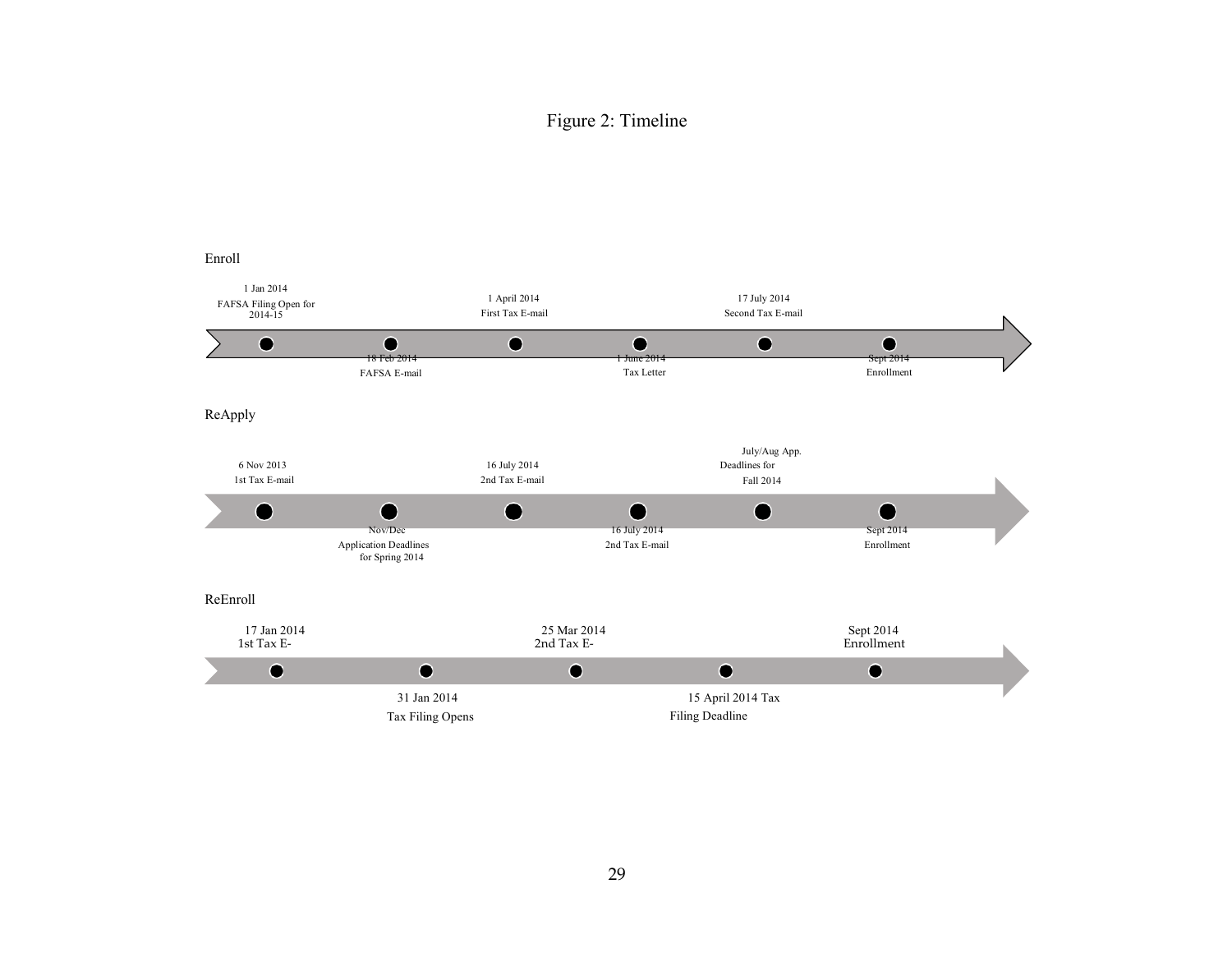Figure 2: Timeline

Enroll

- 1 Jan 2014 — FAFSA Filing Open for 2014-15
- 18 Feb 2014 — FAFSA E-mail
- 1 April 2014 — First Tax E-mail
- 1 June 2014 — Tax Letter
- 17 July 2014 — Second Tax E-mail
- Sept 2014 — Enrollment

ReApply

- 6 Nov 2013 — 1st Tax E-mail
- Nov/Dec — Application Deadlines for Spring 2014
- 16 July 2014 — 2nd Tax E-mail
- 16 July 2014 — 2nd Tax E-mail
- July/Aug App. Deadlines for Fall 2014
- Sept 2014 — Enrollment

ReEnroll

- 17 Jan 2014 — 1st Tax E-
- 31 Jan 2014 — Tax Filing Opens
- 25 Mar 2014 — 2nd Tax E-
- 15 April 2014 Tax Filing Deadline
- Sept 2014 — Enrollment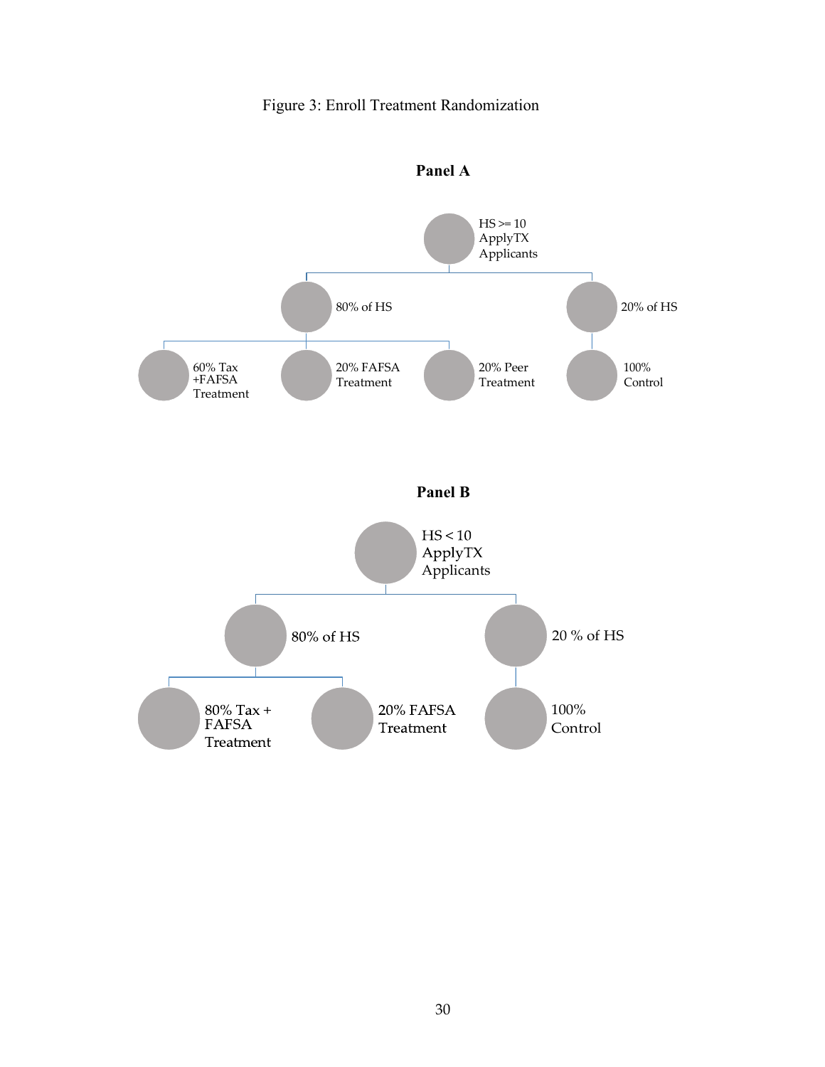Figure 3: Enroll Treatment Randomization

**Panel A**

HS >= 10 ApplyTX Applicants

80% of HS

20% of HS

60% Tax +FAFSA Treatment

20% FAFSA Treatment

20% Peer Treatment

100% Control

**Panel B**

HS < 10 ApplyTX Applicants

80% of HS

20 % of HS

80% Tax + FAFSA Treatment

20% FAFSA Treatment

100% Control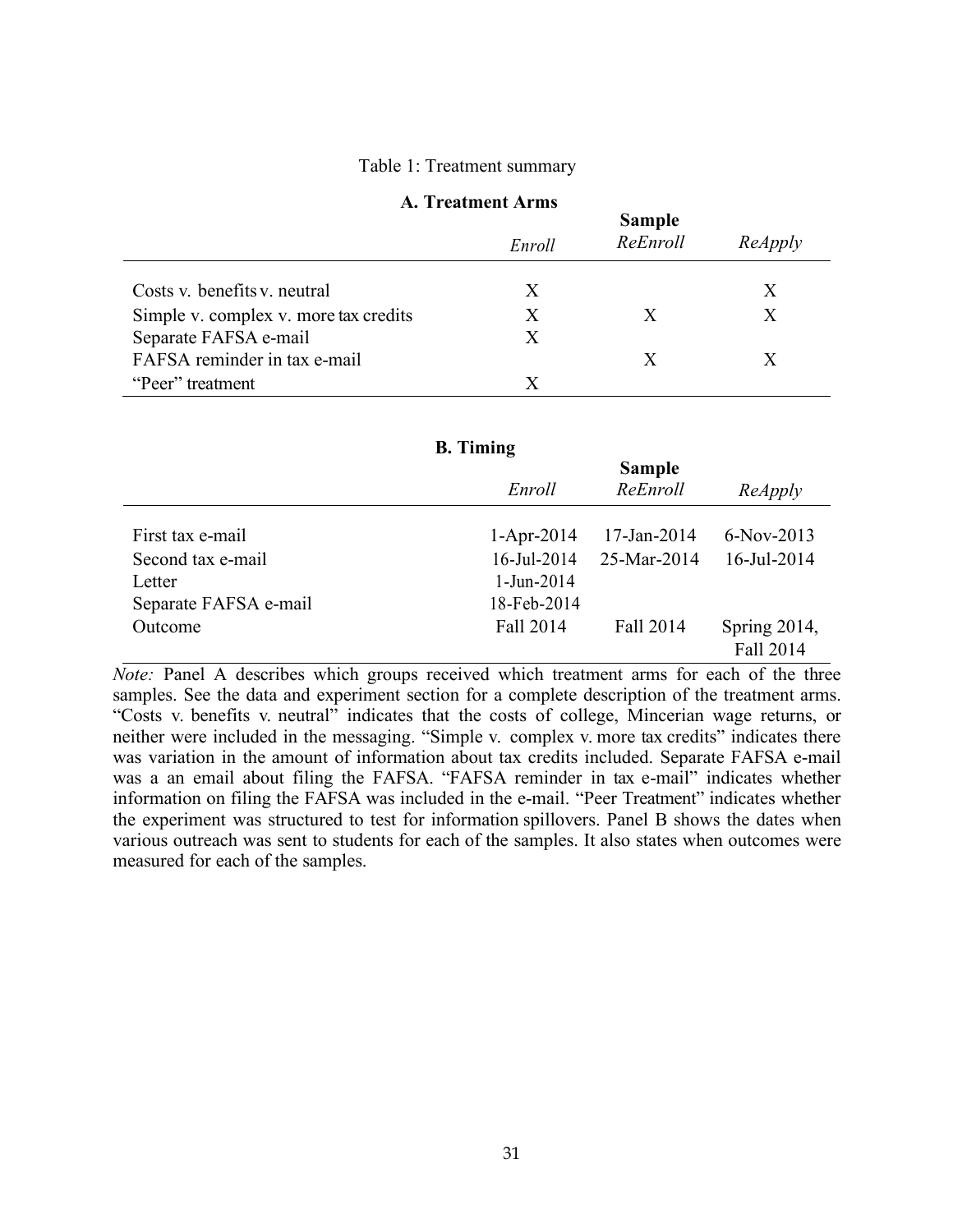Table 1: Treatment summary

**A. Treatment Arms**

| | Sample | | |
|---|---|---|---|
| | *Enroll* | *ReEnroll* | *ReApply* |
| Costs v. benefits v. neutral | X | | X |
| Simple v. complex v. more tax credits | X | X | X |
| Separate FAFSA e-mail | X | | |
| FAFSA reminder in tax e-mail | | X | X |
| "Peer" treatment | X | | |

**B. Timing**

| | Sample | | |
|---|---|---|---|
| | *Enroll* | *ReEnroll* | *ReApply* |
| First tax e-mail | 1-Apr-2014 | 17-Jan-2014 | 6-Nov-2013 |
| Second tax e-mail | 16-Jul-2014 | 25-Mar-2014 | 16-Jul-2014 |
| Letter | 1-Jun-2014 | | |
| Separate FAFSA e-mail | 18-Feb-2014 | | |
| Outcome | Fall 2014 | Fall 2014 | Spring 2014, Fall 2014 |

*Note:* Panel A describes which groups received which treatment arms for each of the three samples. See the data and experiment section for a complete description of the treatment arms. "Costs v. benefits v. neutral" indicates that the costs of college, Mincerian wage returns, or neither were included in the messaging. "Simple v. complex v. more tax credits" indicates there was variation in the amount of information about tax credits included. Separate FAFSA e-mail was a an email about filing the FAFSA. "FAFSA reminder in tax e-mail" indicates whether information on filing the FAFSA was included in the e-mail. "Peer Treatment" indicates whether the experiment was structured to test for information spillovers. Panel B shows the dates when various outreach was sent to students for each of the samples. It also states when outcomes were measured for each of the samples.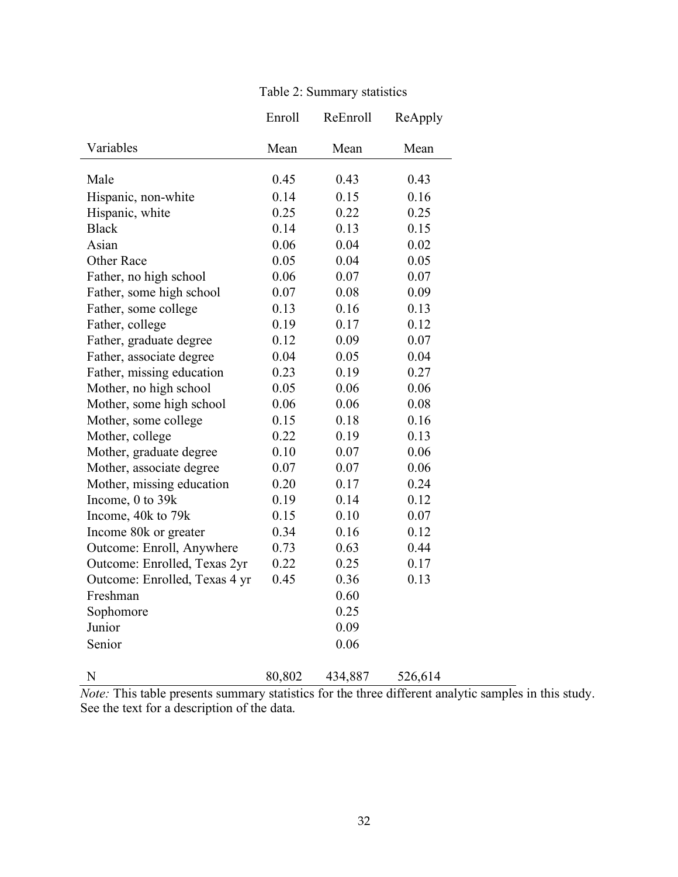Table 2: Summary statistics

| | Enroll | ReEnroll | ReApply |
|---|---|---|---|
| Variables | Mean | Mean | Mean |
| Male | 0.45 | 0.43 | 0.43 |
| Hispanic, non-white | 0.14 | 0.15 | 0.16 |
| Hispanic, white | 0.25 | 0.22 | 0.25 |
| Black | 0.14 | 0.13 | 0.15 |
| Asian | 0.06 | 0.04 | 0.02 |
| Other Race | 0.05 | 0.04 | 0.05 |
| Father, no high school | 0.06 | 0.07 | 0.07 |
| Father, some high school | 0.07 | 0.08 | 0.09 |
| Father, some college | 0.13 | 0.16 | 0.13 |
| Father, college | 0.19 | 0.17 | 0.12 |
| Father, graduate degree | 0.12 | 0.09 | 0.07 |
| Father, associate degree | 0.04 | 0.05 | 0.04 |
| Father, missing education | 0.23 | 0.19 | 0.27 |
| Mother, no high school | 0.05 | 0.06 | 0.06 |
| Mother, some high school | 0.06 | 0.06 | 0.08 |
| Mother, some college | 0.15 | 0.18 | 0.16 |
| Mother, college | 0.22 | 0.19 | 0.13 |
| Mother, graduate degree | 0.10 | 0.07 | 0.06 |
| Mother, associate degree | 0.07 | 0.07 | 0.06 |
| Mother, missing education | 0.20 | 0.17 | 0.24 |
| Income, 0 to 39k | 0.19 | 0.14 | 0.12 |
| Income, 40k to 79k | 0.15 | 0.10 | 0.07 |
| Income 80k or greater | 0.34 | 0.16 | 0.12 |
| Outcome: Enroll, Anywhere | 0.73 | 0.63 | 0.44 |
| Outcome: Enrolled, Texas 2yr | 0.22 | 0.25 | 0.17 |
| Outcome: Enrolled, Texas 4 yr | 0.45 | 0.36 | 0.13 |
| Freshman | | 0.60 | |
| Sophomore | | 0.25 | |
| Junior | | 0.09 | |
| Senior | | 0.06 | |
| N | 80,802 | 434,887 | 526,614 |

*Note:* This table presents summary statistics for the three different analytic samples in this study. See the text for a description of the data.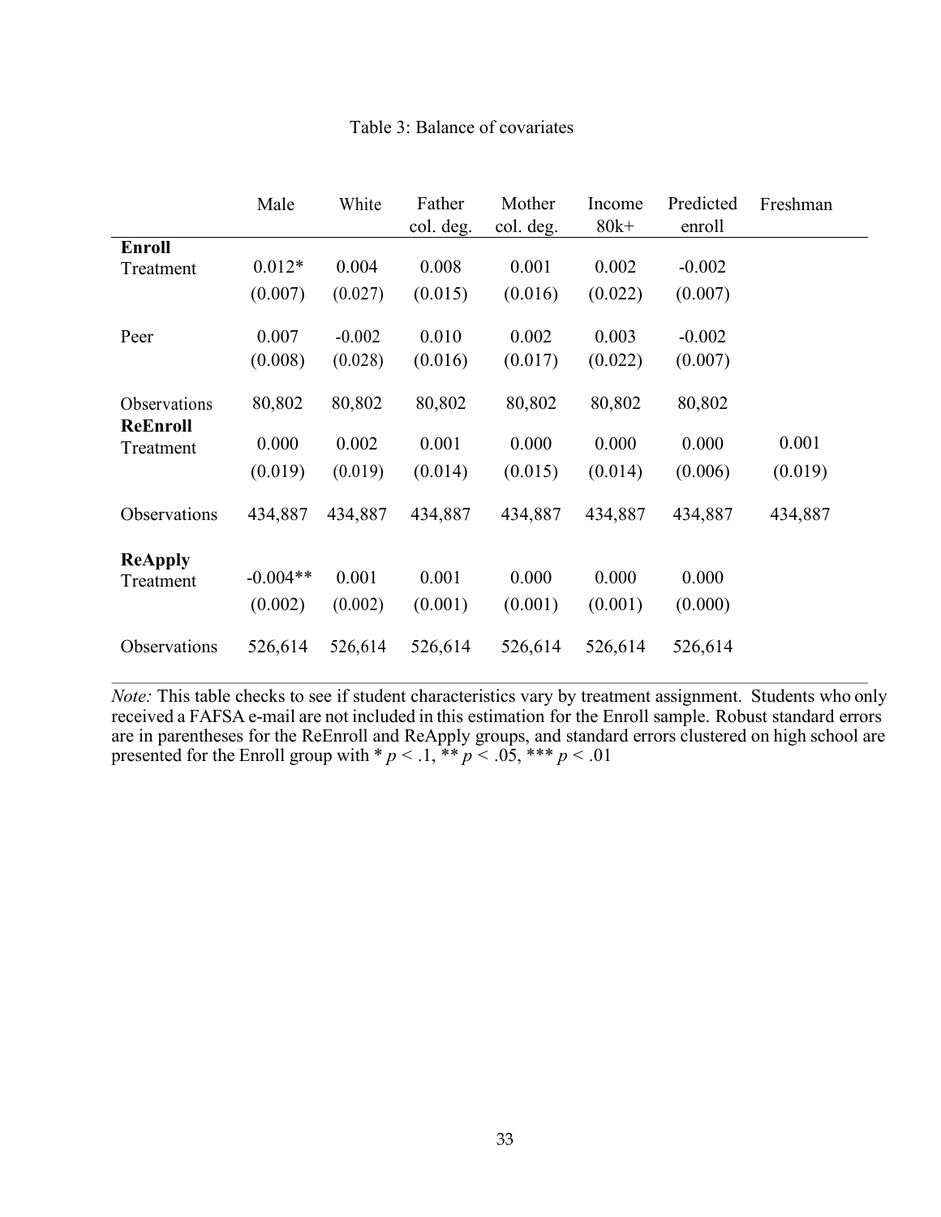Table 3: Balance of covariates

| | Male | White | Father col. deg. | Mother col. deg. | Income 80k+ | Predicted enroll | Freshman |
|---|---|---|---|---|---|---|---|
| **Enroll** | | | | | | | |
| Treatment | 0.012* | 0.004 | 0.008 | 0.001 | 0.002 | -0.002 | |
| | (0.007) | (0.027) | (0.015) | (0.016) | (0.022) | (0.007) | |
| Peer | 0.007 | -0.002 | 0.010 | 0.002 | 0.003 | -0.002 | |
| | (0.008) | (0.028) | (0.016) | (0.017) | (0.022) | (0.007) | |
| Observations | 80,802 | 80,802 | 80,802 | 80,802 | 80,802 | 80,802 | |
| **ReEnroll** | | | | | | | |
| Treatment | 0.000 | 0.002 | 0.001 | 0.000 | 0.000 | 0.000 | 0.001 |
| | (0.019) | (0.019) | (0.014) | (0.015) | (0.014) | (0.006) | (0.019) |
| Observations | 434,887 | 434,887 | 434,887 | 434,887 | 434,887 | 434,887 | 434,887 |
| **ReApply** | | | | | | | |
| Treatment | -0.004** | 0.001 | 0.001 | 0.000 | 0.000 | 0.000 | |
| | (0.002) | (0.002) | (0.001) | (0.001) | (0.001) | (0.000) | |
| Observations | 526,614 | 526,614 | 526,614 | 526,614 | 526,614 | 526,614 | |

*Note:* This table checks to see if student characteristics vary by treatment assignment. Students who only received a FAFSA e-mail are not included in this estimation for the Enroll sample. Robust standard errors are in parentheses for the ReEnroll and ReApply groups, and standard errors clustered on high school are presented for the Enroll group with * $p < .1$, ** $p < .05$, *** $p < .01$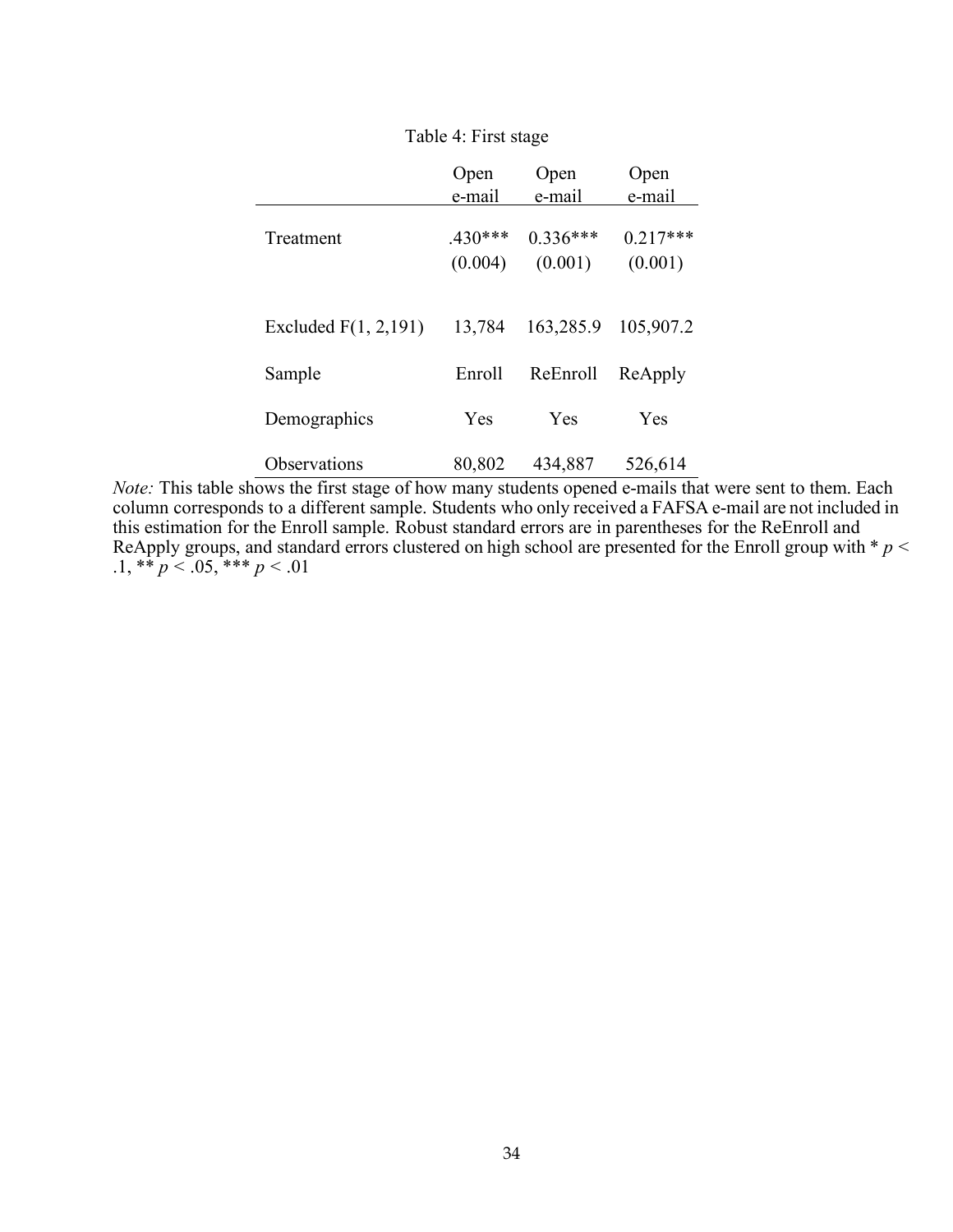Table 4: First stage

| | Open e-mail | Open e-mail | Open e-mail |
|---|---|---|---|
| Treatment | .430*** | 0.336*** | 0.217*** |
| | (0.004) | (0.001) | (0.001) |
| Excluded F(1, 2,191) | 13,784 | 163,285.9 | 105,907.2 |
| Sample | Enroll | ReEnroll | ReApply |
| Demographics | Yes | Yes | Yes |
| Observations | 80,802 | 434,887 | 526,614 |

*Note:* This table shows the first stage of how many students opened e-mails that were sent to them. Each column corresponds to a different sample. Students who only received a FAFSA e-mail are not included in this estimation for the Enroll sample. Robust standard errors are in parentheses for the ReEnroll and ReApply groups, and standard errors clustered on high school are presented for the Enroll group with * $p < .1$, ** $p < .05$, *** $p < .01$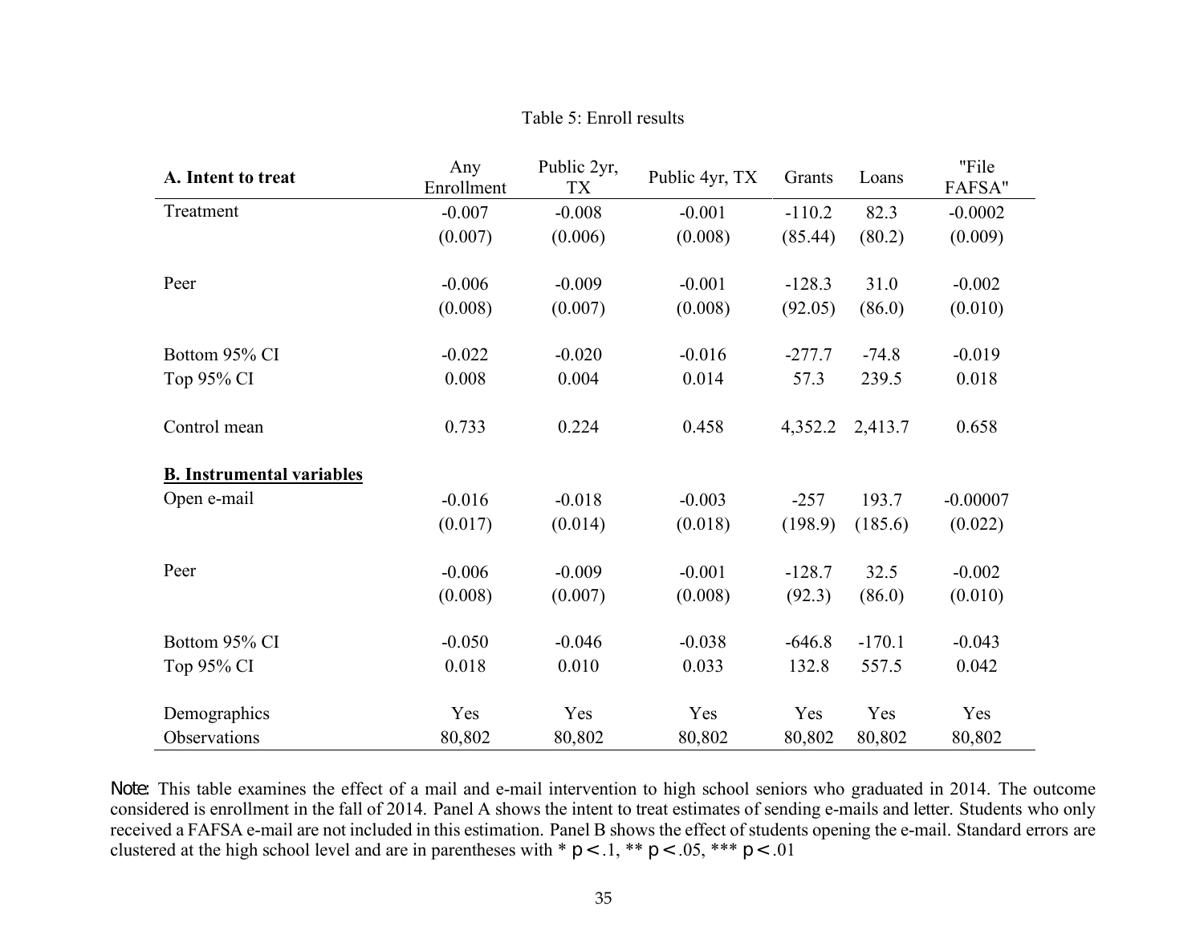Table 5: Enroll results

| **A. Intent to treat** | Any Enrollment | Public 2yr, TX | Public 4yr, TX | Grants | Loans | "File FAFSA" |
|---|---|---|---|---|---|---|
| Treatment | -0.007 | -0.008 | -0.001 | -110.2 | 82.3 | -0.0002 |
| | (0.007) | (0.006) | (0.008) | (85.44) | (80.2) | (0.009) |
| Peer | -0.006 | -0.009 | -0.001 | -128.3 | 31.0 | -0.002 |
| | (0.008) | (0.007) | (0.008) | (92.05) | (86.0) | (0.010) |
| Bottom 95% CI | -0.022 | -0.020 | -0.016 | -277.7 | -74.8 | -0.019 |
| Top 95% CI | 0.008 | 0.004 | 0.014 | 57.3 | 239.5 | 0.018 |
| Control mean | 0.733 | 0.224 | 0.458 | 4,352.2 | 2,413.7 | 0.658 |
| **B. Instrumental variables** | | | | | | |
| Open e-mail | -0.016 | -0.018 | -0.003 | -257 | 193.7 | -0.00007 |
| | (0.017) | (0.014) | (0.018) | (198.9) | (185.6) | (0.022) |
| Peer | -0.006 | -0.009 | -0.001 | -128.7 | 32.5 | -0.002 |
| | (0.008) | (0.007) | (0.008) | (92.3) | (86.0) | (0.010) |
| Bottom 95% CI | -0.050 | -0.046 | -0.038 | -646.8 | -170.1 | -0.043 |
| Top 95% CI | 0.018 | 0.010 | 0.033 | 132.8 | 557.5 | 0.042 |
| Demographics | Yes | Yes | Yes | Yes | Yes | Yes |
| Observations | 80,802 | 80,802 | 80,802 | 80,802 | 80,802 | 80,802 |

Note: This table examines the effect of a mail and e-mail intervention to high school seniors who graduated in 2014. The outcome considered is enrollment in the fall of 2014. Panel A shows the intent to treat estimates of sending e-mails and letter. Students who only received a FAFSA e-mail are not included in this estimation. Panel B shows the effect of students opening the e-mail. Standard errors are clustered at the high school level and are in parentheses with * $p < .1$, ** $p < .05$, *** $p < .01$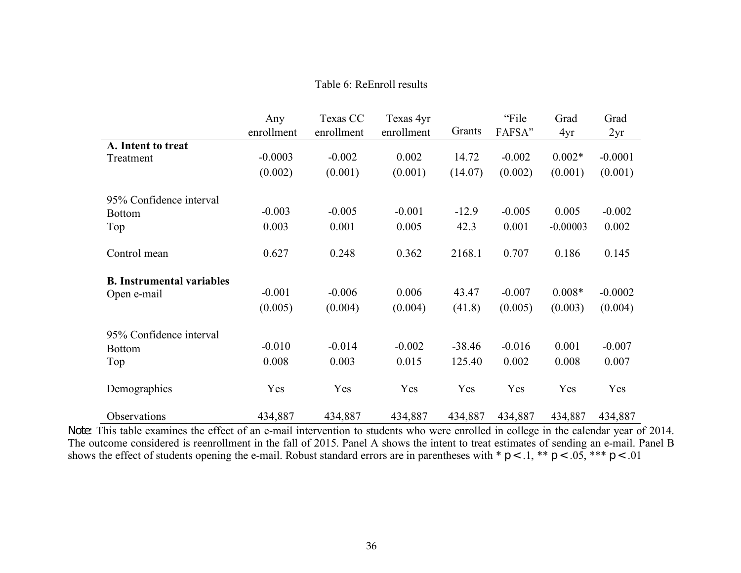Table 6: ReEnroll results

| | Any enrollment | Texas CC enrollment | Texas 4yr enrollment | Grants | "File FAFSA" | Grad 4yr | Grad 2yr |
|---|---|---|---|---|---|---|---|
| **A. Intent to treat** | | | | | | | |
| Treatment | -0.0003 | -0.002 | 0.002 | 14.72 | -0.002 | 0.002* | -0.0001 |
| | (0.002) | (0.001) | (0.001) | (14.07) | (0.002) | (0.001) | (0.001) |
| 95% Confidence interval | | | | | | | |
| Bottom | -0.003 | -0.005 | -0.001 | -12.9 | -0.005 | 0.005 | -0.002 |
| Top | 0.003 | 0.001 | 0.005 | 42.3 | 0.001 | -0.00003 | 0.002 |
| Control mean | 0.627 | 0.248 | 0.362 | 2168.1 | 0.707 | 0.186 | 0.145 |
| **B. Instrumental variables** | | | | | | | |
| Open e-mail | -0.001 | -0.006 | 0.006 | 43.47 | -0.007 | 0.008* | -0.0002 |
| | (0.005) | (0.004) | (0.004) | (41.8) | (0.005) | (0.003) | (0.004) |
| 95% Confidence interval | | | | | | | |
| Bottom | -0.010 | -0.014 | -0.002 | -38.46 | -0.016 | 0.001 | -0.007 |
| Top | 0.008 | 0.003 | 0.015 | 125.40 | 0.002 | 0.008 | 0.007 |
| Demographics | Yes | Yes | Yes | Yes | Yes | Yes | Yes |
| Observations | 434,887 | 434,887 | 434,887 | 434,887 | 434,887 | 434,887 | 434,887 |

Note: This table examines the effect of an e-mail intervention to students who were enrolled in college in the calendar year of 2014. The outcome considered is reenrollment in the fall of 2015. Panel A shows the intent to treat estimates of sending an e-mail. Panel B shows the effect of students opening the e-mail. Robust standard errors are in parentheses with * $p < .1$, ** $p < .05$, *** $p < .01$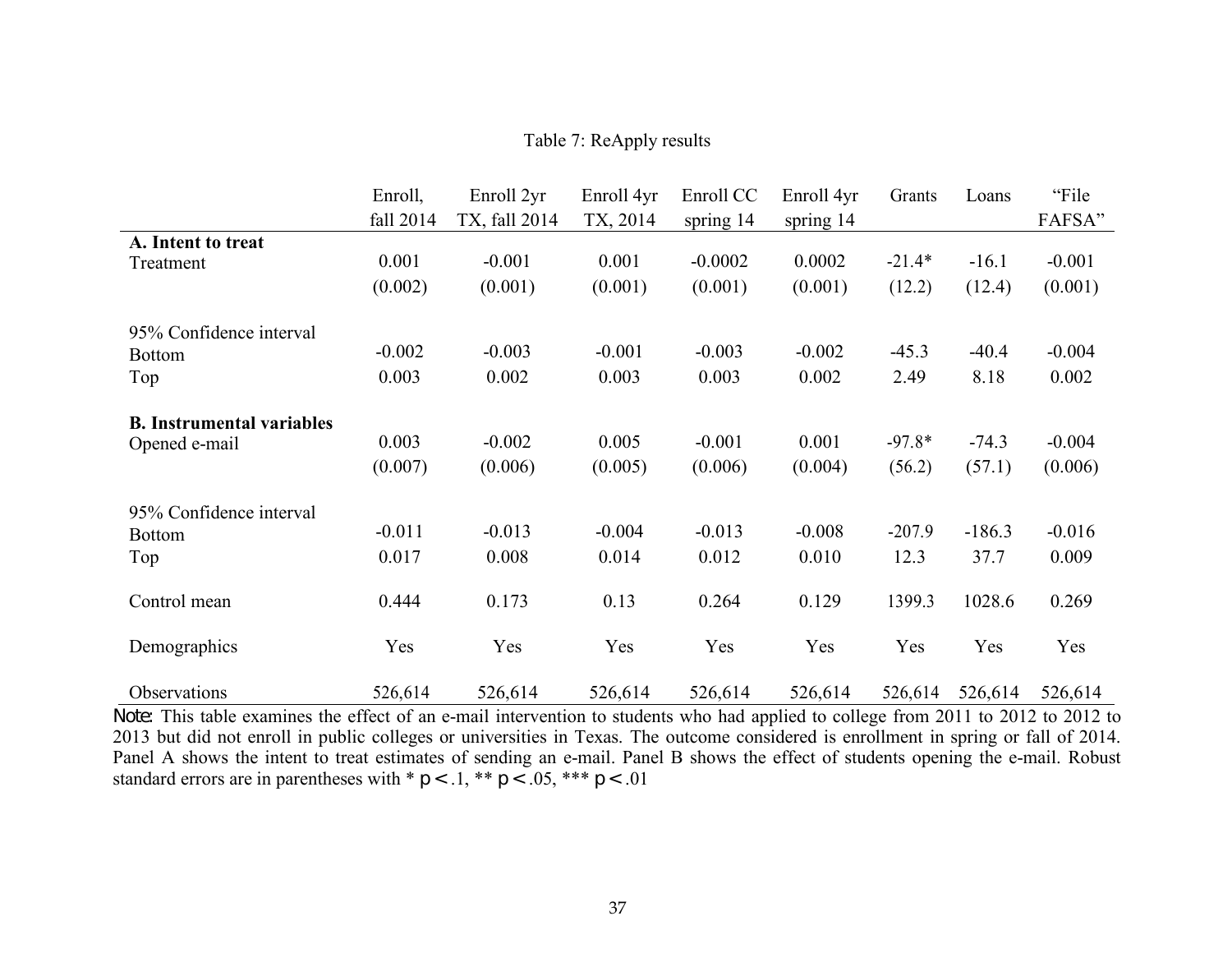Table 7: ReApply results

| | Enroll, fall 2014 | Enroll 2yr TX, fall 2014 | Enroll 4yr TX, 2014 | Enroll CC spring 14 | Enroll 4yr spring 14 | Grants | Loans | "File FAFSA" |
|---|---|---|---|---|---|---|---|---|
| **A. Intent to treat** | | | | | | | | |
| Treatment | 0.001 | -0.001 | 0.001 | -0.0002 | 0.0002 | -21.4* | -16.1 | -0.001 |
| | (0.002) | (0.001) | (0.001) | (0.001) | (0.001) | (12.2) | (12.4) | (0.001) |
| 95% Confidence interval | | | | | | | | |
| Bottom | -0.002 | -0.003 | -0.001 | -0.003 | -0.002 | -45.3 | -40.4 | -0.004 |
| Top | 0.003 | 0.002 | 0.003 | 0.003 | 0.002 | 2.49 | 8.18 | 0.002 |
| **B. Instrumental variables** | | | | | | | | |
| Opened e-mail | 0.003 | -0.002 | 0.005 | -0.001 | 0.001 | -97.8* | -74.3 | -0.004 |
| | (0.007) | (0.006) | (0.005) | (0.006) | (0.004) | (56.2) | (57.1) | (0.006) |
| 95% Confidence interval | | | | | | | | |
| Bottom | -0.011 | -0.013 | -0.004 | -0.013 | -0.008 | -207.9 | -186.3 | -0.016 |
| Top | 0.017 | 0.008 | 0.014 | 0.012 | 0.010 | 12.3 | 37.7 | 0.009 |
| Control mean | 0.444 | 0.173 | 0.13 | 0.264 | 0.129 | 1399.3 | 1028.6 | 0.269 |
| Demographics | Yes | Yes | Yes | Yes | Yes | Yes | Yes | Yes |
| Observations | 526,614 | 526,614 | 526,614 | 526,614 | 526,614 | 526,614 | 526,614 | 526,614 |

*Note:* This table examines the effect of an e-mail intervention to students who had applied to college from 2011 to 2012 to 2012 to 2013 but did not enroll in public colleges or universities in Texas. The outcome considered is enrollment in spring or fall of 2014. Panel A shows the intent to treat estimates of sending an e-mail. Panel B shows the effect of students opening the e-mail. Robust standard errors are in parentheses with * $p < .1$, ** $p < .05$, *** $p < .01$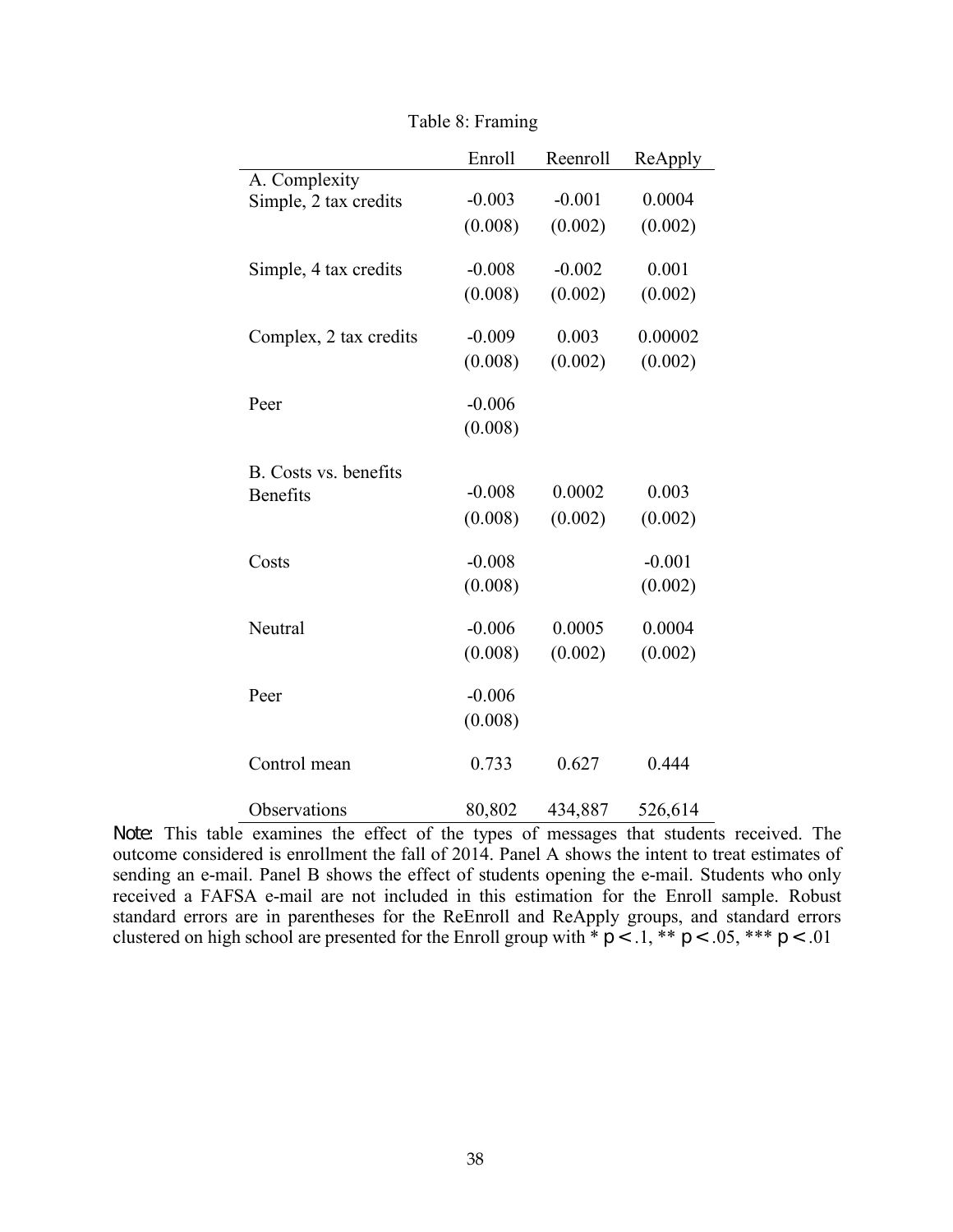Table 8: Framing

| | Enroll | Reenroll | ReApply |
|---|---|---|---|
| A. Complexity | | | |
| Simple, 2 tax credits | -0.003 | -0.001 | 0.0004 |
| | (0.008) | (0.002) | (0.002) |
| Simple, 4 tax credits | -0.008 | -0.002 | 0.001 |
| | (0.008) | (0.002) | (0.002) |
| Complex, 2 tax credits | -0.009 | 0.003 | 0.00002 |
| | (0.008) | (0.002) | (0.002) |
| Peer | -0.006 | | |
| | (0.008) | | |
| B. Costs vs. benefits | | | |
| Benefits | -0.008 | 0.0002 | 0.003 |
| | (0.008) | (0.002) | (0.002) |
| Costs | -0.008 | | -0.001 |
| | (0.008) | | (0.002) |
| Neutral | -0.006 | 0.0005 | 0.0004 |
| | (0.008) | (0.002) | (0.002) |
| Peer | -0.006 | | |
| | (0.008) | | |
| Control mean | 0.733 | 0.627 | 0.444 |
| Observations | 80,802 | 434,887 | 526,614 |

Note: This table examines the effect of the types of messages that students received. The outcome considered is enrollment the fall of 2014. Panel A shows the intent to treat estimates of sending an e-mail. Panel B shows the effect of students opening the e-mail. Students who only received a FAFSA e-mail are not included in this estimation for the Enroll sample. Robust standard errors are in parentheses for the ReEnroll and ReApply groups, and standard errors clustered on high school are presented for the Enroll group with * $p < .1$, ** $p < .05$, *** $p < .01$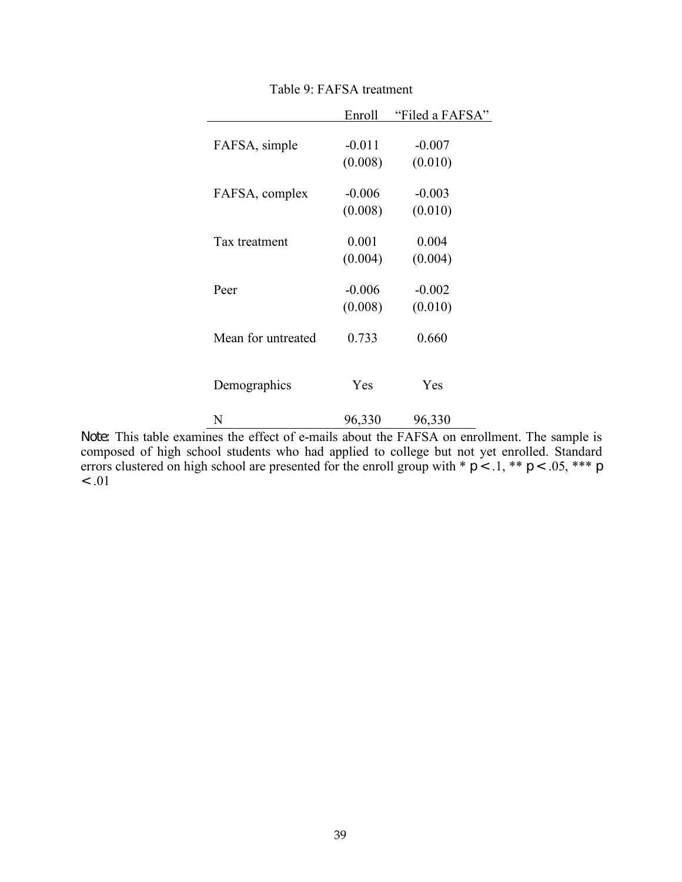Table 9: FAFSA treatment

| | Enroll | "Filed a FAFSA" |
|---|---|---|
| FAFSA, simple | -0.011 | -0.007 |
| | (0.008) | (0.010) |
| FAFSA, complex | -0.006 | -0.003 |
| | (0.008) | (0.010) |
| Tax treatment | 0.001 | 0.004 |
| | (0.004) | (0.004) |
| Peer | -0.006 | -0.002 |
| | (0.008) | (0.010) |
| Mean for untreated | 0.733 | 0.660 |
| Demographics | Yes | Yes |
| N | 96,330 | 96,330 |

Note: This table examines the effect of e-mails about the FAFSA on enrollment. The sample is composed of high school students who had applied to college but not yet enrolled. Standard errors clustered on high school are presented for the enroll group with * $p < .1$, ** $p < .05$, *** $p < .01$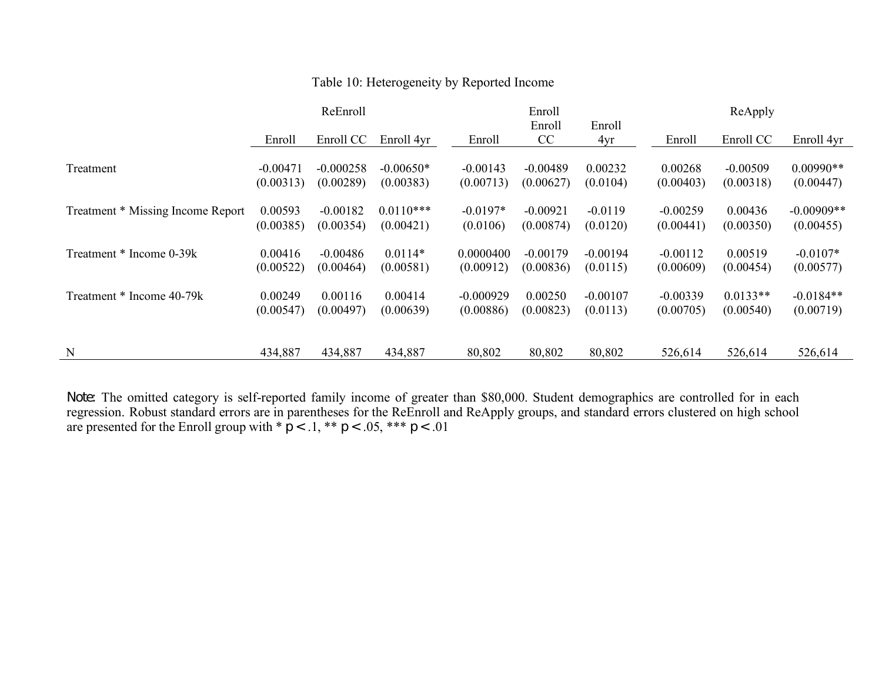Table 10: Heterogeneity by Reported Income

| | ReEnroll | | | Enroll | | | ReApply | | |
|---|---|---|---|---|---|---|---|---|---|
| | Enroll | Enroll CC | Enroll 4yr | Enroll | Enroll CC | Enroll 4yr | Enroll | Enroll CC | Enroll 4yr |
| Treatment | -0.00471 | -0.000258 | -0.00650* | -0.00143 | -0.00489 | 0.00232 | 0.00268 | -0.00509 | 0.00990** |
| | (0.00313) | (0.00289) | (0.00383) | (0.00713) | (0.00627) | (0.0104) | (0.00403) | (0.00318) | (0.00447) |
| Treatment * Missing Income Report | 0.00593 | -0.00182 | 0.0110*** | -0.0197* | -0.00921 | -0.0119 | -0.00259 | 0.00436 | -0.00909** |
| | (0.00385) | (0.00354) | (0.00421) | (0.0106) | (0.00874) | (0.0120) | (0.00441) | (0.00350) | (0.00455) |
| Treatment * Income 0-39k | 0.00416 | -0.00486 | 0.0114* | 0.0000400 | -0.00179 | -0.00194 | -0.00112 | 0.00519 | -0.0107* |
| | (0.00522) | (0.00464) | (0.00581) | (0.00912) | (0.00836) | (0.0115) | (0.00609) | (0.00454) | (0.00577) |
| Treatment * Income 40-79k | 0.00249 | 0.00116 | 0.00414 | -0.000929 | 0.00250 | -0.00107 | -0.00339 | 0.0133** | -0.0184** |
| | (0.00547) | (0.00497) | (0.00639) | (0.00886) | (0.00823) | (0.0113) | (0.00705) | (0.00540) | (0.00719) |
| N | 434,887 | 434,887 | 434,887 | 80,802 | 80,802 | 80,802 | 526,614 | 526,614 | 526,614 |

Note: The omitted category is self-reported family income of greater than \$80,000. Student demographics are controlled for in each regression. Robust standard errors are in parentheses for the ReEnroll and ReApply groups, and standard errors clustered on high school are presented for the Enroll group with * $p < .1$, ** $p < .05$, *** $p < .01$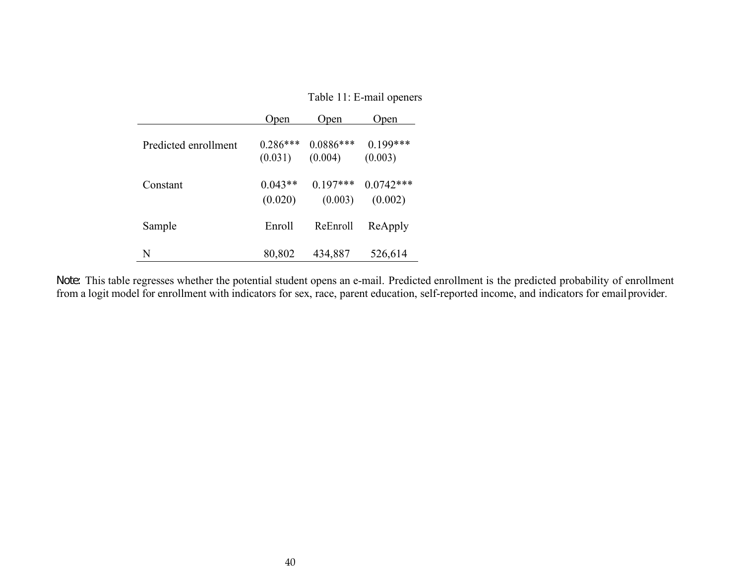Table 11: E-mail openers

| | Open | Open | Open |
|---|---|---|---|
| Predicted enrollment | 0.286*** | 0.0886*** | 0.199*** |
| | (0.031) | (0.004) | (0.003) |
| Constant | 0.043** | 0.197*** | 0.0742*** |
| | (0.020) | (0.003) | (0.002) |
| Sample | Enroll | ReEnroll | ReApply |
| N | 80,802 | 434,887 | 526,614 |

Note: This table regresses whether the potential student opens an e-mail. Predicted enrollment is the predicted probability of enrollment from a logit model for enrollment with indicators for sex, race, parent education, self-reported income, and indicators for email provider.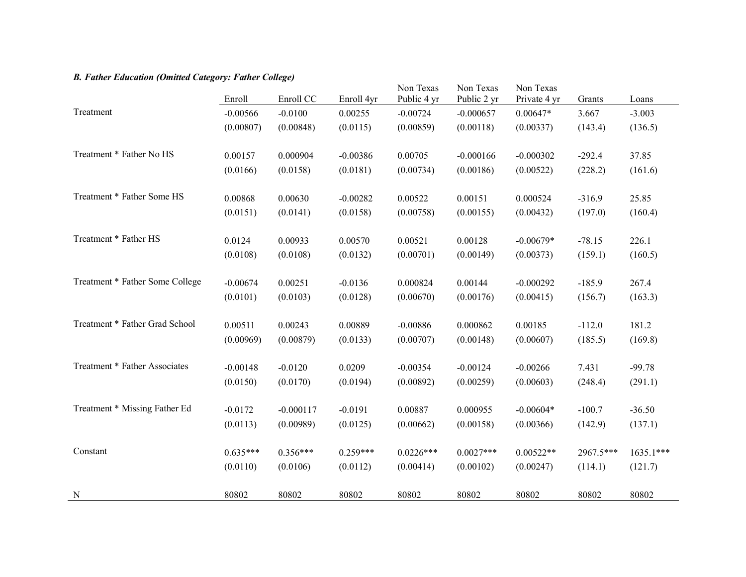***B. Father Education (Omitted Category: Father College)***

| | Enroll | Enroll CC | Enroll 4yr | Non Texas Public 4 yr | Non Texas Public 2 yr | Non Texas Private 4 yr | Grants | Loans |
|---|---|---|---|---|---|---|---|---|
| Treatment | -0.00566 | -0.0100 | 0.00255 | -0.00724 | -0.000657 | 0.00647* | 3.667 | -3.003 |
| | (0.00807) | (0.00848) | (0.0115) | (0.00859) | (0.00118) | (0.00337) | (143.4) | (136.5) |
| Treatment * Father No HS | 0.00157 | 0.000904 | -0.00386 | 0.00705 | -0.000166 | -0.000302 | -292.4 | 37.85 |
| | (0.0166) | (0.0158) | (0.0181) | (0.00734) | (0.00186) | (0.00522) | (228.2) | (161.6) |
| Treatment * Father Some HS | 0.00868 | 0.00630 | -0.00282 | 0.00522 | 0.00151 | 0.000524 | -316.9 | 25.85 |
| | (0.0151) | (0.0141) | (0.0158) | (0.00758) | (0.00155) | (0.00432) | (197.0) | (160.4) |
| Treatment * Father HS | 0.0124 | 0.00933 | 0.00570 | 0.00521 | 0.00128 | -0.00679* | -78.15 | 226.1 |
| | (0.0108) | (0.0108) | (0.0132) | (0.00701) | (0.00149) | (0.00373) | (159.1) | (160.5) |
| Treatment * Father Some College | -0.00674 | 0.00251 | -0.0136 | 0.000824 | 0.00144 | -0.000292 | -185.9 | 267.4 |
| | (0.0101) | (0.0103) | (0.0128) | (0.00670) | (0.00176) | (0.00415) | (156.7) | (163.3) |
| Treatment * Father Grad School | 0.00511 | 0.00243 | 0.00889 | -0.00886 | 0.000862 | 0.00185 | -112.0 | 181.2 |
| | (0.00969) | (0.00879) | (0.0133) | (0.00707) | (0.00148) | (0.00607) | (185.5) | (169.8) |
| Treatment * Father Associates | -0.00148 | -0.0120 | 0.0209 | -0.00354 | -0.00124 | -0.00266 | 7.431 | -99.78 |
| | (0.0150) | (0.0170) | (0.0194) | (0.00892) | (0.00259) | (0.00603) | (248.4) | (291.1) |
| Treatment * Missing Father Ed | -0.0172 | -0.000117 | -0.0191 | 0.00887 | 0.000955 | -0.00604* | -100.7 | -36.50 |
| | (0.0113) | (0.00989) | (0.0125) | (0.00662) | (0.00158) | (0.00366) | (142.9) | (137.1) |
| Constant | 0.635*** | 0.356*** | 0.259*** | 0.0226*** | 0.0027*** | 0.00522** | 2967.5*** | 1635.1*** |
| | (0.0110) | (0.0106) | (0.0112) | (0.00414) | (0.00102) | (0.00247) | (114.1) | (121.7) |
| N | 80802 | 80802 | 80802 | 80802 | 80802 | 80802 | 80802 | 80802 |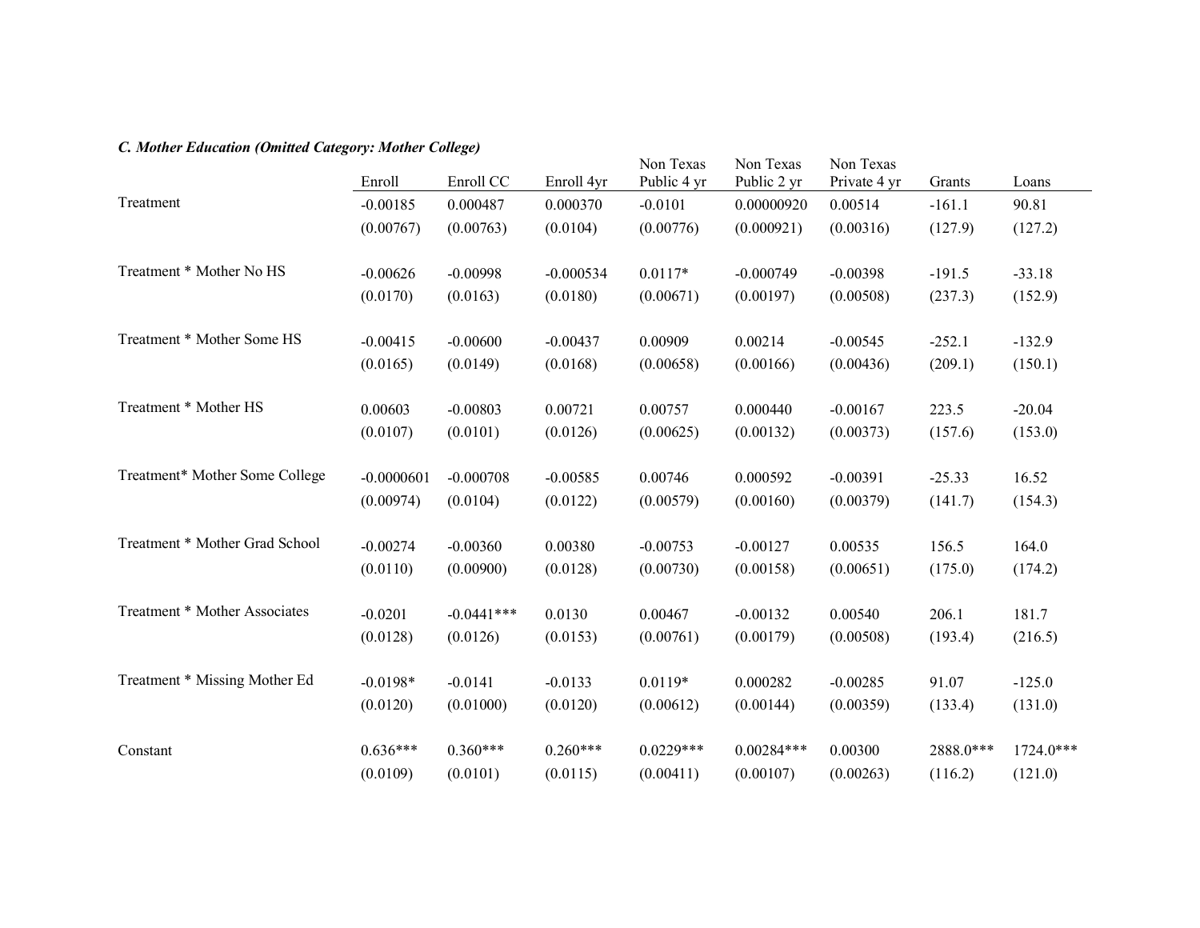***C. Mother Education (Omitted Category: Mother College)***

| | Enroll | Enroll CC | Enroll 4yr | Non Texas Public 4 yr | Non Texas Public 2 yr | Non Texas Private 4 yr | Grants | Loans |
|---|---|---|---|---|---|---|---|---|
| Treatment | -0.00185 | 0.000487 | 0.000370 | -0.0101 | 0.00000920 | 0.00514 | -161.1 | 90.81 |
| | (0.00767) | (0.00763) | (0.0104) | (0.00776) | (0.000921) | (0.00316) | (127.9) | (127.2) |
| Treatment * Mother No HS | -0.00626 | -0.00998 | -0.000534 | 0.0117* | -0.000749 | -0.00398 | -191.5 | -33.18 |
| | (0.0170) | (0.0163) | (0.0180) | (0.00671) | (0.00197) | (0.00508) | (237.3) | (152.9) |
| Treatment * Mother Some HS | -0.00415 | -0.00600 | -0.00437 | 0.00909 | 0.00214 | -0.00545 | -252.1 | -132.9 |
| | (0.0165) | (0.0149) | (0.0168) | (0.00658) | (0.00166) | (0.00436) | (209.1) | (150.1) |
| Treatment * Mother HS | 0.00603 | -0.00803 | 0.00721 | 0.00757 | 0.000440 | -0.00167 | 223.5 | -20.04 |
| | (0.0107) | (0.0101) | (0.0126) | (0.00625) | (0.00132) | (0.00373) | (157.6) | (153.0) |
| Treatment* Mother Some College | -0.0000601 | -0.000708 | -0.00585 | 0.00746 | 0.000592 | -0.00391 | -25.33 | 16.52 |
| | (0.00974) | (0.0104) | (0.0122) | (0.00579) | (0.00160) | (0.00379) | (141.7) | (154.3) |
| Treatment * Mother Grad School | -0.00274 | -0.00360 | 0.00380 | -0.00753 | -0.00127 | 0.00535 | 156.5 | 164.0 |
| | (0.0110) | (0.00900) | (0.0128) | (0.00730) | (0.00158) | (0.00651) | (175.0) | (174.2) |
| Treatment * Mother Associates | -0.0201 | -0.0441*** | 0.0130 | 0.00467 | -0.00132 | 0.00540 | 206.1 | 181.7 |
| | (0.0128) | (0.0126) | (0.0153) | (0.00761) | (0.00179) | (0.00508) | (193.4) | (216.5) |
| Treatment * Missing Mother Ed | -0.0198* | -0.0141 | -0.0133 | 0.0119* | 0.000282 | -0.00285 | 91.07 | -125.0 |
| | (0.0120) | (0.01000) | (0.0120) | (0.00612) | (0.00144) | (0.00359) | (133.4) | (131.0) |
| Constant | 0.636*** | 0.360*** | 0.260*** | 0.0229*** | 0.00284*** | 0.00300 | 2888.0*** | 1724.0*** |
| | (0.0109) | (0.0101) | (0.0115) | (0.00411) | (0.00107) | (0.00263) | (116.2) | (121.0) |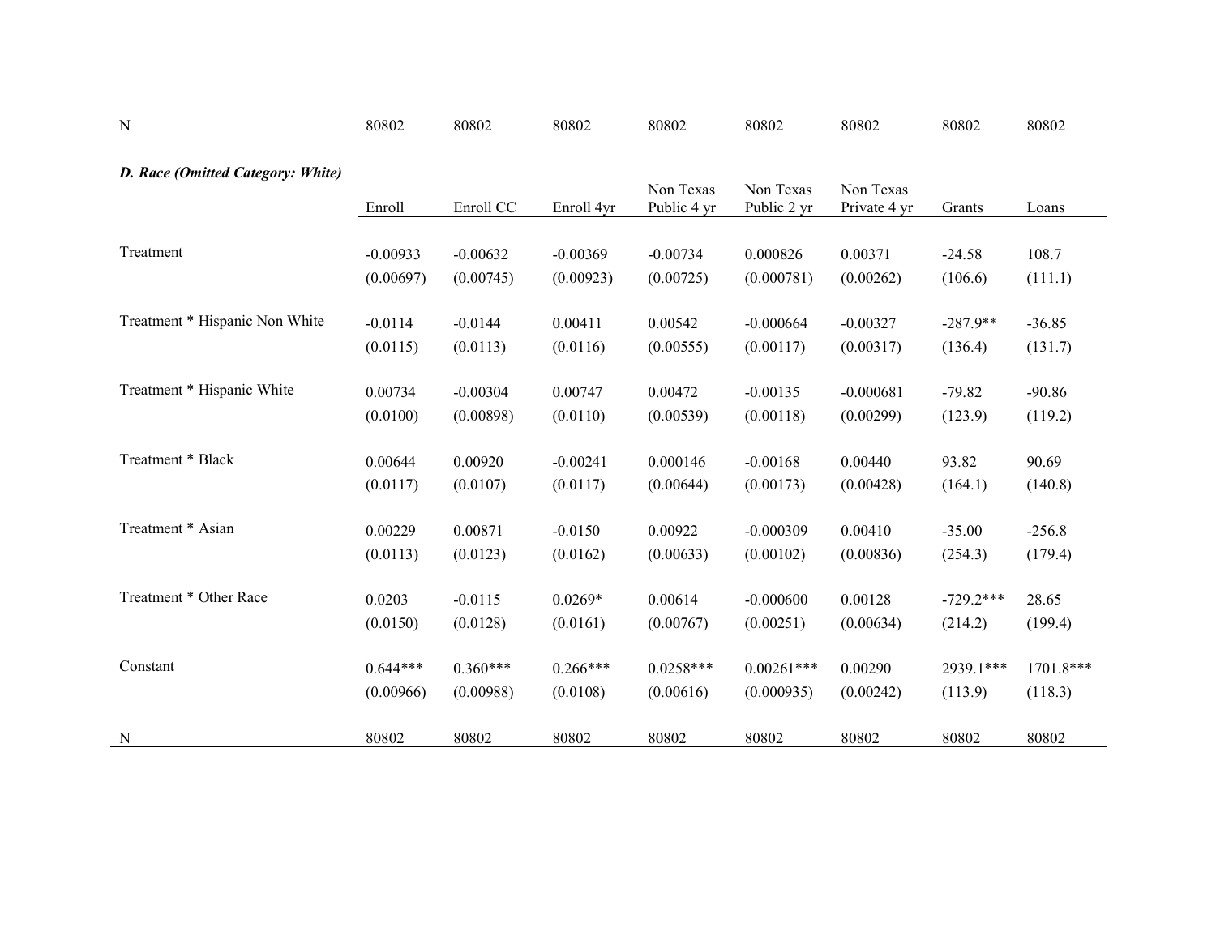| N | 80802 | 80802 | 80802 | 80802 | 80802 | 80802 | 80802 | 80802 |
|---|---|---|---|---|---|---|---|---|

***D. Race (Omitted Category: White)***

| | Enroll | Enroll CC | Enroll 4yr | Non Texas Public 4 yr | Non Texas Public 2 yr | Non Texas Private 4 yr | Grants | Loans |
|---|---|---|---|---|---|---|---|---|
| Treatment | -0.00933 | -0.00632 | -0.00369 | -0.00734 | 0.000826 | 0.00371 | -24.58 | 108.7 |
| | (0.00697) | (0.00745) | (0.00923) | (0.00725) | (0.000781) | (0.00262) | (106.6) | (111.1) |
| Treatment * Hispanic Non White | -0.0114 | -0.0144 | 0.00411 | 0.00542 | -0.000664 | -0.00327 | -287.9** | -36.85 |
| | (0.0115) | (0.0113) | (0.0116) | (0.00555) | (0.00117) | (0.00317) | (136.4) | (131.7) |
| Treatment * Hispanic White | 0.00734 | -0.00304 | 0.00747 | 0.00472 | -0.00135 | -0.000681 | -79.82 | -90.86 |
| | (0.0100) | (0.00898) | (0.0110) | (0.00539) | (0.00118) | (0.00299) | (123.9) | (119.2) |
| Treatment * Black | 0.00644 | 0.00920 | -0.00241 | 0.000146 | -0.00168 | 0.00440 | 93.82 | 90.69 |
| | (0.0117) | (0.0107) | (0.0117) | (0.00644) | (0.00173) | (0.00428) | (164.1) | (140.8) |
| Treatment * Asian | 0.00229 | 0.00871 | -0.0150 | 0.00922 | -0.000309 | 0.00410 | -35.00 | -256.8 |
| | (0.0113) | (0.0123) | (0.0162) | (0.00633) | (0.00102) | (0.00836) | (254.3) | (179.4) |
| Treatment * Other Race | 0.0203 | -0.0115 | 0.0269* | 0.00614 | -0.000600 | 0.00128 | -729.2*** | 28.65 |
| | (0.0150) | (0.0128) | (0.0161) | (0.00767) | (0.00251) | (0.00634) | (214.2) | (199.4) |
| Constant | 0.644*** | 0.360*** | 0.266*** | 0.0258*** | 0.00261*** | 0.00290 | 2939.1*** | 1701.8*** |
| | (0.00966) | (0.00988) | (0.0108) | (0.00616) | (0.000935) | (0.00242) | (113.9) | (118.3) |
| N | 80802 | 80802 | 80802 | 80802 | 80802 | 80802 | 80802 | 80802 |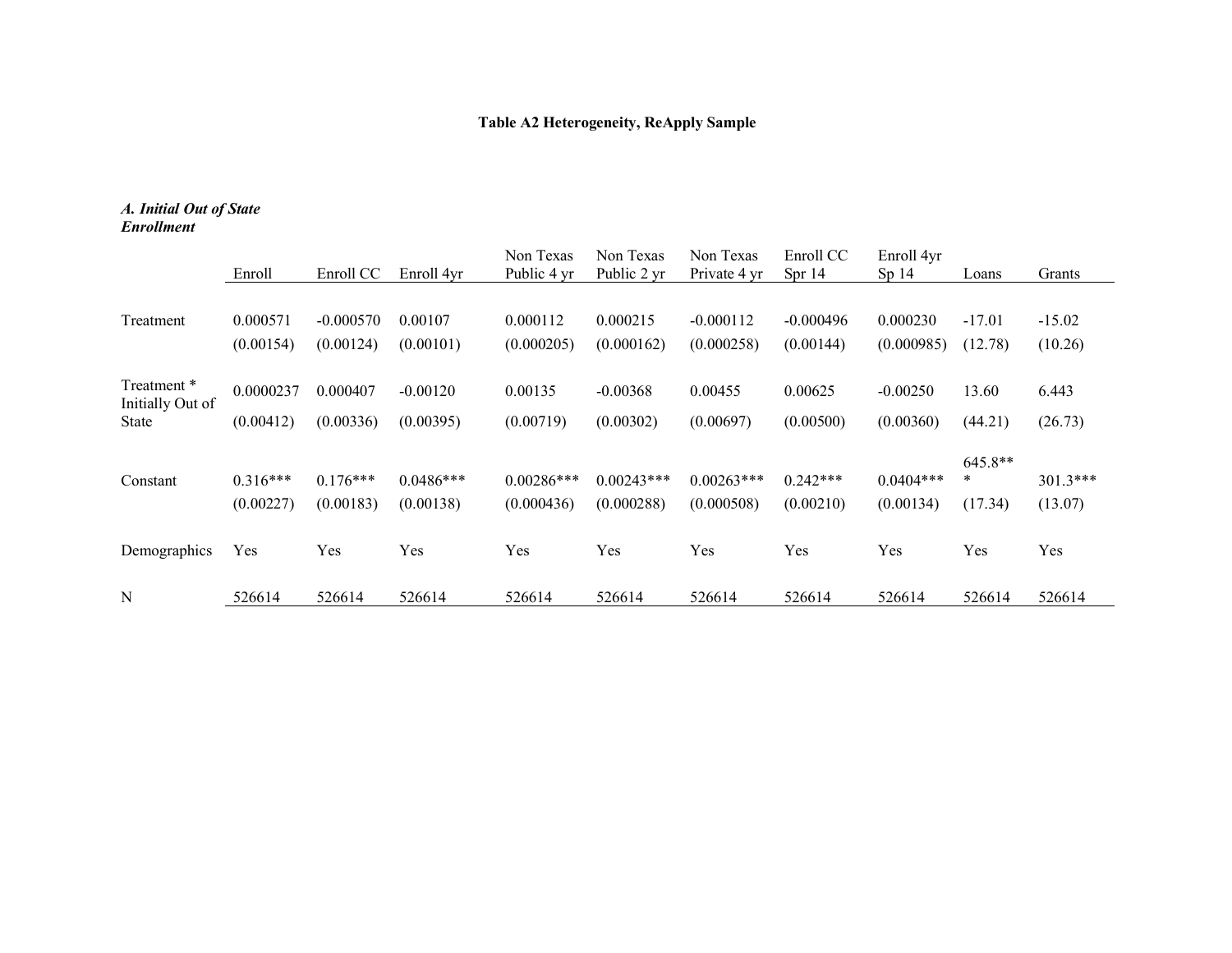**Table A2 Heterogeneity, ReApply Sample**

***A. Initial Out of State Enrollment***

| | Enroll | Enroll CC | Enroll 4yr | Non Texas Public 4 yr | Non Texas Public 2 yr | Non Texas Private 4 yr | Enroll CC Spr 14 | Enroll 4yr Sp 14 | Loans | Grants |
|---|---|---|---|---|---|---|---|---|---|---|
| Treatment | 0.000571 | -0.000570 | 0.00107 | 0.000112 | 0.000215 | -0.000112 | -0.000496 | 0.000230 | -17.01 | -15.02 |
| | (0.00154) | (0.00124) | (0.00101) | (0.000205) | (0.000162) | (0.000258) | (0.00144) | (0.000985) | (12.78) | (10.26) |
| Treatment * Initially Out of State | 0.0000237 | 0.000407 | -0.00120 | 0.00135 | -0.00368 | 0.00455 | 0.00625 | -0.00250 | 13.60 | 6.443 |
| | (0.00412) | (0.00336) | (0.00395) | (0.00719) | (0.00302) | (0.00697) | (0.00500) | (0.00360) | (44.21) | (26.73) |
| Constant | 0.316*** | 0.176*** | 0.0486*** | 0.00286*** | 0.00243*** | 0.00263*** | 0.242*** | 0.0404*** | 645.8*** | 301.3*** |
| | (0.00227) | (0.00183) | (0.00138) | (0.000436) | (0.000288) | (0.000508) | (0.00210) | (0.00134) | (17.34) | (13.07) |
| Demographics | Yes | Yes | Yes | Yes | Yes | Yes | Yes | Yes | Yes | Yes |
| N | 526614 | 526614 | 526614 | 526614 | 526614 | 526614 | 526614 | 526614 | 526614 | 526614 |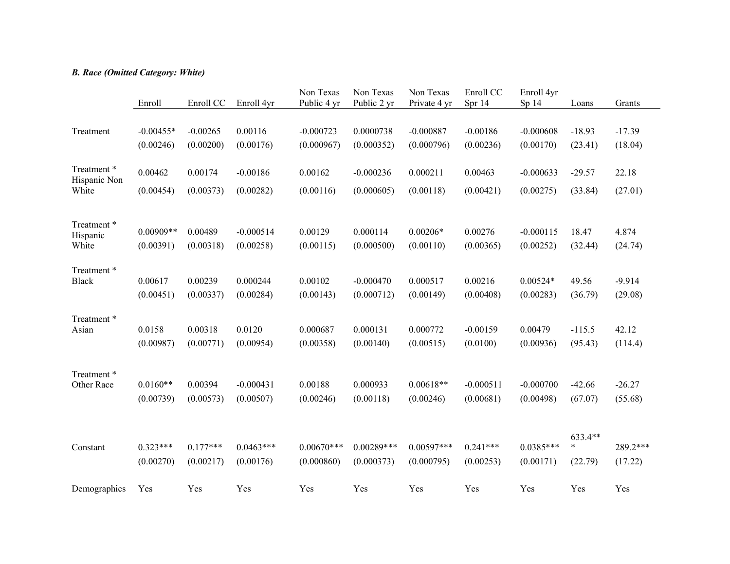***B. Race (Omitted Category: White)***

| | Enroll | Enroll CC | Enroll 4yr | Non Texas Public 4 yr | Non Texas Public 2 yr | Non Texas Private 4 yr | Enroll CC Spr 14 | Enroll 4yr Sp 14 | Loans | Grants |
|---|---|---|---|---|---|---|---|---|---|---|
| Treatment | -0.00455* | -0.00265 | 0.00116 | -0.000723 | 0.0000738 | -0.000887 | -0.00186 | -0.000608 | -18.93 | -17.39 |
| | (0.00246) | (0.00200) | (0.00176) | (0.000967) | (0.000352) | (0.000796) | (0.00236) | (0.00170) | (23.41) | (18.04) |
| Treatment * Hispanic Non White | 0.00462 | 0.00174 | -0.00186 | 0.00162 | -0.000236 | 0.000211 | 0.00463 | -0.000633 | -29.57 | 22.18 |
| | (0.00454) | (0.00373) | (0.00282) | (0.00116) | (0.000605) | (0.00118) | (0.00421) | (0.00275) | (33.84) | (27.01) |
| Treatment * Hispanic White | 0.00909** | 0.00489 | -0.000514 | 0.00129 | 0.000114 | 0.00206* | 0.00276 | -0.000115 | 18.47 | 4.874 |
| | (0.00391) | (0.00318) | (0.00258) | (0.00115) | (0.000500) | (0.00110) | (0.00365) | (0.00252) | (32.44) | (24.74) |
| Treatment * Black | 0.00617 | 0.00239 | 0.000244 | 0.00102 | -0.000470 | 0.000517 | 0.00216 | 0.00524* | 49.56 | -9.914 |
| | (0.00451) | (0.00337) | (0.00284) | (0.00143) | (0.000712) | (0.00149) | (0.00408) | (0.00283) | (36.79) | (29.08) |
| Treatment * Asian | 0.0158 | 0.00318 | 0.0120 | 0.000687 | 0.000131 | 0.000772 | -0.00159 | 0.00479 | -115.5 | 42.12 |
| | (0.00987) | (0.00771) | (0.00954) | (0.00358) | (0.00140) | (0.00515) | (0.0100) | (0.00936) | (95.43) | (114.4) |
| Treatment * Other Race | 0.0160** | 0.00394 | -0.000431 | 0.00188 | 0.000933 | 0.00618** | -0.000511 | -0.000700 | -42.66 | -26.27 |
| | (0.00739) | (0.00573) | (0.00507) | (0.00246) | (0.00118) | (0.00246) | (0.00681) | (0.00498) | (67.07) | (55.68) |
| Constant | 0.323*** | 0.177*** | 0.0463*** | 0.00670*** | 0.00289*** | 0.00597*** | 0.241*** | 0.0385*** | 633.4*** | 289.2*** |
| | (0.00270) | (0.00217) | (0.00176) | (0.000860) | (0.000373) | (0.000795) | (0.00253) | (0.00171) | (22.79) | (17.22) |
| Demographics | Yes | Yes | Yes | Yes | Yes | Yes | Yes | Yes | Yes | Yes |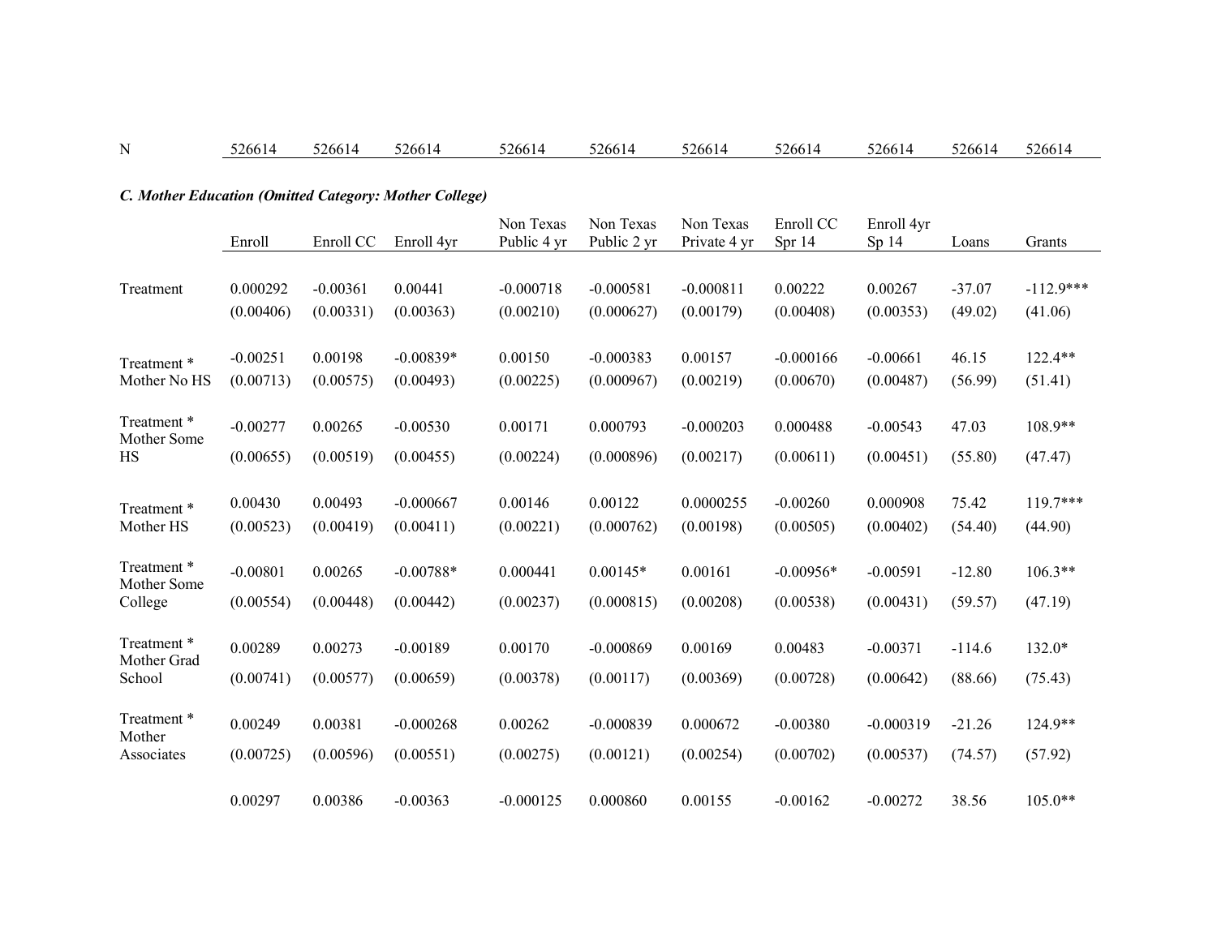| N | 526614 | 526614 | 526614 | 526614 | 526614 | 526614 | 526614 | 526614 | 526614 | 526614 |
|---|---|---|---|---|---|---|---|---|---|---|

***C. Mother Education (Omitted Category: Mother College)***

| | Enroll | Enroll CC | Enroll 4yr | Non Texas Public 4 yr | Non Texas Public 2 yr | Non Texas Private 4 yr | Enroll CC Spr 14 | Enroll 4yr Sp 14 | Loans | Grants |
|---|---|---|---|---|---|---|---|---|---|---|
| Treatment | 0.000292 | -0.00361 | 0.00441 | -0.000718 | -0.000581 | -0.000811 | 0.00222 | 0.00267 | -37.07 | -112.9*** |
| | (0.00406) | (0.00331) | (0.00363) | (0.00210) | (0.000627) | (0.00179) | (0.00408) | (0.00353) | (49.02) | (41.06) |
| Treatment * Mother No HS | -0.00251 | 0.00198 | -0.00839* | 0.00150 | -0.000383 | 0.00157 | -0.000166 | -0.00661 | 46.15 | 122.4** |
| | (0.00713) | (0.00575) | (0.00493) | (0.00225) | (0.000967) | (0.00219) | (0.00670) | (0.00487) | (56.99) | (51.41) |
| Treatment * Mother Some HS | -0.00277 | 0.00265 | -0.00530 | 0.00171 | 0.000793 | -0.000203 | 0.000488 | -0.00543 | 47.03 | 108.9** |
| | (0.00655) | (0.00519) | (0.00455) | (0.00224) | (0.000896) | (0.00217) | (0.00611) | (0.00451) | (55.80) | (47.47) |
| Treatment * Mother HS | 0.00430 | 0.00493 | -0.000667 | 0.00146 | 0.00122 | 0.0000255 | -0.00260 | 0.000908 | 75.42 | 119.7*** |
| | (0.00523) | (0.00419) | (0.00411) | (0.00221) | (0.000762) | (0.00198) | (0.00505) | (0.00402) | (54.40) | (44.90) |
| Treatment * Mother Some College | -0.00801 | 0.00265 | -0.00788* | 0.000441 | 0.00145* | 0.00161 | -0.00956* | -0.00591 | -12.80 | 106.3** |
| | (0.00554) | (0.00448) | (0.00442) | (0.00237) | (0.000815) | (0.00208) | (0.00538) | (0.00431) | (59.57) | (47.19) |
| Treatment * Mother Grad School | 0.00289 | 0.00273 | -0.00189 | 0.00170 | -0.000869 | 0.00169 | 0.00483 | -0.00371 | -114.6 | 132.0* |
| | (0.00741) | (0.00577) | (0.00659) | (0.00378) | (0.00117) | (0.00369) | (0.00728) | (0.00642) | (88.66) | (75.43) |
| Treatment * Mother Associates | 0.00249 | 0.00381 | -0.000268 | 0.00262 | -0.000839 | 0.000672 | -0.00380 | -0.000319 | -21.26 | 124.9** |
| | (0.00725) | (0.00596) | (0.00551) | (0.00275) | (0.00121) | (0.00254) | (0.00702) | (0.00537) | (74.57) | (57.92) |
| | 0.00297 | 0.00386 | -0.00363 | -0.000125 | 0.000860 | 0.00155 | -0.00162 | -0.00272 | 38.56 | 105.0** |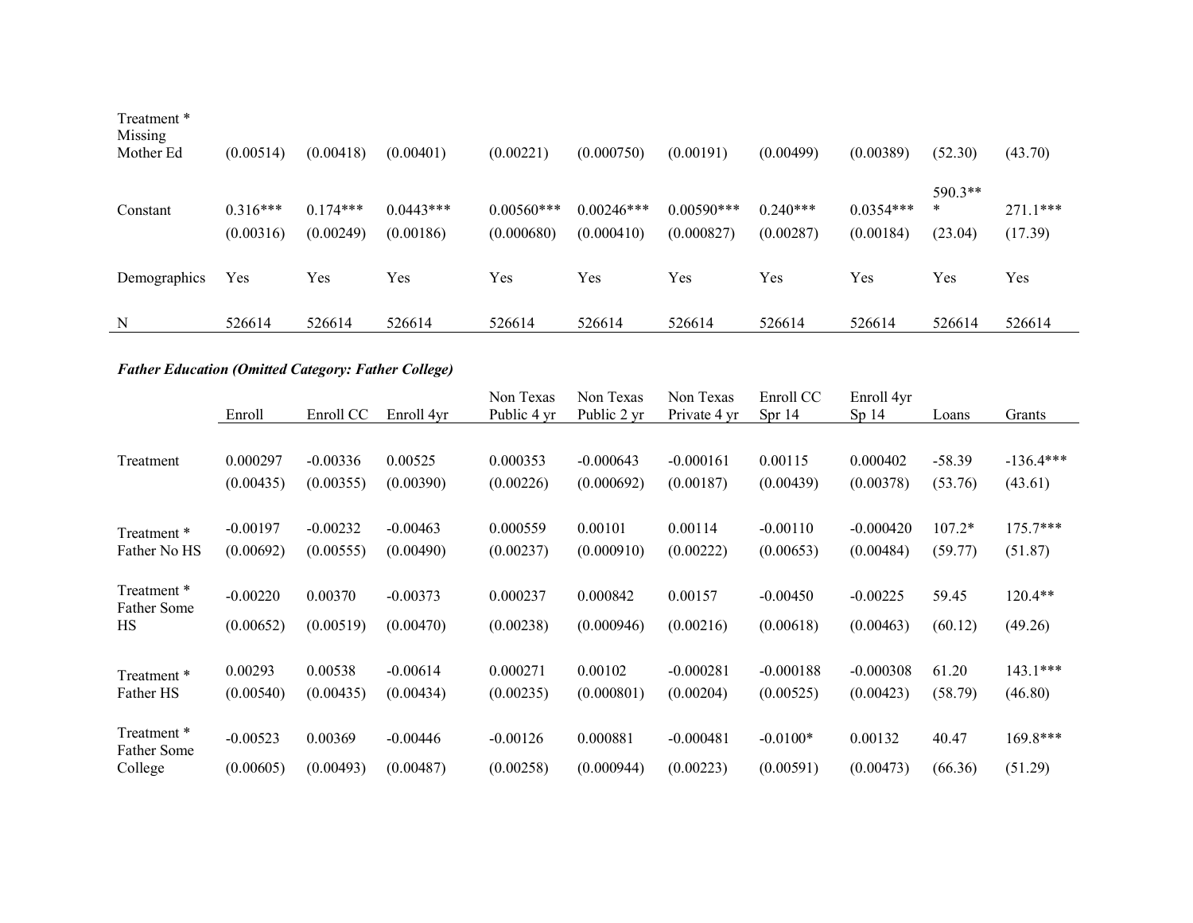|  |  |  |  |  |  |  |  |  |  |  |
|---|---|---|---|---|---|---|---|---|---|---|
| Treatment * Missing Mother Ed | (0.00514) | (0.00418) | (0.00401) | (0.00221) | (0.000750) | (0.00191) | (0.00499) | (0.00389) | (52.30) | (43.70) |
| Constant | 0.316*** | 0.174*** | 0.0443*** | 0.00560*** | 0.00246*** | 0.00590*** | 0.240*** | 0.0354*** | 590.3*** | 271.1*** |
|  | (0.00316) | (0.00249) | (0.00186) | (0.000680) | (0.000410) | (0.000827) | (0.00287) | (0.00184) | (23.04) | (17.39) |
| Demographics | Yes | Yes | Yes | Yes | Yes | Yes | Yes | Yes | Yes | Yes |
| N | 526614 | 526614 | 526614 | 526614 | 526614 | 526614 | 526614 | 526614 | 526614 | 526614 |

***Father Education (Omitted Category: Father College)***

|  | Enroll | Enroll CC | Enroll 4yr | Non Texas Public 4 yr | Non Texas Public 2 yr | Non Texas Private 4 yr | Enroll CC Spr 14 | Enroll 4yr Sp 14 | Loans | Grants |
|---|---|---|---|---|---|---|---|---|---|---|
| Treatment | 0.000297 | -0.00336 | 0.00525 | 0.000353 | -0.000643 | -0.000161 | 0.00115 | 0.000402 | -58.39 | -136.4*** |
|  | (0.00435) | (0.00355) | (0.00390) | (0.00226) | (0.000692) | (0.00187) | (0.00439) | (0.00378) | (53.76) | (43.61) |
| Treatment * Father No HS | -0.00197 | -0.00232 | -0.00463 | 0.000559 | 0.00101 | 0.00114 | -0.00110 | -0.000420 | 107.2* | 175.7*** |
|  | (0.00692) | (0.00555) | (0.00490) | (0.00237) | (0.000910) | (0.00222) | (0.00653) | (0.00484) | (59.77) | (51.87) |
| Treatment * Father Some HS | -0.00220 | 0.00370 | -0.00373 | 0.000237 | 0.000842 | 0.00157 | -0.00450 | -0.00225 | 59.45 | 120.4** |
|  | (0.00652) | (0.00519) | (0.00470) | (0.00238) | (0.000946) | (0.00216) | (0.00618) | (0.00463) | (60.12) | (49.26) |
| Treatment * Father HS | 0.00293 | 0.00538 | -0.00614 | 0.000271 | 0.00102 | -0.000281 | -0.000188 | -0.000308 | 61.20 | 143.1*** |
|  | (0.00540) | (0.00435) | (0.00434) | (0.00235) | (0.000801) | (0.00204) | (0.00525) | (0.00423) | (58.79) | (46.80) |
| Treatment * Father Some College | -0.00523 | 0.00369 | -0.00446 | -0.00126 | 0.000881 | -0.000481 | -0.0100* | 0.00132 | 40.47 | 169.8*** |
|  | (0.00605) | (0.00493) | (0.00487) | (0.00258) | (0.000944) | (0.00223) | (0.00591) | (0.00473) | (66.36) | (51.29) |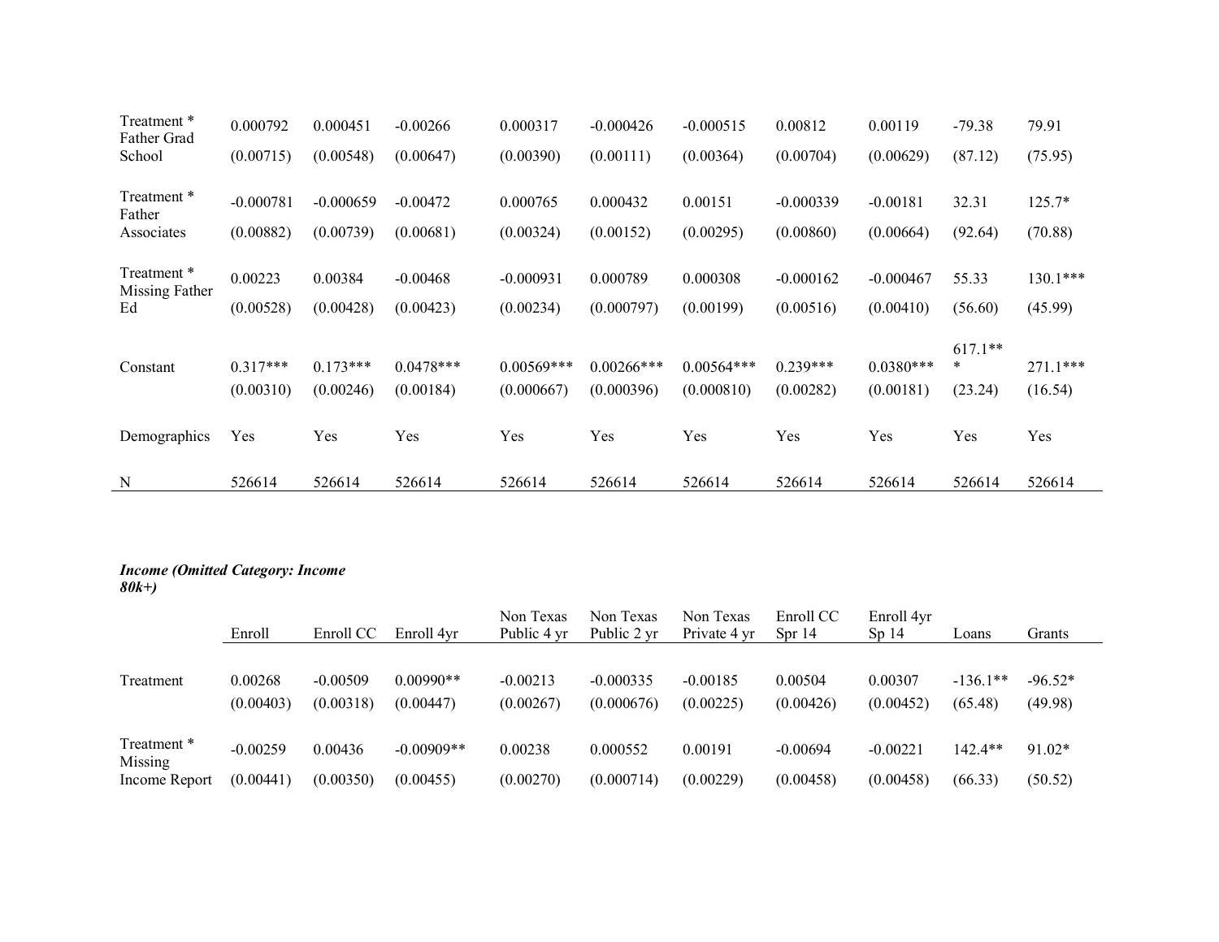| | | | | | | | | | | |
|---|---|---|---|---|---|---|---|---|---|---|
| Treatment * Father Grad School | 0.000792 | 0.000451 | -0.00266 | 0.000317 | -0.000426 | -0.000515 | 0.00812 | 0.00119 | -79.38 | 79.91 |
| | (0.00715) | (0.00548) | (0.00647) | (0.00390) | (0.00111) | (0.00364) | (0.00704) | (0.00629) | (87.12) | (75.95) |
| Treatment * Father Associates | -0.000781 | -0.000659 | -0.00472 | 0.000765 | 0.000432 | 0.00151 | -0.000339 | -0.00181 | 32.31 | 125.7* |
| | (0.00882) | (0.00739) | (0.00681) | (0.00324) | (0.00152) | (0.00295) | (0.00860) | (0.00664) | (92.64) | (70.88) |
| Treatment * Missing Father Ed | 0.00223 | 0.00384 | -0.00468 | -0.000931 | 0.000789 | 0.000308 | -0.000162 | -0.000467 | 55.33 | 130.1*** |
| | (0.00528) | (0.00428) | (0.00423) | (0.00234) | (0.000797) | (0.00199) | (0.00516) | (0.00410) | (56.60) | (45.99) |
| Constant | 0.317*** | 0.173*** | 0.0478*** | 0.00569*** | 0.00266*** | 0.00564*** | 0.239*** | 0.0380*** | 617.1*** | 271.1*** |
| | (0.00310) | (0.00246) | (0.00184) | (0.000667) | (0.000396) | (0.000810) | (0.00282) | (0.00181) | (23.24) | (16.54) |
| Demographics | Yes | Yes | Yes | Yes | Yes | Yes | Yes | Yes | Yes | Yes |
| N | 526614 | 526614 | 526614 | 526614 | 526614 | 526614 | 526614 | 526614 | 526614 | 526614 |

***Income (Omitted Category: Income 80k+)***

| | Enroll | Enroll CC | Enroll 4yr | Non Texas Public 4 yr | Non Texas Public 2 yr | Non Texas Private 4 yr | Enroll CC Spr 14 | Enroll 4yr Sp 14 | Loans | Grants |
|---|---|---|---|---|---|---|---|---|---|---|
| Treatment | 0.00268 | -0.00509 | 0.00990** | -0.00213 | -0.000335 | -0.00185 | 0.00504 | 0.00307 | -136.1** | -96.52* |
| | (0.00403) | (0.00318) | (0.00447) | (0.00267) | (0.000676) | (0.00225) | (0.00426) | (0.00452) | (65.48) | (49.98) |
| Treatment * Missing Income Report | -0.00259 | 0.00436 | -0.00909** | 0.00238 | 0.000552 | 0.00191 | -0.00694 | -0.00221 | 142.4** | 91.02* |
| | (0.00441) | (0.00350) | (0.00455) | (0.00270) | (0.000714) | (0.00229) | (0.00458) | (0.00458) | (66.33) | (50.52) |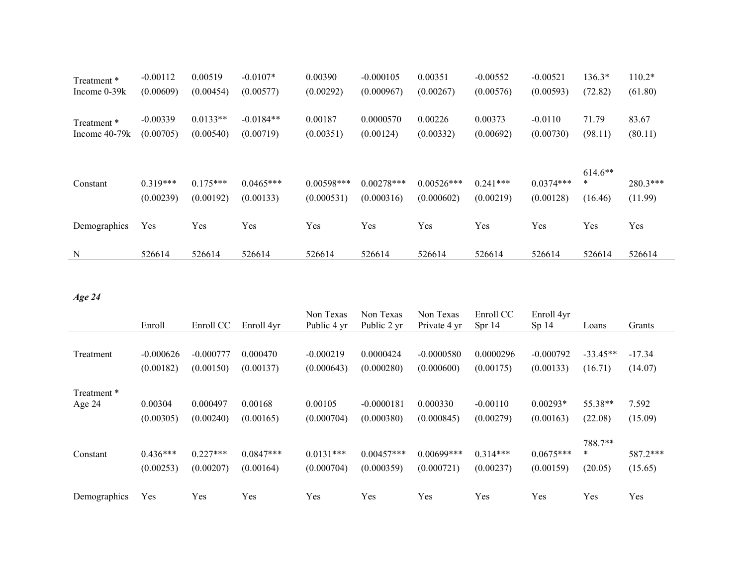| | | | | | | | | | | |
|---|---|---|---|---|---|---|---|---|---|---|
| Treatment * Income 0-39k | -0.00112 | 0.00519 | -0.0107* | 0.00390 | -0.000105 | 0.00351 | -0.00552 | -0.00521 | 136.3* | 110.2* |
| | (0.00609) | (0.00454) | (0.00577) | (0.00292) | (0.000967) | (0.00267) | (0.00576) | (0.00593) | (72.82) | (61.80) |
| Treatment * Income 40-79k | -0.00339 | 0.0133** | -0.0184** | 0.00187 | 0.0000570 | 0.00226 | 0.00373 | -0.0110 | 71.79 | 83.67 |
| | (0.00705) | (0.00540) | (0.00719) | (0.00351) | (0.00124) | (0.00332) | (0.00692) | (0.00730) | (98.11) | (80.11) |
| Constant | 0.319*** | 0.175*** | 0.0465*** | 0.00598*** | 0.00278*** | 0.00526*** | 0.241*** | 0.0374*** | 614.6*** | 280.3*** |
| | (0.00239) | (0.00192) | (0.00133) | (0.000531) | (0.000316) | (0.000602) | (0.00219) | (0.00128) | (16.46) | (11.99) |
| Demographics | Yes | Yes | Yes | Yes | Yes | Yes | Yes | Yes | Yes | Yes |
| N | 526614 | 526614 | 526614 | 526614 | 526614 | 526614 | 526614 | 526614 | 526614 | 526614 |

***Age 24***

| | Enroll | Enroll CC | Enroll 4yr | Non Texas Public 4 yr | Non Texas Public 2 yr | Non Texas Private 4 yr | Enroll CC Spr 14 | Enroll 4yr Sp 14 | Loans | Grants |
|---|---|---|---|---|---|---|---|---|---|---|
| Treatment | -0.000626 | -0.000777 | 0.000470 | -0.000219 | 0.0000424 | -0.0000580 | 0.0000296 | -0.000792 | -33.45** | -17.34 |
| | (0.00182) | (0.00150) | (0.00137) | (0.000643) | (0.000280) | (0.000600) | (0.00175) | (0.00133) | (16.71) | (14.07) |
| Treatment * Age 24 | 0.00304 | 0.000497 | 0.00168 | 0.00105 | -0.0000181 | 0.000330 | -0.00110 | 0.00293* | 55.38** | 7.592 |
| | (0.00305) | (0.00240) | (0.00165) | (0.000704) | (0.000380) | (0.000845) | (0.00279) | (0.00163) | (22.08) | (15.09) |
| Constant | 0.436*** | 0.227*** | 0.0847*** | 0.0131*** | 0.00457*** | 0.00699*** | 0.314*** | 0.0675*** | 788.7*** | 587.2*** |
| | (0.00253) | (0.00207) | (0.00164) | (0.000704) | (0.000359) | (0.000721) | (0.00237) | (0.00159) | (20.05) | (15.65) |
| Demographics | Yes | Yes | Yes | Yes | Yes | Yes | Yes | Yes | Yes | Yes |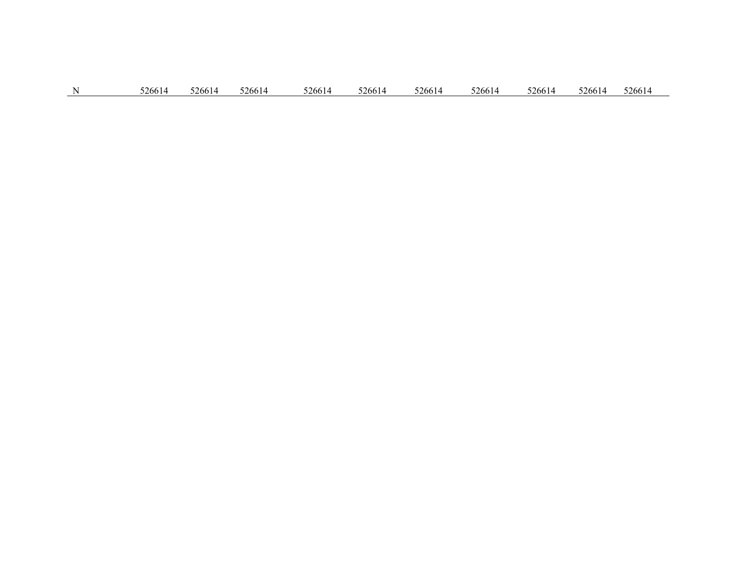| N | 526614 | 526614 | 526614 | 526614 | 526614 | 526614 | 526614 | 526614 | 526614 | 526614 |
|---|---|---|---|---|---|---|---|---|---|---|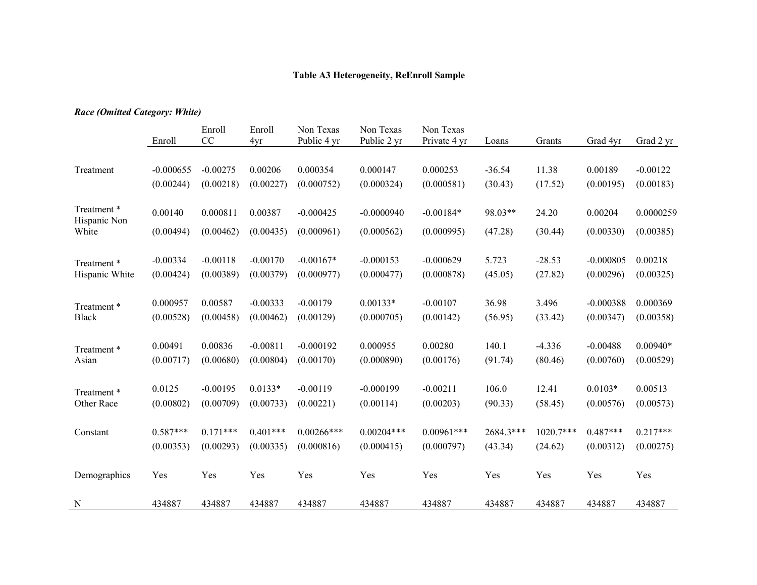**Table A3 Heterogeneity, ReEnroll Sample**

***Race (Omitted Category: White)***

| | Enroll | Enroll CC | Enroll 4yr | Non Texas Public 4 yr | Non Texas Public 2 yr | Non Texas Private 4 yr | Loans | Grants | Grad 4yr | Grad 2 yr |
|---|---|---|---|---|---|---|---|---|---|---|
| Treatment | -0.000655 | -0.00275 | 0.00206 | 0.000354 | 0.000147 | 0.000253 | -36.54 | 11.38 | 0.00189 | -0.00122 |
| | (0.00244) | (0.00218) | (0.00227) | (0.000752) | (0.000324) | (0.000581) | (30.43) | (17.52) | (0.00195) | (0.00183) |
| Treatment * Hispanic Non White | 0.00140 | 0.000811 | 0.00387 | -0.000425 | -0.0000940 | -0.00184* | 98.03** | 24.20 | 0.00204 | 0.0000259 |
| | (0.00494) | (0.00462) | (0.00435) | (0.000961) | (0.000562) | (0.000995) | (47.28) | (30.44) | (0.00330) | (0.00385) |
| Treatment * Hispanic White | -0.00334 | -0.00118 | -0.00170 | -0.00167* | -0.000153 | -0.000629 | 5.723 | -28.53 | -0.000805 | 0.00218 |
| | (0.00424) | (0.00389) | (0.00379) | (0.000977) | (0.000477) | (0.000878) | (45.05) | (27.82) | (0.00296) | (0.00325) |
| Treatment * Black | 0.000957 | 0.00587 | -0.00333 | -0.00179 | 0.00133* | -0.00107 | 36.98 | 3.496 | -0.000388 | 0.000369 |
| | (0.00528) | (0.00458) | (0.00462) | (0.00129) | (0.000705) | (0.00142) | (56.95) | (33.42) | (0.00347) | (0.00358) |
| Treatment * Asian | 0.00491 | 0.00836 | -0.00811 | -0.000192 | 0.000955 | 0.00280 | 140.1 | -4.336 | -0.00488 | 0.00940* |
| | (0.00717) | (0.00680) | (0.00804) | (0.00170) | (0.000890) | (0.00176) | (91.74) | (80.46) | (0.00760) | (0.00529) |
| Treatment * Other Race | 0.0125 | -0.00195 | 0.0133* | -0.00119 | -0.000199 | -0.00211 | 106.0 | 12.41 | 0.0103* | 0.00513 |
| | (0.00802) | (0.00709) | (0.00733) | (0.00221) | (0.00114) | (0.00203) | (90.33) | (58.45) | (0.00576) | (0.00573) |
| Constant | 0.587*** | 0.171*** | 0.401*** | 0.00266*** | 0.00204*** | 0.00961*** | 2684.3*** | 1020.7*** | 0.487*** | 0.217*** |
| | (0.00353) | (0.00293) | (0.00335) | (0.000816) | (0.000415) | (0.000797) | (43.34) | (24.62) | (0.00312) | (0.00275) |
| Demographics | Yes | Yes | Yes | Yes | Yes | Yes | Yes | Yes | Yes | Yes |
| N | 434887 | 434887 | 434887 | 434887 | 434887 | 434887 | 434887 | 434887 | 434887 | 434887 |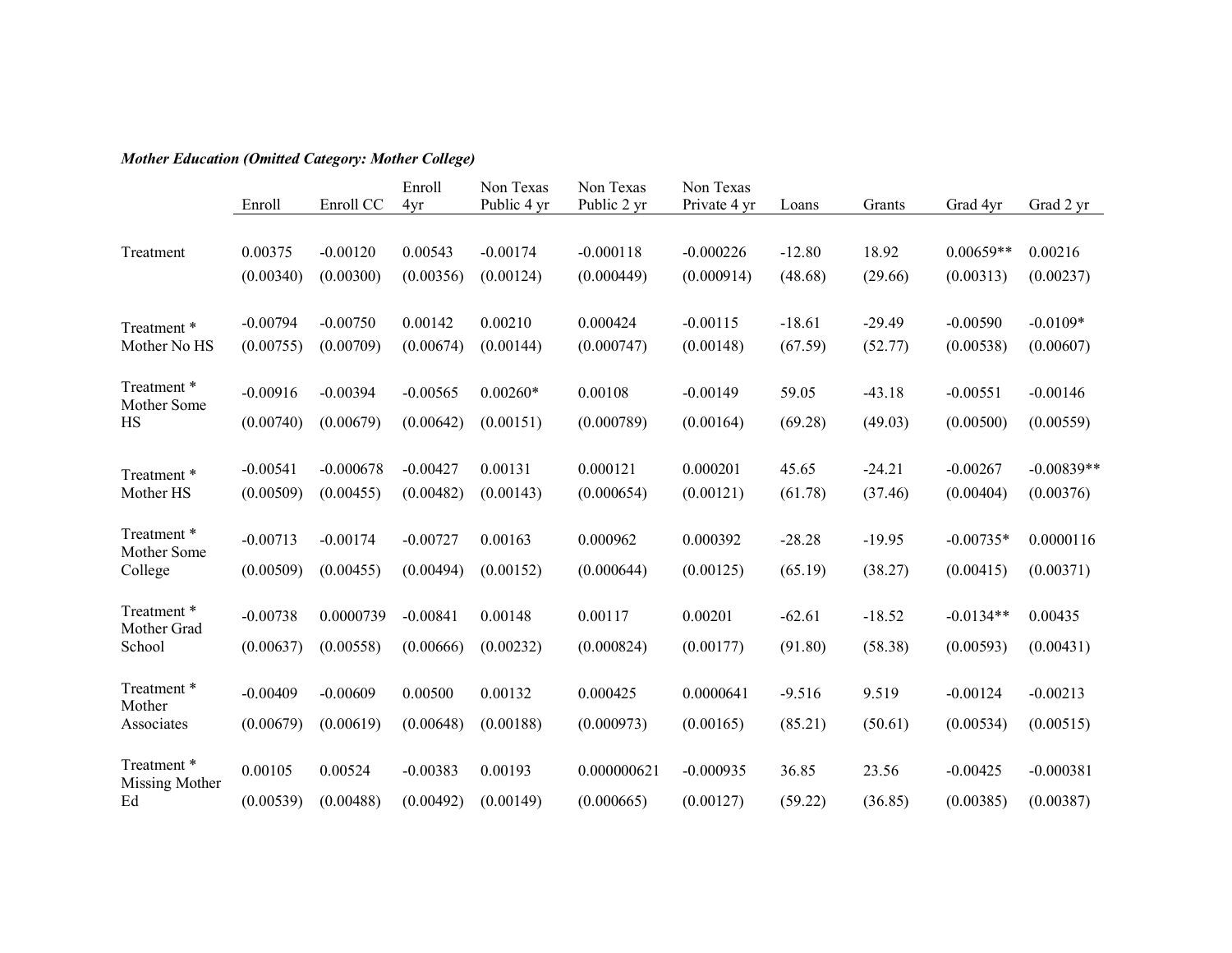***Mother Education (Omitted Category: Mother College)***

| | Enroll | Enroll CC | Enroll 4yr | Non Texas Public 4 yr | Non Texas Public 2 yr | Non Texas Private 4 yr | Loans | Grants | Grad 4yr | Grad 2 yr |
|---|---|---|---|---|---|---|---|---|---|---|
| Treatment | 0.00375 | -0.00120 | 0.00543 | -0.00174 | -0.000118 | -0.000226 | -12.80 | 18.92 | 0.00659** | 0.00216 |
| | (0.00340) | (0.00300) | (0.00356) | (0.00124) | (0.000449) | (0.000914) | (48.68) | (29.66) | (0.00313) | (0.00237) |
| Treatment * Mother No HS | -0.00794 | -0.00750 | 0.00142 | 0.00210 | 0.000424 | -0.00115 | -18.61 | -29.49 | -0.00590 | -0.0109* |
| | (0.00755) | (0.00709) | (0.00674) | (0.00144) | (0.000747) | (0.00148) | (67.59) | (52.77) | (0.00538) | (0.00607) |
| Treatment * Mother Some HS | -0.00916 | -0.00394 | -0.00565 | 0.00260* | 0.00108 | -0.00149 | 59.05 | -43.18 | -0.00551 | -0.00146 |
| | (0.00740) | (0.00679) | (0.00642) | (0.00151) | (0.000789) | (0.00164) | (69.28) | (49.03) | (0.00500) | (0.00559) |
| Treatment * Mother HS | -0.00541 | -0.000678 | -0.00427 | 0.00131 | 0.000121 | 0.000201 | 45.65 | -24.21 | -0.00267 | -0.00839** |
| | (0.00509) | (0.00455) | (0.00482) | (0.00143) | (0.000654) | (0.00121) | (61.78) | (37.46) | (0.00404) | (0.00376) |
| Treatment * Mother Some College | -0.00713 | -0.00174 | -0.00727 | 0.00163 | 0.000962 | 0.000392 | -28.28 | -19.95 | -0.00735* | 0.0000116 |
| | (0.00509) | (0.00455) | (0.00494) | (0.00152) | (0.000644) | (0.00125) | (65.19) | (38.27) | (0.00415) | (0.00371) |
| Treatment * Mother Grad School | -0.00738 | 0.0000739 | -0.00841 | 0.00148 | 0.00117 | 0.00201 | -62.61 | -18.52 | -0.0134** | 0.00435 |
| | (0.00637) | (0.00558) | (0.00666) | (0.00232) | (0.000824) | (0.00177) | (91.80) | (58.38) | (0.00593) | (0.00431) |
| Treatment * Mother Associates | -0.00409 | -0.00609 | 0.00500 | 0.00132 | 0.000425 | 0.0000641 | -9.516 | 9.519 | -0.00124 | -0.00213 |
| | (0.00679) | (0.00619) | (0.00648) | (0.00188) | (0.000973) | (0.00165) | (85.21) | (50.61) | (0.00534) | (0.00515) |
| Treatment * Missing Mother Ed | 0.00105 | 0.00524 | -0.00383 | 0.00193 | 0.000000621 | -0.000935 | 36.85 | 23.56 | -0.00425 | -0.000381 |
| | (0.00539) | (0.00488) | (0.00492) | (0.00149) | (0.000665) | (0.00127) | (59.22) | (36.85) | (0.00385) | (0.00387) |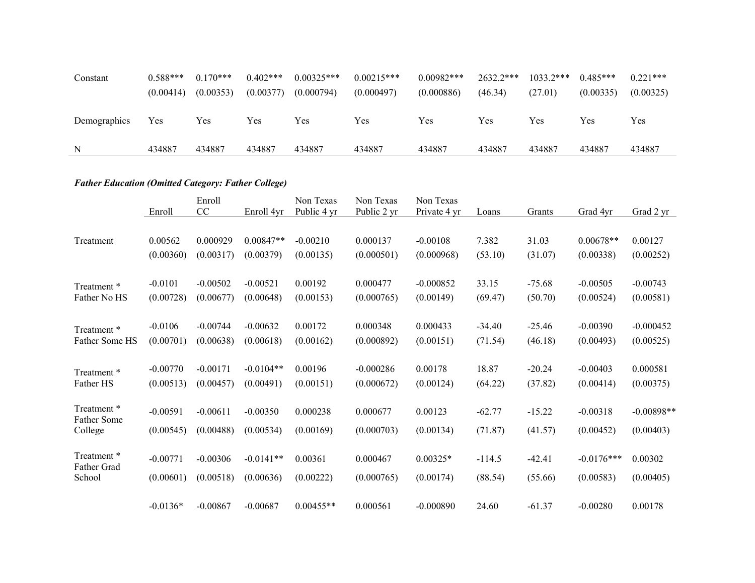| | | | | | | | | | | |
|---|---|---|---|---|---|---|---|---|---|---|
| Constant | 0.588*** | 0.170*** | 0.402*** | 0.00325*** | 0.00215*** | 0.00982*** | 2632.2*** | 1033.2*** | 0.485*** | 0.221*** |
| | (0.00414) | (0.00353) | (0.00377) | (0.000794) | (0.000497) | (0.000886) | (46.34) | (27.01) | (0.00335) | (0.00325) |
| Demographics | Yes | Yes | Yes | Yes | Yes | Yes | Yes | Yes | Yes | Yes |
| N | 434887 | 434887 | 434887 | 434887 | 434887 | 434887 | 434887 | 434887 | 434887 | 434887 |

***Father Education (Omitted Category: Father College)***

| | Enroll | Enroll CC | Enroll 4yr | Non Texas Public 4 yr | Non Texas Public 2 yr | Non Texas Private 4 yr | Loans | Grants | Grad 4yr | Grad 2 yr |
|---|---|---|---|---|---|---|---|---|---|---|
| Treatment | 0.00562 | 0.000929 | 0.00847** | -0.00210 | 0.000137 | -0.00108 | 7.382 | 31.03 | 0.00678** | 0.00127 |
| | (0.00360) | (0.00317) | (0.00379) | (0.00135) | (0.000501) | (0.000968) | (53.10) | (31.07) | (0.00338) | (0.00252) |
| Treatment * Father No HS | -0.0101 | -0.00502 | -0.00521 | 0.00192 | 0.000477 | -0.000852 | 33.15 | -75.68 | -0.00505 | -0.00743 |
| | (0.00728) | (0.00677) | (0.00648) | (0.00153) | (0.000765) | (0.00149) | (69.47) | (50.70) | (0.00524) | (0.00581) |
| Treatment * Father Some HS | -0.0106 | -0.00744 | -0.00632 | 0.00172 | 0.000348 | 0.000433 | -34.40 | -25.46 | -0.00390 | -0.000452 |
| | (0.00701) | (0.00638) | (0.00618) | (0.00162) | (0.000892) | (0.00151) | (71.54) | (46.18) | (0.00493) | (0.00525) |
| Treatment * Father HS | -0.00770 | -0.00171 | -0.0104** | 0.00196 | -0.000286 | 0.00178 | 18.87 | -20.24 | -0.00403 | 0.000581 |
| | (0.00513) | (0.00457) | (0.00491) | (0.00151) | (0.000672) | (0.00124) | (64.22) | (37.82) | (0.00414) | (0.00375) |
| Treatment * Father Some College | -0.00591 | -0.00611 | -0.00350 | 0.000238 | 0.000677 | 0.00123 | -62.77 | -15.22 | -0.00318 | -0.00898** |
| | (0.00545) | (0.00488) | (0.00534) | (0.00169) | (0.000703) | (0.00134) | (71.87) | (41.57) | (0.00452) | (0.00403) |
| Treatment * Father Grad School | -0.00771 | -0.00306 | -0.0141** | 0.00361 | 0.000467 | 0.00325* | -114.5 | -42.41 | -0.0176*** | 0.00302 |
| | (0.00601) | (0.00518) | (0.00636) | (0.00222) | (0.000765) | (0.00174) | (88.54) | (55.66) | (0.00583) | (0.00405) |
| | -0.0136* | -0.00867 | -0.00687 | 0.00455** | 0.000561 | -0.000890 | 24.60 | -61.37 | -0.00280 | 0.00178 |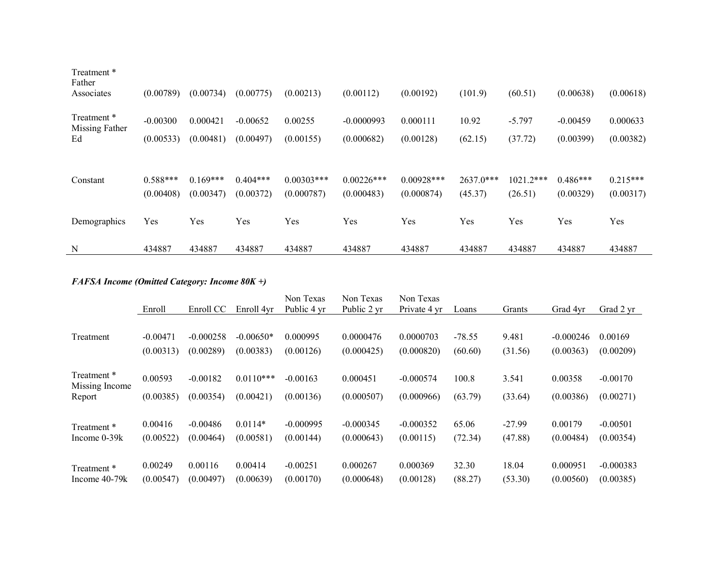| | | | | | | | | | | |
|---|---|---|---|---|---|---|---|---|---|---|
| Treatment * Father Associates | (0.00789) | (0.00734) | (0.00775) | (0.00213) | (0.00112) | (0.00192) | (101.9) | (60.51) | (0.00638) | (0.00618) |
| Treatment * Missing Father Ed | -0.00300 | 0.000421 | -0.00652 | 0.00255 | -0.0000993 | 0.000111 | 10.92 | -5.797 | -0.00459 | 0.000633 |
| | (0.00533) | (0.00481) | (0.00497) | (0.00155) | (0.000682) | (0.00128) | (62.15) | (37.72) | (0.00399) | (0.00382) |
| Constant | 0.588*** | 0.169*** | 0.404*** | 0.00303*** | 0.00226*** | 0.00928*** | 2637.0*** | 1021.2*** | 0.486*** | 0.215*** |
| | (0.00408) | (0.00347) | (0.00372) | (0.000787) | (0.000483) | (0.000874) | (45.37) | (26.51) | (0.00329) | (0.00317) |
| Demographics | Yes | Yes | Yes | Yes | Yes | Yes | Yes | Yes | Yes | Yes |
| N | 434887 | 434887 | 434887 | 434887 | 434887 | 434887 | 434887 | 434887 | 434887 | 434887 |

***FAFSA Income (Omitted Category: Income 80K +)***

| | Enroll | Enroll CC | Enroll 4yr | Non Texas Public 4 yr | Non Texas Public 2 yr | Non Texas Private 4 yr | Loans | Grants | Grad 4yr | Grad 2 yr |
|---|---|---|---|---|---|---|---|---|---|---|
| Treatment | -0.00471 | -0.000258 | -0.00650* | 0.000995 | 0.0000476 | 0.0000703 | -78.55 | 9.481 | -0.000246 | 0.00169 |
| | (0.00313) | (0.00289) | (0.00383) | (0.00126) | (0.000425) | (0.000820) | (60.60) | (31.56) | (0.00363) | (0.00209) |
| Treatment * Missing Income Report | 0.00593 | -0.00182 | 0.0110*** | -0.00163 | 0.000451 | -0.000574 | 100.8 | 3.541 | 0.00358 | -0.00170 |
| | (0.00385) | (0.00354) | (0.00421) | (0.00136) | (0.000507) | (0.000966) | (63.79) | (33.64) | (0.00386) | (0.00271) |
| Treatment * Income 0-39k | 0.00416 | -0.00486 | 0.0114* | -0.000995 | -0.000345 | -0.000352 | 65.06 | -27.99 | 0.00179 | -0.00501 |
| | (0.00522) | (0.00464) | (0.00581) | (0.00144) | (0.000643) | (0.00115) | (72.34) | (47.88) | (0.00484) | (0.00354) |
| Treatment * Income 40-79k | 0.00249 | 0.00116 | 0.00414 | -0.00251 | 0.000267 | 0.000369 | 32.30 | 18.04 | 0.000951 | -0.000383 |
| | (0.00547) | (0.00497) | (0.00639) | (0.00170) | (0.000648) | (0.00128) | (88.27) | (53.30) | (0.00560) | (0.00385) |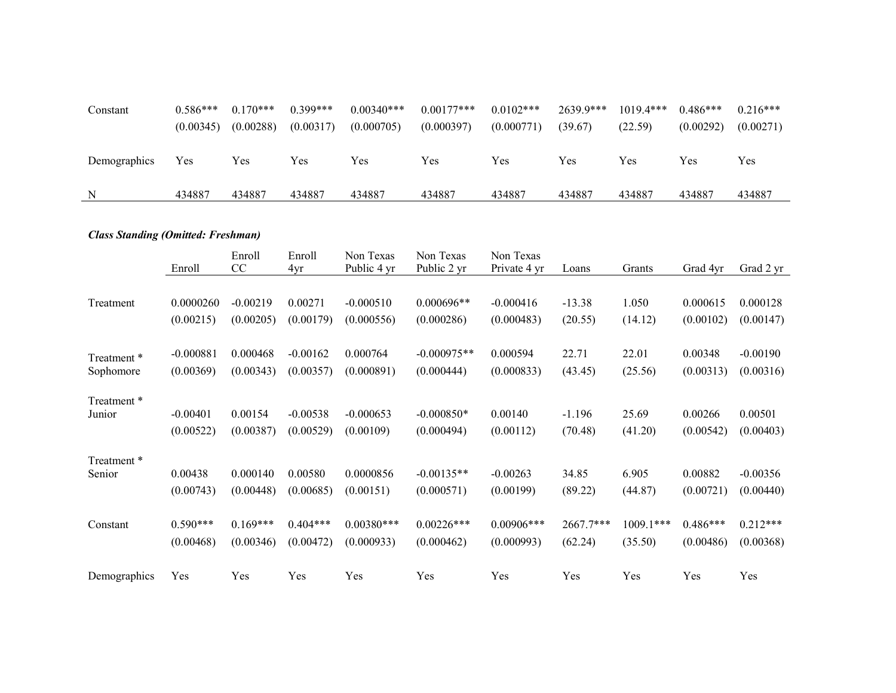|  |  |  |  |  |  |  |  |  |  |  |
|---|---|---|---|---|---|---|---|---|---|---|
| Constant | 0.586*** | 0.170*** | 0.399*** | 0.00340*** | 0.00177*** | 0.0102*** | 2639.9*** | 1019.4*** | 0.486*** | 0.216*** |
|  | (0.00345) | (0.00288) | (0.00317) | (0.000705) | (0.000397) | (0.000771) | (39.67) | (22.59) | (0.00292) | (0.00271) |
| Demographics | Yes | Yes | Yes | Yes | Yes | Yes | Yes | Yes | Yes | Yes |
| N | 434887 | 434887 | 434887 | 434887 | 434887 | 434887 | 434887 | 434887 | 434887 | 434887 |

***Class Standing (Omitted: Freshman)***

|  | Enroll | Enroll CC | Enroll 4yr | Non Texas Public 4 yr | Non Texas Public 2 yr | Non Texas Private 4 yr | Loans | Grants | Grad 4yr | Grad 2 yr |
|---|---|---|---|---|---|---|---|---|---|---|
| Treatment | 0.0000260 | -0.00219 | 0.00271 | -0.000510 | 0.000696** | -0.000416 | -13.38 | 1.050 | 0.000615 | 0.000128 |
|  | (0.00215) | (0.00205) | (0.00179) | (0.000556) | (0.000286) | (0.000483) | (20.55) | (14.12) | (0.00102) | (0.00147) |
| Treatment * Sophomore | -0.000881 | 0.000468 | -0.00162 | 0.000764 | -0.000975** | 0.000594 | 22.71 | 22.01 | 0.00348 | -0.00190 |
|  | (0.00369) | (0.00343) | (0.00357) | (0.000891) | (0.000444) | (0.000833) | (43.45) | (25.56) | (0.00313) | (0.00316) |
| Treatment * Junior | -0.00401 | 0.00154 | -0.00538 | -0.000653 | -0.000850* | 0.00140 | -1.196 | 25.69 | 0.00266 | 0.00501 |
|  | (0.00522) | (0.00387) | (0.00529) | (0.00109) | (0.000494) | (0.00112) | (70.48) | (41.20) | (0.00542) | (0.00403) |
| Treatment * Senior | 0.00438 | 0.000140 | 0.00580 | 0.0000856 | -0.00135** | -0.00263 | 34.85 | 6.905 | 0.00882 | -0.00356 |
|  | (0.00743) | (0.00448) | (0.00685) | (0.00151) | (0.000571) | (0.00199) | (89.22) | (44.87) | (0.00721) | (0.00440) |
| Constant | 0.590*** | 0.169*** | 0.404*** | 0.00380*** | 0.00226*** | 0.00906*** | 2667.7*** | 1009.1*** | 0.486*** | 0.212*** |
|  | (0.00468) | (0.00346) | (0.00472) | (0.000933) | (0.000462) | (0.000993) | (62.24) | (35.50) | (0.00486) | (0.00368) |
| Demographics | Yes | Yes | Yes | Yes | Yes | Yes | Yes | Yes | Yes | Yes |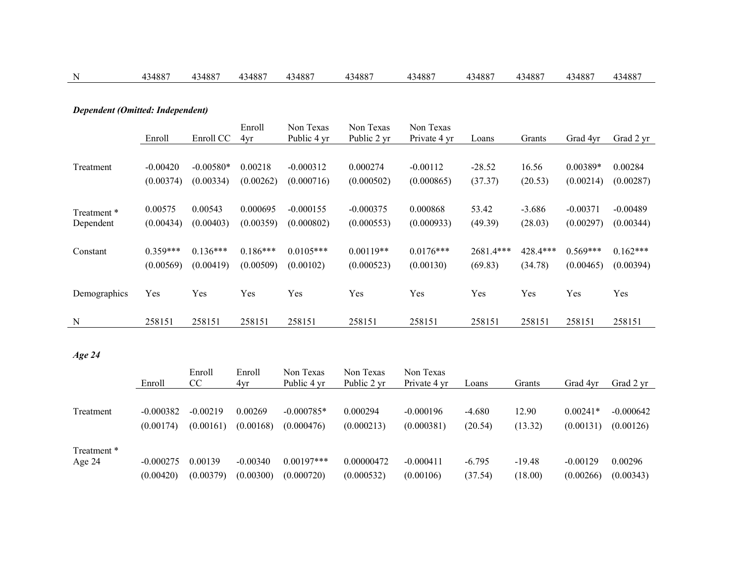| N | 434887 | 434887 | 434887 | 434887 | 434887 | 434887 | 434887 | 434887 | 434887 | 434887 |
|---|---|---|---|---|---|---|---|---|---|---|

***Dependent (Omitted: Independent)***

| | Enroll | Enroll CC | Enroll 4yr | Non Texas Public 4 yr | Non Texas Public 2 yr | Non Texas Private 4 yr | Loans | Grants | Grad 4yr | Grad 2 yr |
|---|---|---|---|---|---|---|---|---|---|---|
| Treatment | -0.00420 | -0.00580* | 0.00218 | -0.000312 | 0.000274 | -0.00112 | -28.52 | 16.56 | 0.00389* | 0.00284 |
| | (0.00374) | (0.00334) | (0.00262) | (0.000716) | (0.000502) | (0.000865) | (37.37) | (20.53) | (0.00214) | (0.00287) |
| Treatment * Dependent | 0.00575 | 0.00543 | 0.000695 | -0.000155 | -0.000375 | 0.000868 | 53.42 | -3.686 | -0.00371 | -0.00489 |
| | (0.00434) | (0.00403) | (0.00359) | (0.000802) | (0.000553) | (0.000933) | (49.39) | (28.03) | (0.00297) | (0.00344) |
| Constant | 0.359*** | 0.136*** | 0.186*** | 0.0105*** | 0.00119** | 0.0176*** | 2681.4*** | 428.4*** | 0.569*** | 0.162*** |
| | (0.00569) | (0.00419) | (0.00509) | (0.00102) | (0.000523) | (0.00130) | (69.83) | (34.78) | (0.00465) | (0.00394) |
| Demographics | Yes | Yes | Yes | Yes | Yes | Yes | Yes | Yes | Yes | Yes |
| N | 258151 | 258151 | 258151 | 258151 | 258151 | 258151 | 258151 | 258151 | 258151 | 258151 |

***Age 24***

| | Enroll | Enroll CC | Enroll 4yr | Non Texas Public 4 yr | Non Texas Public 2 yr | Non Texas Private 4 yr | Loans | Grants | Grad 4yr | Grad 2 yr |
|---|---|---|---|---|---|---|---|---|---|---|
| Treatment | -0.000382 | -0.00219 | 0.00269 | -0.000785* | 0.000294 | -0.000196 | -4.680 | 12.90 | 0.00241* | -0.000642 |
| | (0.00174) | (0.00161) | (0.00168) | (0.000476) | (0.000213) | (0.000381) | (20.54) | (13.32) | (0.00131) | (0.00126) |
| Treatment * Age 24 | -0.000275 | 0.00139 | -0.00340 | 0.00197*** | 0.00000472 | -0.000411 | -6.795 | -19.48 | -0.00129 | 0.00296 |
| | (0.00420) | (0.00379) | (0.00300) | (0.000720) | (0.000532) | (0.00106) | (37.54) | (18.00) | (0.00266) | (0.00343) |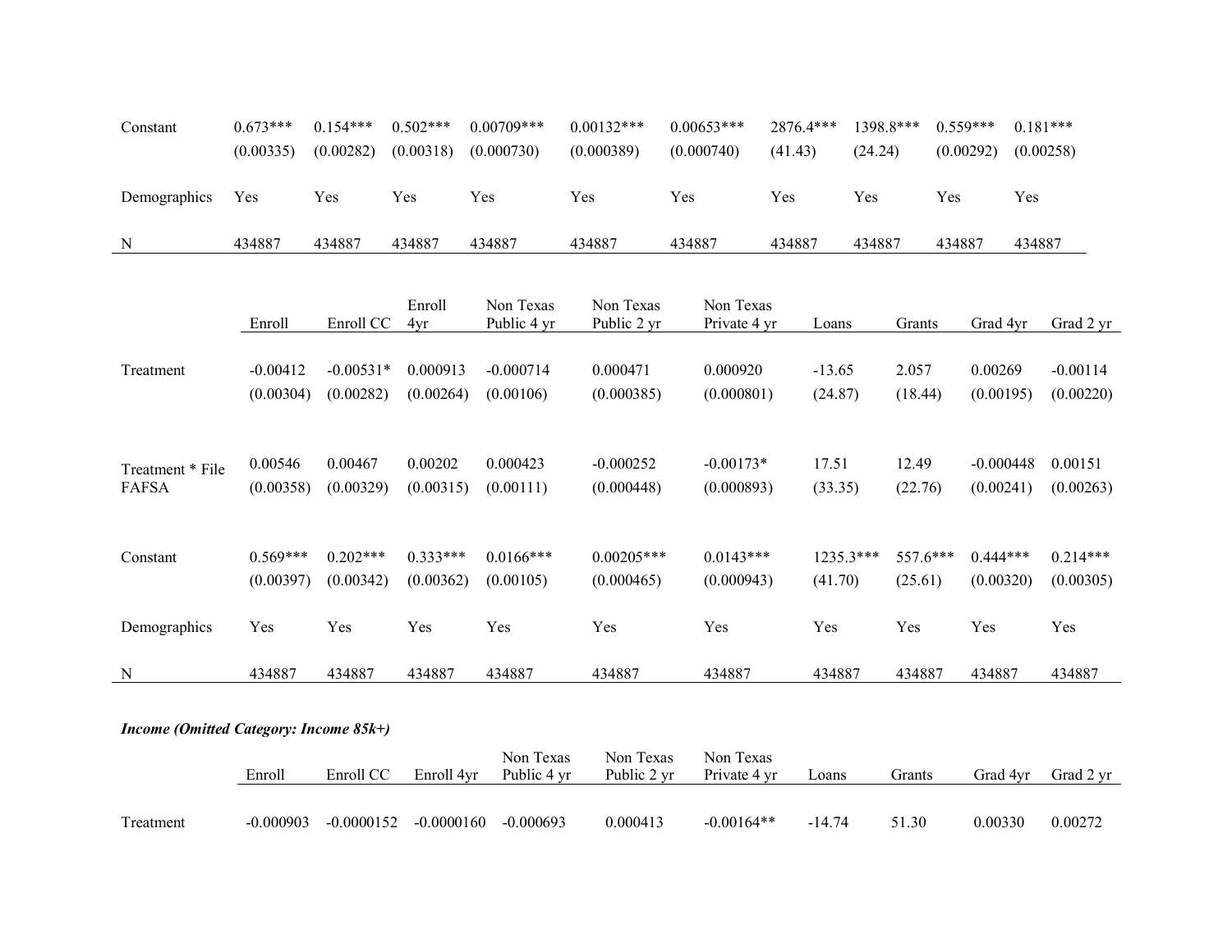| | | | | | | | | | | |
|---|---|---|---|---|---|---|---|---|---|---|
| Constant | 0.673*** | 0.154*** | 0.502*** | 0.00709*** | 0.00132*** | 0.00653*** | 2876.4*** | 1398.8*** | 0.559*** | 0.181*** |
| | (0.00335) | (0.00282) | (0.00318) | (0.000730) | (0.000389) | (0.000740) | (41.43) | (24.24) | (0.00292) | (0.00258) |
| Demographics | Yes | Yes | Yes | Yes | Yes | Yes | Yes | Yes | Yes | Yes |
| N | 434887 | 434887 | 434887 | 434887 | 434887 | 434887 | 434887 | 434887 | 434887 | 434887 |

| | Enroll | Enroll CC | Enroll 4yr | Non Texas Public 4 yr | Non Texas Public 2 yr | Non Texas Private 4 yr | Loans | Grants | Grad 4yr | Grad 2 yr |
|---|---|---|---|---|---|---|---|---|---|---|
| Treatment | -0.00412 | -0.00531* | 0.000913 | -0.000714 | 0.000471 | 0.000920 | -13.65 | 2.057 | 0.00269 | -0.00114 |
| | (0.00304) | (0.00282) | (0.00264) | (0.00106) | (0.000385) | (0.000801) | (24.87) | (18.44) | (0.00195) | (0.00220) |
| Treatment * File FAFSA | 0.00546 | 0.00467 | 0.00202 | 0.000423 | -0.000252 | -0.00173* | 17.51 | 12.49 | -0.000448 | 0.00151 |
| | (0.00358) | (0.00329) | (0.00315) | (0.00111) | (0.000448) | (0.000893) | (33.35) | (22.76) | (0.00241) | (0.00263) |
| Constant | 0.569*** | 0.202*** | 0.333*** | 0.0166*** | 0.00205*** | 0.0143*** | 1235.3*** | 557.6*** | 0.444*** | 0.214*** |
| | (0.00397) | (0.00342) | (0.00362) | (0.00105) | (0.000465) | (0.000943) | (41.70) | (25.61) | (0.00320) | (0.00305) |
| Demographics | Yes | Yes | Yes | Yes | Yes | Yes | Yes | Yes | Yes | Yes |
| N | 434887 | 434887 | 434887 | 434887 | 434887 | 434887 | 434887 | 434887 | 434887 | 434887 |

***Income (Omitted Category: Income 85k+)***

| | Enroll | Enroll CC | Enroll 4yr | Non Texas Public 4 yr | Non Texas Public 2 yr | Non Texas Private 4 yr | Loans | Grants | Grad 4yr | Grad 2 yr |
|---|---|---|---|---|---|---|---|---|---|---|
| Treatment | -0.000903 | -0.0000152 | -0.0000160 | -0.000693 | 0.000413 | -0.00164** | -14.74 | 51.30 | 0.00330 | 0.00272 |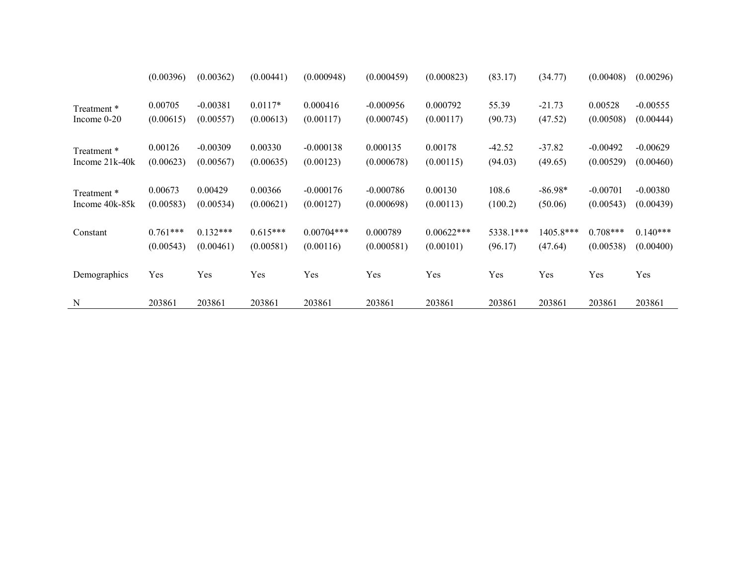| | | | | | | | | | | |
|---|---|---|---|---|---|---|---|---|---|---|
| | (0.00396) | (0.00362) | (0.00441) | (0.000948) | (0.000459) | (0.000823) | (83.17) | (34.77) | (0.00408) | (0.00296) |
| Treatment * Income 0-20 | 0.00705 | -0.00381 | 0.0117* | 0.000416 | -0.000956 | 0.000792 | 55.39 | -21.73 | 0.00528 | -0.00555 |
| | (0.00615) | (0.00557) | (0.00613) | (0.00117) | (0.000745) | (0.00117) | (90.73) | (47.52) | (0.00508) | (0.00444) |
| Treatment * Income 21k-40k | 0.00126 | -0.00309 | 0.00330 | -0.000138 | 0.000135 | 0.00178 | -42.52 | -37.82 | -0.00492 | -0.00629 |
| | (0.00623) | (0.00567) | (0.00635) | (0.00123) | (0.000678) | (0.00115) | (94.03) | (49.65) | (0.00529) | (0.00460) |
| Treatment * Income 40k-85k | 0.00673 | 0.00429 | 0.00366 | -0.000176 | -0.000786 | 0.00130 | 108.6 | -86.98* | -0.00701 | -0.00380 |
| | (0.00583) | (0.00534) | (0.00621) | (0.00127) | (0.000698) | (0.00113) | (100.2) | (50.06) | (0.00543) | (0.00439) |
| Constant | 0.761*** | 0.132*** | 0.615*** | 0.00704*** | 0.000789 | 0.00622*** | 5338.1*** | 1405.8*** | 0.708*** | 0.140*** |
| | (0.00543) | (0.00461) | (0.00581) | (0.00116) | (0.000581) | (0.00101) | (96.17) | (47.64) | (0.00538) | (0.00400) |
| Demographics | Yes | Yes | Yes | Yes | Yes | Yes | Yes | Yes | Yes | Yes |
| N | 203861 | 203861 | 203861 | 203861 | 203861 | 203861 | 203861 | 203861 | 203861 | 203861 |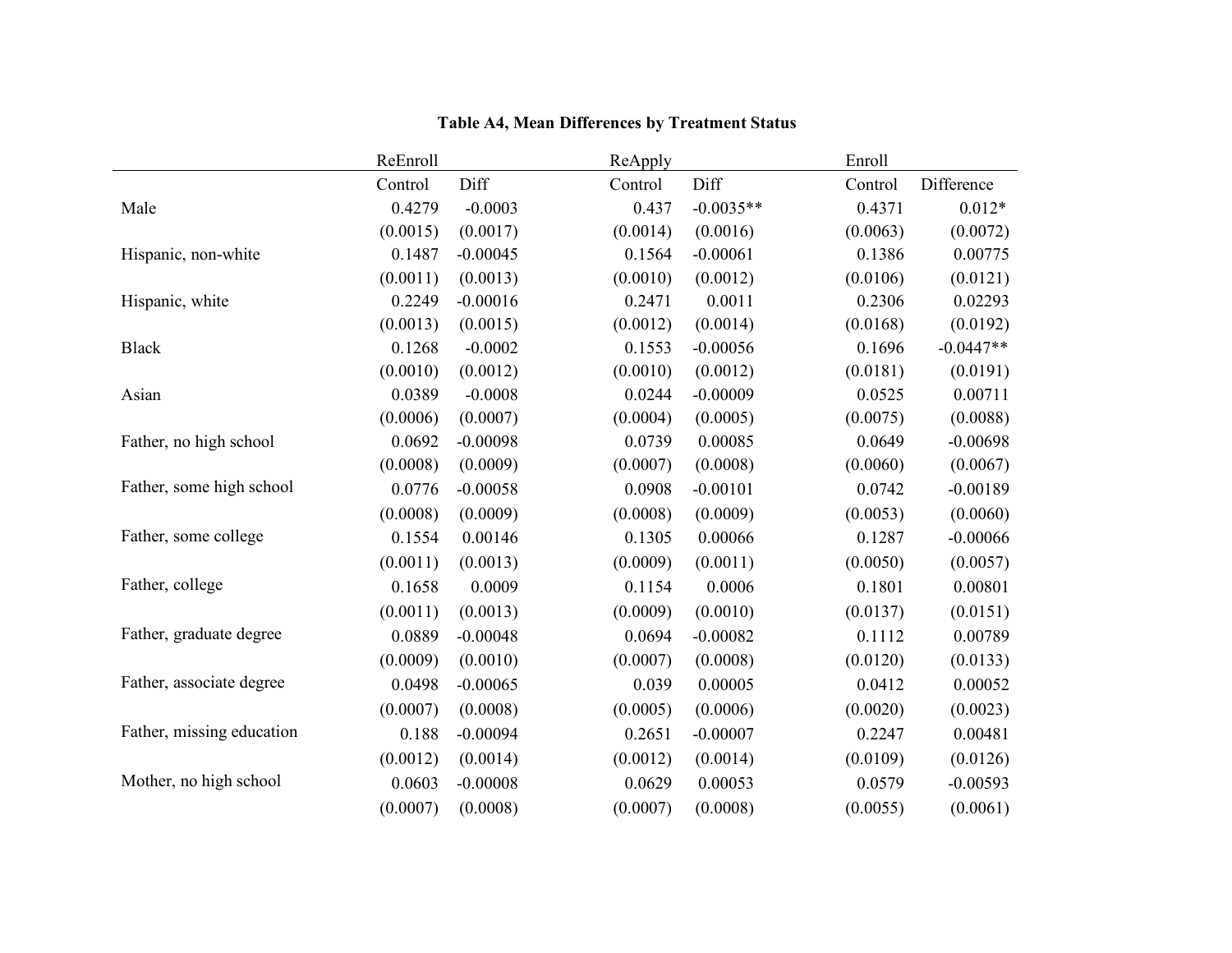**Table A4, Mean Differences by Treatment Status**

| | ReEnroll | | ReApply | | Enroll | |
|---|---|---|---|---|---|---|
| | Control | Diff | Control | Diff | Control | Difference |
| Male | 0.4279 | -0.0003 | 0.437 | -0.0035** | 0.4371 | 0.012* |
| | (0.0015) | (0.0017) | (0.0014) | (0.0016) | (0.0063) | (0.0072) |
| Hispanic, non-white | 0.1487 | -0.00045 | 0.1564 | -0.00061 | 0.1386 | 0.00775 |
| | (0.0011) | (0.0013) | (0.0010) | (0.0012) | (0.0106) | (0.0121) |
| Hispanic, white | 0.2249 | -0.00016 | 0.2471 | 0.0011 | 0.2306 | 0.02293 |
| | (0.0013) | (0.0015) | (0.0012) | (0.0014) | (0.0168) | (0.0192) |
| Black | 0.1268 | -0.0002 | 0.1553 | -0.00056 | 0.1696 | -0.0447** |
| | (0.0010) | (0.0012) | (0.0010) | (0.0012) | (0.0181) | (0.0191) |
| Asian | 0.0389 | -0.0008 | 0.0244 | -0.00009 | 0.0525 | 0.00711 |
| | (0.0006) | (0.0007) | (0.0004) | (0.0005) | (0.0075) | (0.0088) |
| Father, no high school | 0.0692 | -0.00098 | 0.0739 | 0.00085 | 0.0649 | -0.00698 |
| | (0.0008) | (0.0009) | (0.0007) | (0.0008) | (0.0060) | (0.0067) |
| Father, some high school | 0.0776 | -0.00058 | 0.0908 | -0.00101 | 0.0742 | -0.00189 |
| | (0.0008) | (0.0009) | (0.0008) | (0.0009) | (0.0053) | (0.0060) |
| Father, some college | 0.1554 | 0.00146 | 0.1305 | 0.00066 | 0.1287 | -0.00066 |
| | (0.0011) | (0.0013) | (0.0009) | (0.0011) | (0.0050) | (0.0057) |
| Father, college | 0.1658 | 0.0009 | 0.1154 | 0.0006 | 0.1801 | 0.00801 |
| | (0.0011) | (0.0013) | (0.0009) | (0.0010) | (0.0137) | (0.0151) |
| Father, graduate degree | 0.0889 | -0.00048 | 0.0694 | -0.00082 | 0.1112 | 0.00789 |
| | (0.0009) | (0.0010) | (0.0007) | (0.0008) | (0.0120) | (0.0133) |
| Father, associate degree | 0.0498 | -0.00065 | 0.039 | 0.00005 | 0.0412 | 0.00052 |
| | (0.0007) | (0.0008) | (0.0005) | (0.0006) | (0.0020) | (0.0023) |
| Father, missing education | 0.188 | -0.00094 | 0.2651 | -0.00007 | 0.2247 | 0.00481 |
| | (0.0012) | (0.0014) | (0.0012) | (0.0014) | (0.0109) | (0.0126) |
| Mother, no high school | 0.0603 | -0.00008 | 0.0629 | 0.00053 | 0.0579 | -0.00593 |
| | (0.0007) | (0.0008) | (0.0007) | (0.0008) | (0.0055) | (0.0061) |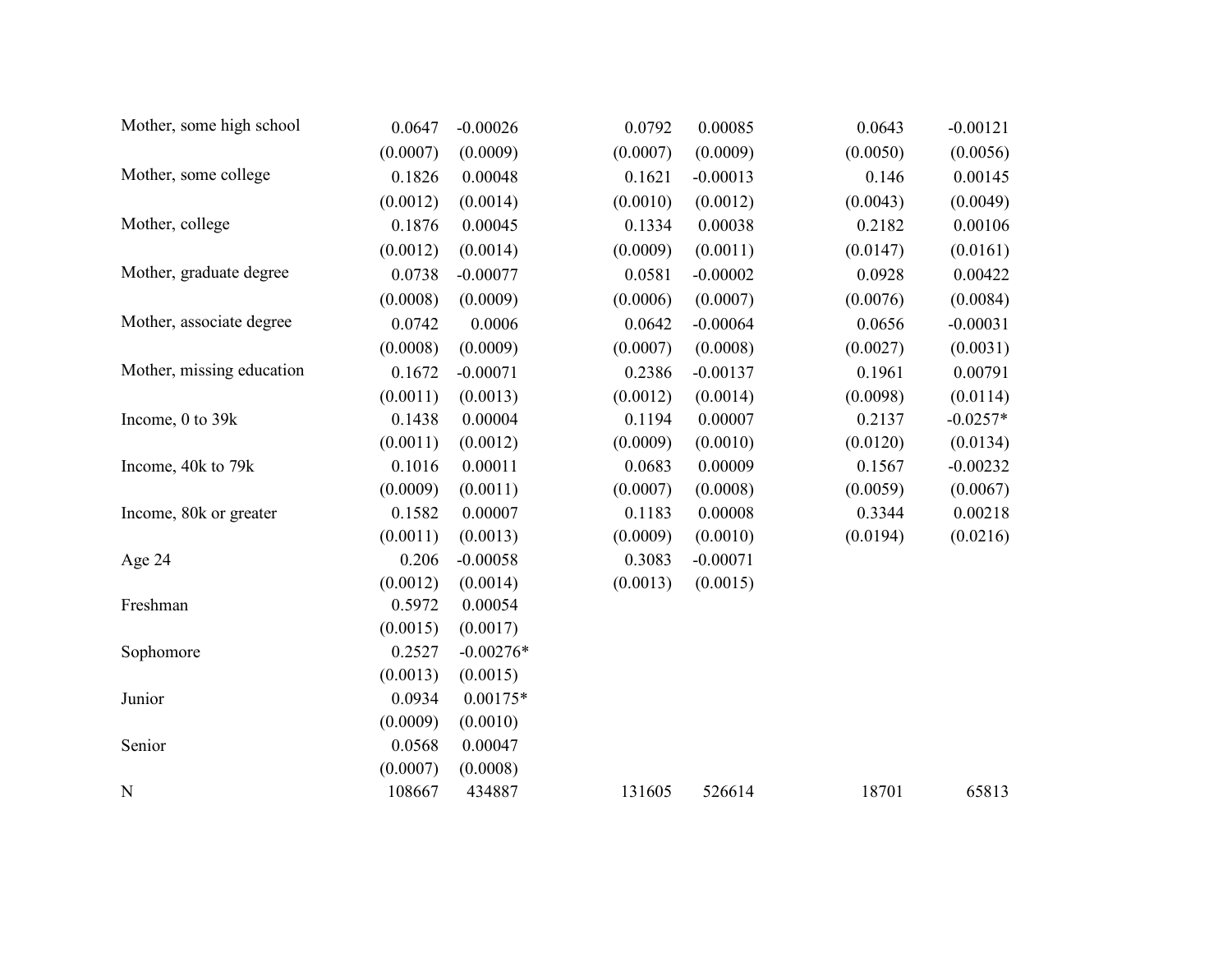| | | | | | | |
|---|---|---|---|---|---|---|
| Mother, some high school | 0.0647 | -0.00026 | 0.0792 | 0.00085 | 0.0643 | -0.00121 |
| | (0.0007) | (0.0009) | (0.0007) | (0.0009) | (0.0050) | (0.0056) |
| Mother, some college | 0.1826 | 0.00048 | 0.1621 | -0.00013 | 0.146 | 0.00145 |
| | (0.0012) | (0.0014) | (0.0010) | (0.0012) | (0.0043) | (0.0049) |
| Mother, college | 0.1876 | 0.00045 | 0.1334 | 0.00038 | 0.2182 | 0.00106 |
| | (0.0012) | (0.0014) | (0.0009) | (0.0011) | (0.0147) | (0.0161) |
| Mother, graduate degree | 0.0738 | -0.00077 | 0.0581 | -0.00002 | 0.0928 | 0.00422 |
| | (0.0008) | (0.0009) | (0.0006) | (0.0007) | (0.0076) | (0.0084) |
| Mother, associate degree | 0.0742 | 0.0006 | 0.0642 | -0.00064 | 0.0656 | -0.00031 |
| | (0.0008) | (0.0009) | (0.0007) | (0.0008) | (0.0027) | (0.0031) |
| Mother, missing education | 0.1672 | -0.00071 | 0.2386 | -0.00137 | 0.1961 | 0.00791 |
| | (0.0011) | (0.0013) | (0.0012) | (0.0014) | (0.0098) | (0.0114) |
| Income, 0 to 39k | 0.1438 | 0.00004 | 0.1194 | 0.00007 | 0.2137 | -0.0257* |
| | (0.0011) | (0.0012) | (0.0009) | (0.0010) | (0.0120) | (0.0134) |
| Income, 40k to 79k | 0.1016 | 0.00011 | 0.0683 | 0.00009 | 0.1567 | -0.00232 |
| | (0.0009) | (0.0011) | (0.0007) | (0.0008) | (0.0059) | (0.0067) |
| Income, 80k or greater | 0.1582 | 0.00007 | 0.1183 | 0.00008 | 0.3344 | 0.00218 |
| | (0.0011) | (0.0013) | (0.0009) | (0.0010) | (0.0194) | (0.0216) |
| Age 24 | 0.206 | -0.00058 | 0.3083 | -0.00071 | | |
| | (0.0012) | (0.0014) | (0.0013) | (0.0015) | | |
| Freshman | 0.5972 | 0.00054 | | | | |
| | (0.0015) | (0.0017) | | | | |
| Sophomore | 0.2527 | -0.00276* | | | | |
| | (0.0013) | (0.0015) | | | | |
| Junior | 0.0934 | 0.00175* | | | | |
| | (0.0009) | (0.0010) | | | | |
| Senior | 0.0568 | 0.00047 | | | | |
| | (0.0007) | (0.0008) | | | | |
| N | 108667 | 434887 | 131605 | 526614 | 18701 | 65813 |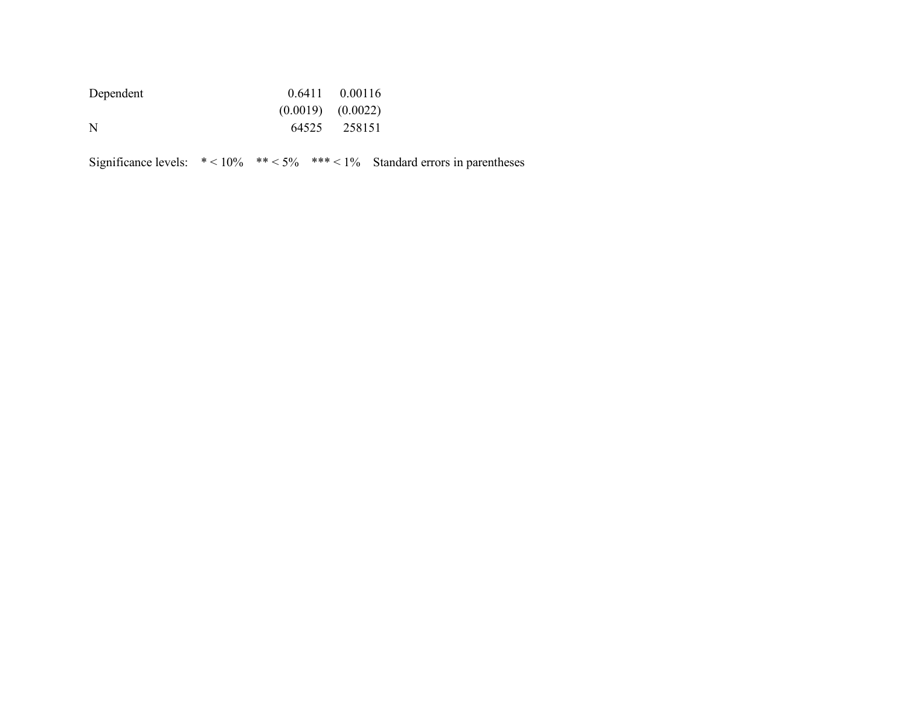| | | |
|---|---|---|
| Dependent | 0.6411 | 0.00116 |
| | (0.0019) | (0.0022) |
| N | 64525 | 258151 |

Significance levels: * < 10% ** < 5% *** < 1% Standard errors in parentheses